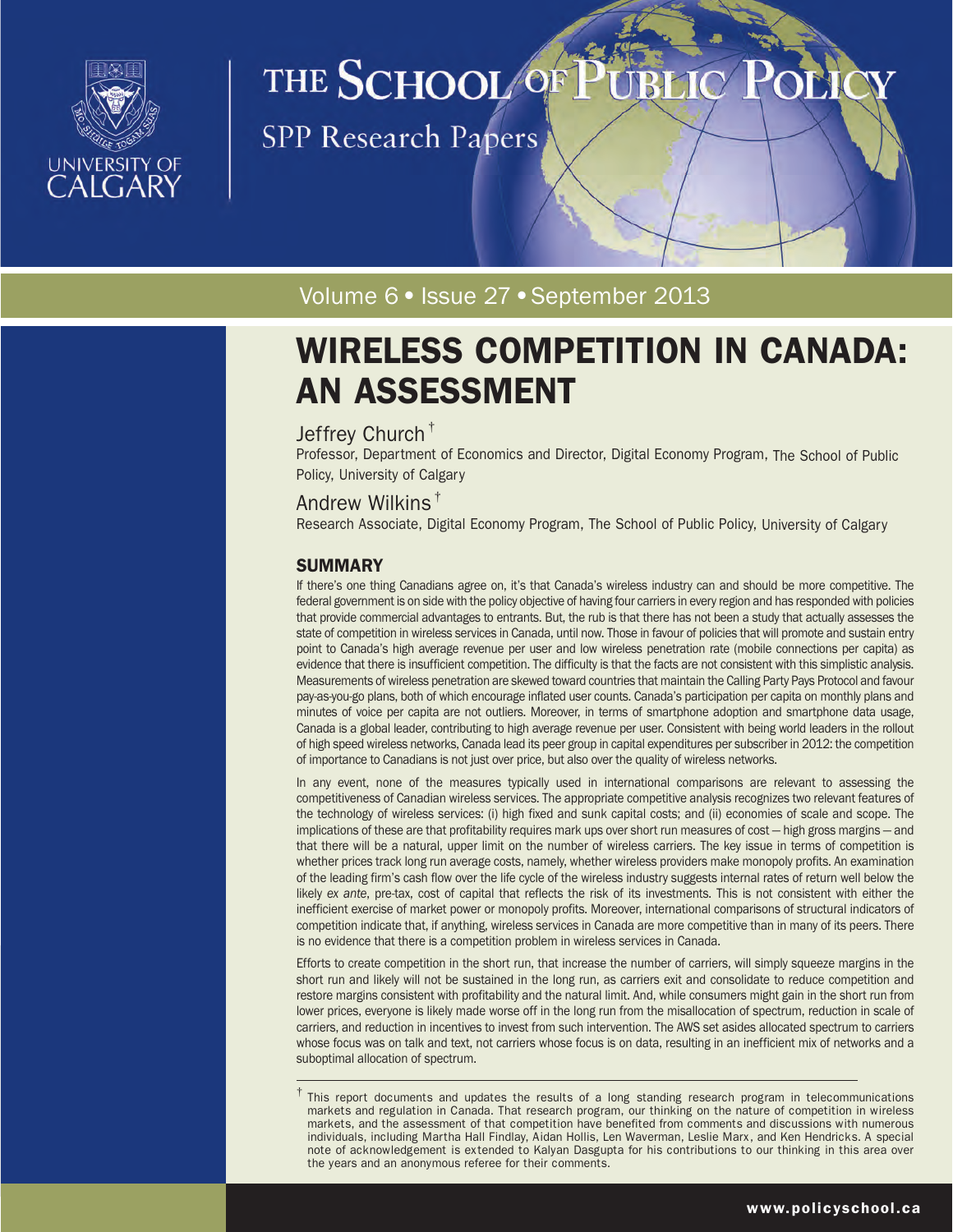THE SCHOOL OF PUBLIC POLICY

SPP Research Papers

Volume 6 • Issue 27 • September 2013

# WIRELESS COMPETITION IN CANADA: AN ASSESSMENT

Jeffrey Church[†]

Professor, Department of Economics and Director, Digital Economy Program, The School of Public Policy, University of Calgary

Andrew Wilkins[†]

Research Associate, Digital Economy Program, The School of Public Policy, University of Calgary

## SUMMARY

If there's one thing Canadians agree on, it's that Canada's wireless industry can and should be more competitive. The federal government is on side with the policy objective of having four carriers in every region and has responded with policies that provide commercial advantages to entrants. But, the rub is that there has not been a study that actually assesses the state of competition in wireless services in Canada, until now. Those in favour of policies that will promote and sustain entry point to Canada's high average revenue per user and low wireless penetration rate (mobile connections per capita) as evidence that there is insufficient competition. The difficulty is that the facts are not consistent with this simplistic analysis. Measurements of wireless penetration are skewed toward countries that maintain the Calling Party Pays Protocol and favour pay-as-you-go plans, both of which encourage inflated user counts. Canada's participation per capita on monthly plans and minutes of voice per capita are not outliers. Moreover, in terms of smartphone adoption and smartphone data usage, Canada is a global leader, contributing to high average revenue per user. Consistent with being world leaders in the rollout of high speed wireless networks, Canada lead its peer group in capital expenditures per subscriber in 2012: the competition of importance to Canadians is not just over price, but also over the quality of wireless networks.

In any event, none of the measures typically used in international comparisons are relevant to assessing the competitiveness of Canadian wireless services. The appropriate competitive analysis recognizes two relevant features of the technology of wireless services: (i) high fixed and sunk capital costs; and (ii) economies of scale and scope. The implications of these are that profitability requires mark ups over short run measures of cost — high gross margins — and that there will be a natural, upper limit on the number of wireless carriers. The key issue in terms of competition is whether prices track long run average costs, namely, whether wireless providers make monopoly profits. An examination of the leading firm's cash flow over the life cycle of the wireless industry suggests internal rates of return well below the likely *ex ante*, pre-tax, cost of capital that reflects the risk of its investments. This is not consistent with either the inefficient exercise of market power or monopoly profits. Moreover, international comparisons of structural indicators of competition indicate that, if anything, wireless services in Canada are more competitive than in many of its peers. There is no evidence that there is a competition problem in wireless services in Canada.

Efforts to create competition in the short run, that increase the number of carriers, will simply squeeze margins in the short run and likely will not be sustained in the long run, as carriers exit and consolidate to reduce competition and restore margins consistent with profitability and the natural limit. And, while consumers might gain in the short run from lower prices, everyone is likely made worse off in the long run from the misallocation of spectrum, reduction in scale of carriers, and reduction in incentives to invest from such intervention. The AWS set asides allocated spectrum to carriers whose focus was on talk and text, not carriers whose focus is on data, resulting in an inefficient mix of networks and a suboptimal allocation of spectrum.

---

[†] This report documents and updates the results of a long standing research program in telecommunications markets and regulation in Canada. That research program, our thinking on the nature of competition in wireless markets, and the assessment of that competition have benefited from comments and discussions with numerous individuals, including Martha Hall Findlay, Aidan Hollis, Len Waverman, Leslie Marx, and Ken Hendricks. A special note of acknowledgement is extended to Kalyan Dasgupta for his contributions to our thinking in this area over the years and an anonymous referee for their comments.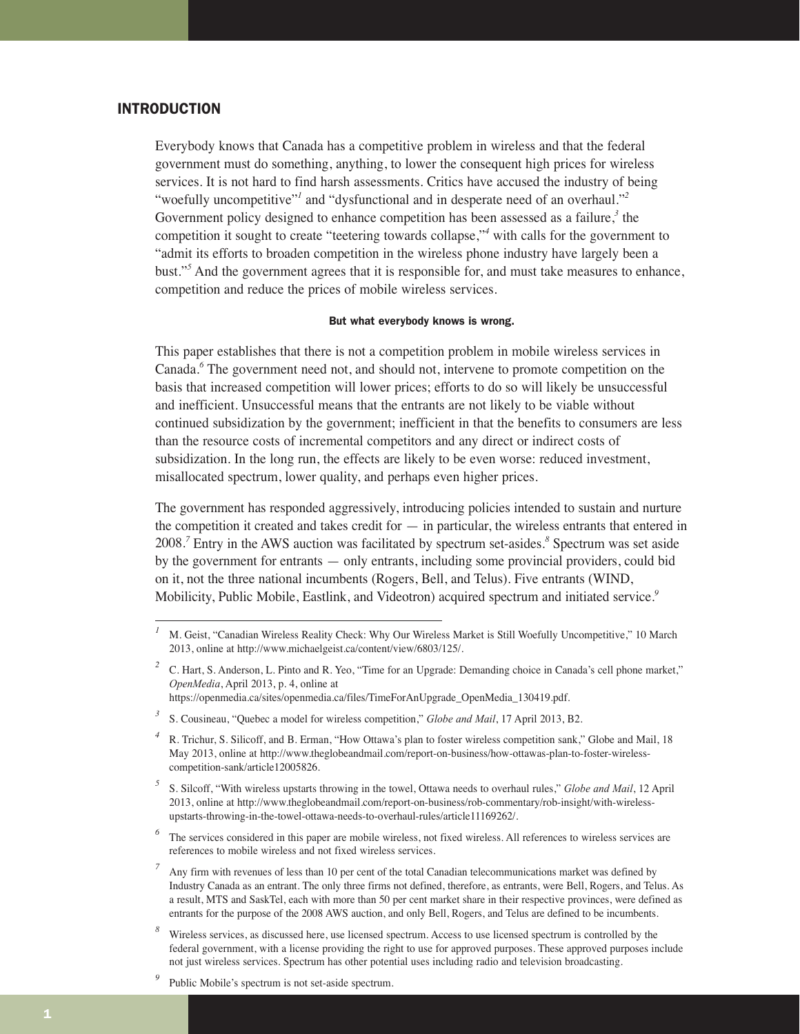## INTRODUCTION

Everybody knows that Canada has a competitive problem in wireless and that the federal government must do something, anything, to lower the consequent high prices for wireless services. It is not hard to find harsh assessments. Critics have accused the industry of being "woefully uncompetitive"[1] and "dysfunctional and in desperate need of an overhaul."[2] Government policy designed to enhance competition has been assessed as a failure,[3] the competition it sought to create "teetering towards collapse,"[4] with calls for the government to "admit its efforts to broaden competition in the wireless phone industry have largely been a bust."[5] And the government agrees that it is responsible for, and must take measures to enhance, competition and reduce the prices of mobile wireless services.

**But what everybody knows is wrong.**

This paper establishes that there is not a competition problem in mobile wireless services in Canada.[6] The government need not, and should not, intervene to promote competition on the basis that increased competition will lower prices; efforts to do so will likely be unsuccessful and inefficient. Unsuccessful means that the entrants are not likely to be viable without continued subsidization by the government; inefficient in that the benefits to consumers are less than the resource costs of incremental competitors and any direct or indirect costs of subsidization. In the long run, the effects are likely to be even worse: reduced investment, misallocated spectrum, lower quality, and perhaps even higher prices.

The government has responded aggressively, introducing policies intended to sustain and nurture the competition it created and takes credit for — in particular, the wireless entrants that entered in 2008.[7] Entry in the AWS auction was facilitated by spectrum set-asides.[8] Spectrum was set aside by the government for entrants — only entrants, including some provincial providers, could bid on it, not the three national incumbents (Rogers, Bell, and Telus). Five entrants (WIND, Mobilicity, Public Mobile, Eastlink, and Videotron) acquired spectrum and initiated service.[9]

---

[1] M. Geist, "Canadian Wireless Reality Check: Why Our Wireless Market is Still Woefully Uncompetitive," 10 March 2013, online at http://www.michaelgeist.ca/content/view/6803/125/.

[2] C. Hart, S. Anderson, L. Pinto and R. Yeo, "Time for an Upgrade: Demanding choice in Canada's cell phone market," *OpenMedia*, April 2013, p. 4, online at https://openmedia.ca/sites/openmedia.ca/files/TimeForAnUpgrade_OpenMedia_130419.pdf.

[3] S. Cousineau, "Quebec a model for wireless competition," *Globe and Mail*, 17 April 2013, B2.

[4] R. Trichur, S. Silicoff, and B. Erman, "How Ottawa's plan to foster wireless competition sank," Globe and Mail, 18 May 2013, online at http://www.theglobeandmail.com/report-on-business/how-ottawas-plan-to-foster-wireless-competition-sank/article12005826.

[5] S. Silcoff, "With wireless upstarts throwing in the towel, Ottawa needs to overhaul rules," *Globe and Mail*, 12 April 2013, online at http://www.theglobeandmail.com/report-on-business/rob-commentary/rob-insight/with-wireless-upstarts-throwing-in-the-towel-ottawa-needs-to-overhaul-rules/article11169262/.

[6] The services considered in this paper are mobile wireless, not fixed wireless. All references to wireless services are references to mobile wireless and not fixed wireless services.

[7] Any firm with revenues of less than 10 per cent of the total Canadian telecommunications market was defined by Industry Canada as an entrant. The only three firms not defined, therefore, as entrants, were Bell, Rogers, and Telus. As a result, MTS and SaskTel, each with more than 50 per cent market share in their respective provinces, were defined as entrants for the purpose of the 2008 AWS auction, and only Bell, Rogers, and Telus are defined to be incumbents.

[8] Wireless services, as discussed here, use licensed spectrum. Access to use licensed spectrum is controlled by the federal government, with a license providing the right to use for approved purposes. These approved purposes include not just wireless services. Spectrum has other potential uses including radio and television broadcasting.

[9] Public Mobile's spectrum is not set-aside spectrum.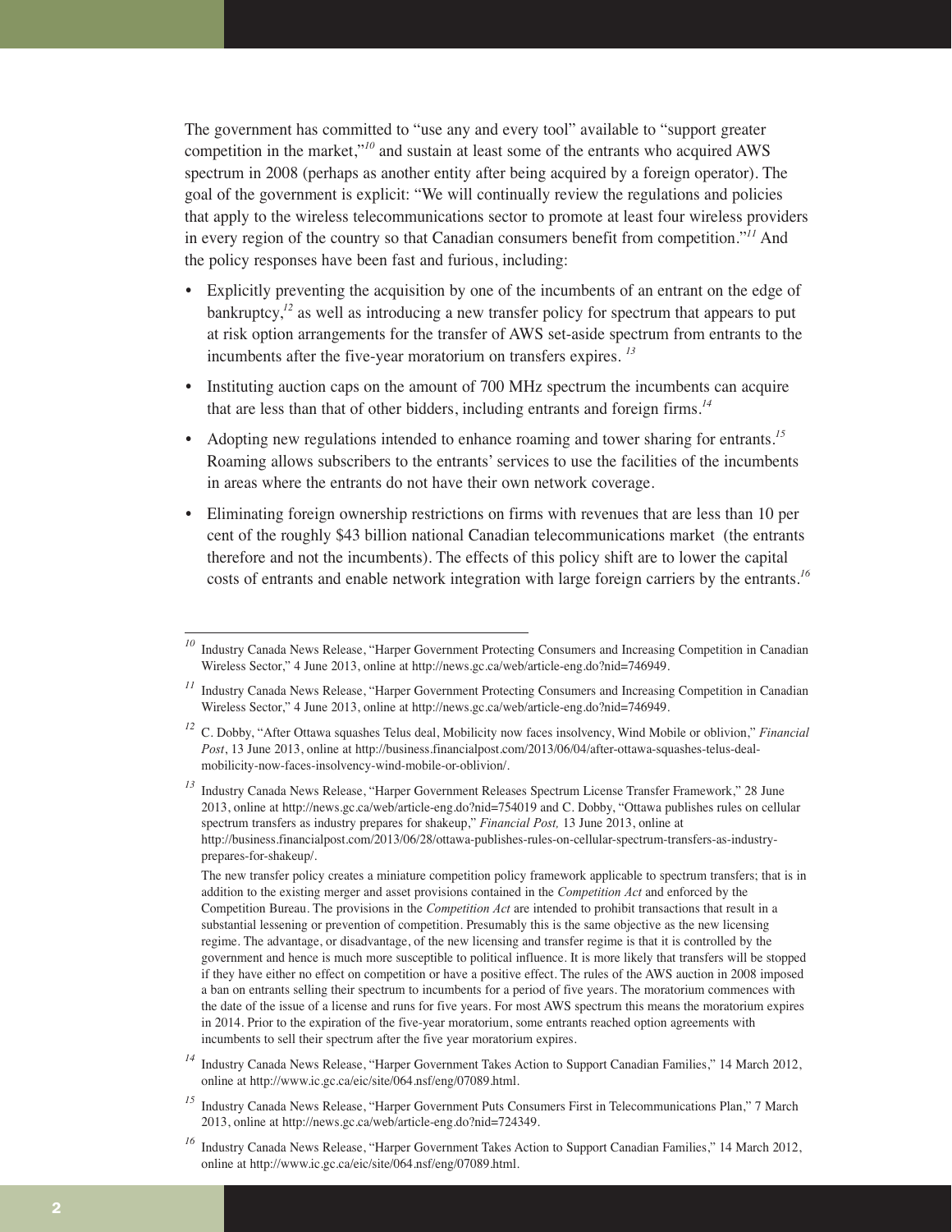The government has committed to "use any and every tool" available to "support greater competition in the market,"[10] and sustain at least some of the entrants who acquired AWS spectrum in 2008 (perhaps as another entity after being acquired by a foreign operator). The goal of the government is explicit: "We will continually review the regulations and policies that apply to the wireless telecommunications sector to promote at least four wireless providers in every region of the country so that Canadian consumers benefit from competition."[11] And the policy responses have been fast and furious, including:

- Explicitly preventing the acquisition by one of the incumbents of an entrant on the edge of bankruptcy,[12] as well as introducing a new transfer policy for spectrum that appears to put at risk option arrangements for the transfer of AWS set-aside spectrum from entrants to the incumbents after the five-year moratorium on transfers expires. [13]
- Instituting auction caps on the amount of 700 MHz spectrum the incumbents can acquire that are less than that of other bidders, including entrants and foreign firms.[14]
- Adopting new regulations intended to enhance roaming and tower sharing for entrants.[15] Roaming allows subscribers to the entrants' services to use the facilities of the incumbents in areas where the entrants do not have their own network coverage.
- Eliminating foreign ownership restrictions on firms with revenues that are less than 10 per cent of the roughly $43 billion national Canadian telecommunications market (the entrants therefore and not the incumbents). The effects of this policy shift are to lower the capital costs of entrants and enable network integration with large foreign carriers by the entrants.[16]

---

[10] Industry Canada News Release, "Harper Government Protecting Consumers and Increasing Competition in Canadian Wireless Sector," 4 June 2013, online at http://news.gc.ca/web/article-eng.do?nid=746949.

[11] Industry Canada News Release, "Harper Government Protecting Consumers and Increasing Competition in Canadian Wireless Sector," 4 June 2013, online at http://news.gc.ca/web/article-eng.do?nid=746949.

[12] C. Dobby, "After Ottawa squashes Telus deal, Mobilicity now faces insolvency, Wind Mobile or oblivion," *Financial Post*, 13 June 2013, online at http://business.financialpost.com/2013/06/04/after-ottawa-squashes-telus-deal-mobilicity-now-faces-insolvency-wind-mobile-or-oblivion/.

[13] Industry Canada News Release, "Harper Government Releases Spectrum License Transfer Framework," 28 June 2013, online at http://news.gc.ca/web/article-eng.do?nid=754019 and C. Dobby, "Ottawa publishes rules on cellular spectrum transfers as industry prepares for shakeup," *Financial Post,* 13 June 2013, online at http://business.financialpost.com/2013/06/28/ottawa-publishes-rules-on-cellular-spectrum-transfers-as-industry-prepares-for-shakeup/.

The new transfer policy creates a miniature competition policy framework applicable to spectrum transfers; that is in addition to the existing merger and asset provisions contained in the *Competition Act* and enforced by the Competition Bureau. The provisions in the *Competition Act* are intended to prohibit transactions that result in a substantial lessening or prevention of competition. Presumably this is the same objective as the new licensing regime. The advantage, or disadvantage, of the new licensing and transfer regime is that it is controlled by the government and hence is much more susceptible to political influence. It is more likely that transfers will be stopped if they have either no effect on competition or have a positive effect. The rules of the AWS auction in 2008 imposed a ban on entrants selling their spectrum to incumbents for a period of five years. The moratorium commences with the date of the issue of a license and runs for five years. For most AWS spectrum this means the moratorium expires in 2014. Prior to the expiration of the five-year moratorium, some entrants reached option agreements with incumbents to sell their spectrum after the five year moratorium expires.

[14] Industry Canada News Release, "Harper Government Takes Action to Support Canadian Families," 14 March 2012, online at http://www.ic.gc.ca/eic/site/064.nsf/eng/07089.html.

[15] Industry Canada News Release, "Harper Government Puts Consumers First in Telecommunications Plan," 7 March 2013, online at http://news.gc.ca/web/article-eng.do?nid=724349.

[16] Industry Canada News Release, "Harper Government Takes Action to Support Canadian Families," 14 March 2012, online at http://www.ic.gc.ca/eic/site/064.nsf/eng/07089.html.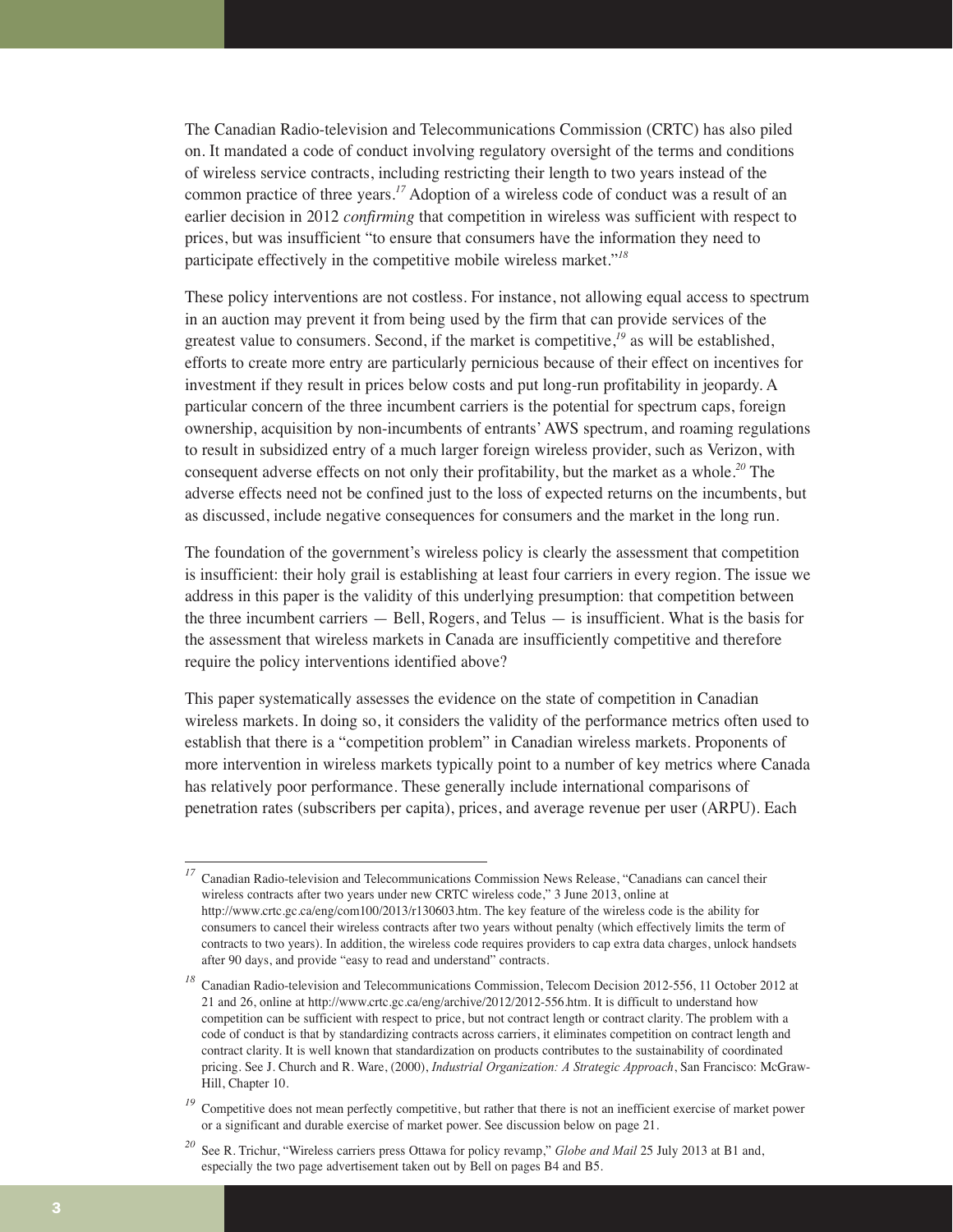The Canadian Radio-television and Telecommunications Commission (CRTC) has also piled on. It mandated a code of conduct involving regulatory oversight of the terms and conditions of wireless service contracts, including restricting their length to two years instead of the common practice of three years.[17] Adoption of a wireless code of conduct was a result of an earlier decision in 2012 *confirming* that competition in wireless was sufficient with respect to prices, but was insufficient "to ensure that consumers have the information they need to participate effectively in the competitive mobile wireless market."[18]

These policy interventions are not costless. For instance, not allowing equal access to spectrum in an auction may prevent it from being used by the firm that can provide services of the greatest value to consumers. Second, if the market is competitive,[19] as will be established, efforts to create more entry are particularly pernicious because of their effect on incentives for investment if they result in prices below costs and put long-run profitability in jeopardy. A particular concern of the three incumbent carriers is the potential for spectrum caps, foreign ownership, acquisition by non-incumbents of entrants' AWS spectrum, and roaming regulations to result in subsidized entry of a much larger foreign wireless provider, such as Verizon, with consequent adverse effects on not only their profitability, but the market as a whole.[20] The adverse effects need not be confined just to the loss of expected returns on the incumbents, but as discussed, include negative consequences for consumers and the market in the long run.

The foundation of the government's wireless policy is clearly the assessment that competition is insufficient: their holy grail is establishing at least four carriers in every region. The issue we address in this paper is the validity of this underlying presumption: that competition between the three incumbent carriers — Bell, Rogers, and Telus — is insufficient. What is the basis for the assessment that wireless markets in Canada are insufficiently competitive and therefore require the policy interventions identified above?

This paper systematically assesses the evidence on the state of competition in Canadian wireless markets. In doing so, it considers the validity of the performance metrics often used to establish that there is a "competition problem" in Canadian wireless markets. Proponents of more intervention in wireless markets typically point to a number of key metrics where Canada has relatively poor performance. These generally include international comparisons of penetration rates (subscribers per capita), prices, and average revenue per user (ARPU). Each

---

[17] Canadian Radio-television and Telecommunications Commission News Release, "Canadians can cancel their wireless contracts after two years under new CRTC wireless code," 3 June 2013, online at http://www.crtc.gc.ca/eng/com100/2013/r130603.htm. The key feature of the wireless code is the ability for consumers to cancel their wireless contracts after two years without penalty (which effectively limits the term of contracts to two years). In addition, the wireless code requires providers to cap extra data charges, unlock handsets after 90 days, and provide "easy to read and understand" contracts.

[18] Canadian Radio-television and Telecommunications Commission, Telecom Decision 2012-556, 11 October 2012 at 21 and 26, online at http://www.crtc.gc.ca/eng/archive/2012/2012-556.htm. It is difficult to understand how competition can be sufficient with respect to price, but not contract length or contract clarity. The problem with a code of conduct is that by standardizing contracts across carriers, it eliminates competition on contract length and contract clarity. It is well known that standardization on products contributes to the sustainability of coordinated pricing. See J. Church and R. Ware, (2000), *Industrial Organization: A Strategic Approach*, San Francisco: McGraw-Hill, Chapter 10.

[19] Competitive does not mean perfectly competitive, but rather that there is not an inefficient exercise of market power or a significant and durable exercise of market power. See discussion below on page 21.

[20] See R. Trichur, "Wireless carriers press Ottawa for policy revamp," *Globe and Mail* 25 July 2013 at B1 and, especially the two page advertisement taken out by Bell on pages B4 and B5.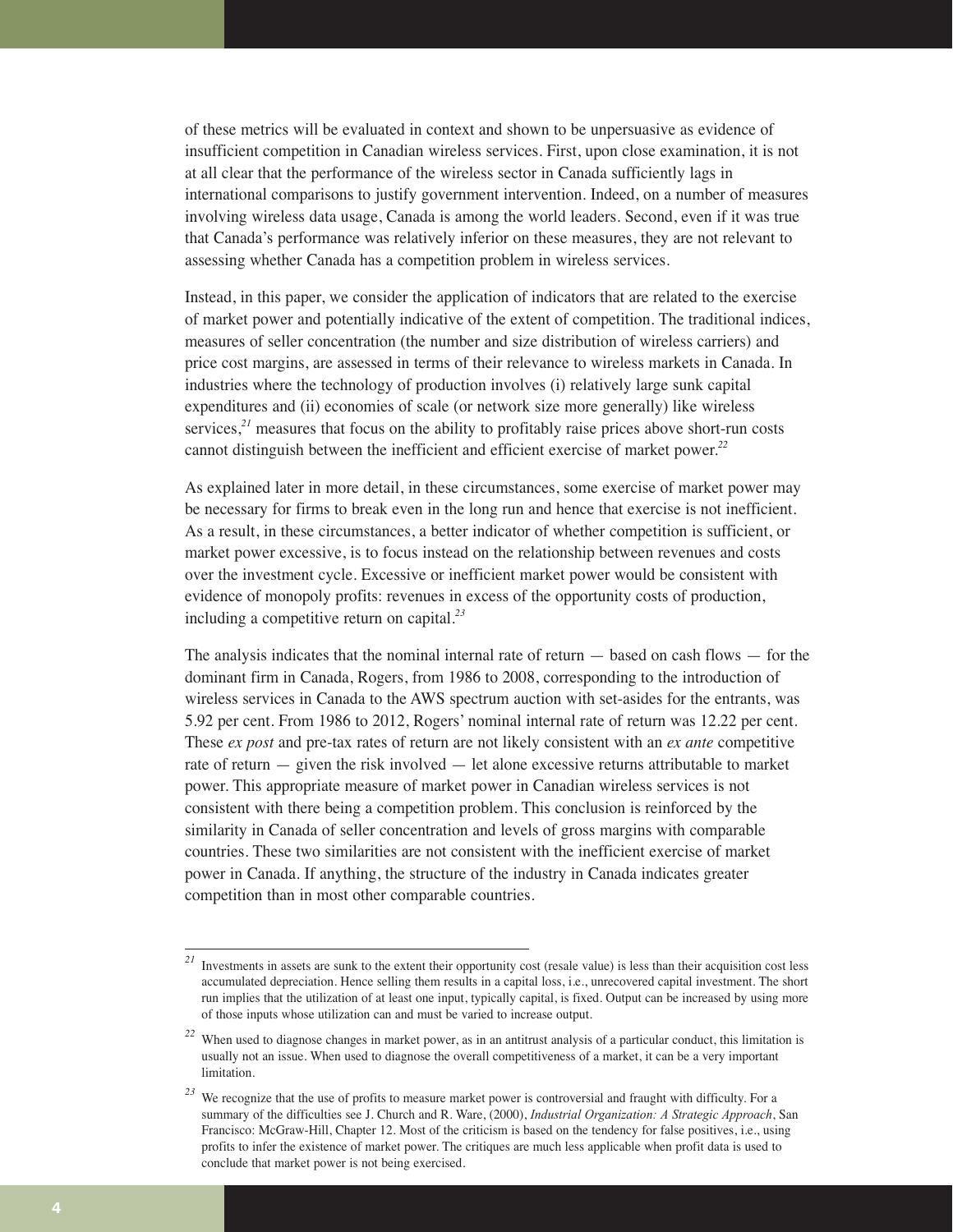of these metrics will be evaluated in context and shown to be unpersuasive as evidence of insufficient competition in Canadian wireless services. First, upon close examination, it is not at all clear that the performance of the wireless sector in Canada sufficiently lags in international comparisons to justify government intervention. Indeed, on a number of measures involving wireless data usage, Canada is among the world leaders. Second, even if it was true that Canada's performance was relatively inferior on these measures, they are not relevant to assessing whether Canada has a competition problem in wireless services.

Instead, in this paper, we consider the application of indicators that are related to the exercise of market power and potentially indicative of the extent of competition. The traditional indices, measures of seller concentration (the number and size distribution of wireless carriers) and price cost margins, are assessed in terms of their relevance to wireless markets in Canada. In industries where the technology of production involves (i) relatively large sunk capital expenditures and (ii) economies of scale (or network size more generally) like wireless services,[21] measures that focus on the ability to profitably raise prices above short-run costs cannot distinguish between the inefficient and efficient exercise of market power.[22]

As explained later in more detail, in these circumstances, some exercise of market power may be necessary for firms to break even in the long run and hence that exercise is not inefficient. As a result, in these circumstances, a better indicator of whether competition is sufficient, or market power excessive, is to focus instead on the relationship between revenues and costs over the investment cycle. Excessive or inefficient market power would be consistent with evidence of monopoly profits: revenues in excess of the opportunity costs of production, including a competitive return on capital.[23]

The analysis indicates that the nominal internal rate of return — based on cash flows — for the dominant firm in Canada, Rogers, from 1986 to 2008, corresponding to the introduction of wireless services in Canada to the AWS spectrum auction with set-asides for the entrants, was 5.92 per cent. From 1986 to 2012, Rogers' nominal internal rate of return was 12.22 per cent. These *ex post* and pre-tax rates of return are not likely consistent with an *ex ante* competitive rate of return — given the risk involved — let alone excessive returns attributable to market power. This appropriate measure of market power in Canadian wireless services is not consistent with there being a competition problem. This conclusion is reinforced by the similarity in Canada of seller concentration and levels of gross margins with comparable countries. These two similarities are not consistent with the inefficient exercise of market power in Canada. If anything, the structure of the industry in Canada indicates greater competition than in most other comparable countries.

---

[21] Investments in assets are sunk to the extent their opportunity cost (resale value) is less than their acquisition cost less accumulated depreciation. Hence selling them results in a capital loss, i.e., unrecovered capital investment. The short run implies that the utilization of at least one input, typically capital, is fixed. Output can be increased by using more of those inputs whose utilization can and must be varied to increase output.

[22] When used to diagnose changes in market power, as in an antitrust analysis of a particular conduct, this limitation is usually not an issue. When used to diagnose the overall competitiveness of a market, it can be a very important limitation.

[23] We recognize that the use of profits to measure market power is controversial and fraught with difficulty. For a summary of the difficulties see J. Church and R. Ware, (2000), *Industrial Organization: A Strategic Approach*, San Francisco: McGraw-Hill, Chapter 12. Most of the criticism is based on the tendency for false positives, i.e., using profits to infer the existence of market power. The critiques are much less applicable when profit data is used to conclude that market power is not being exercised.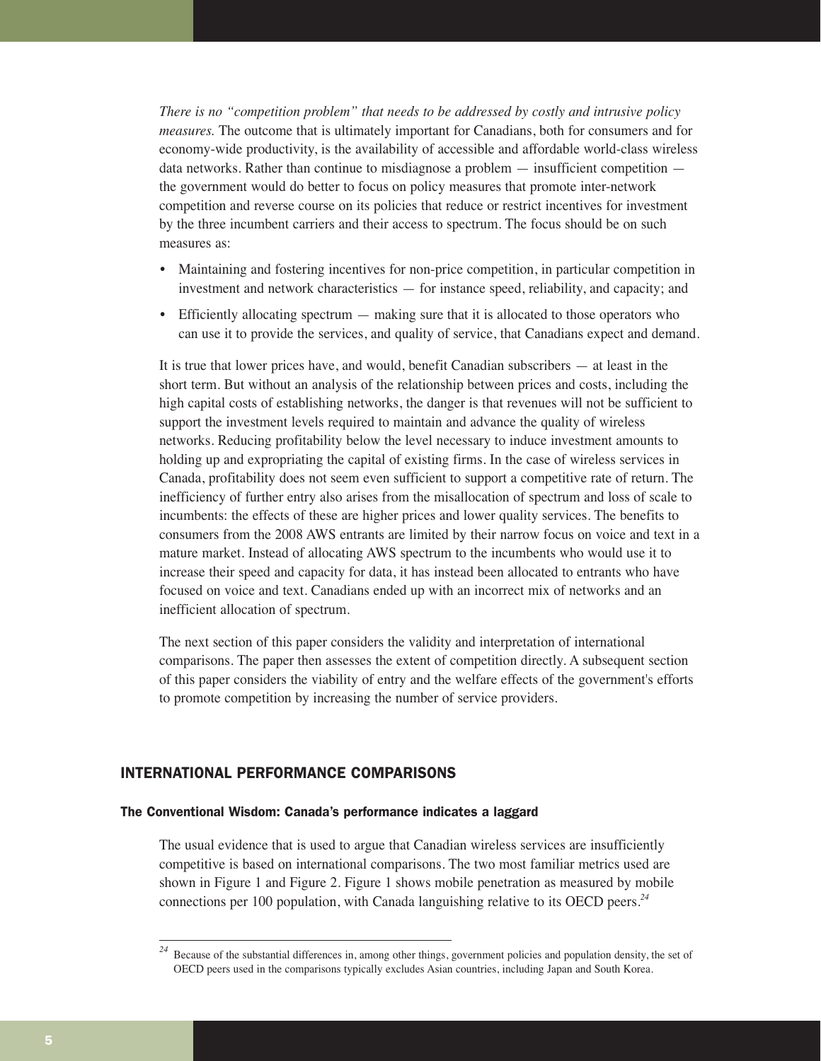*There is no "competition problem" that needs to be addressed by costly and intrusive policy measures.* The outcome that is ultimately important for Canadians, both for consumers and for economy-wide productivity, is the availability of accessible and affordable world-class wireless data networks. Rather than continue to misdiagnose a problem — insufficient competition — the government would do better to focus on policy measures that promote inter-network competition and reverse course on its policies that reduce or restrict incentives for investment by the three incumbent carriers and their access to spectrum. The focus should be on such measures as:

- Maintaining and fostering incentives for non-price competition, in particular competition in investment and network characteristics — for instance speed, reliability, and capacity; and
- Efficiently allocating spectrum — making sure that it is allocated to those operators who can use it to provide the services, and quality of service, that Canadians expect and demand.

It is true that lower prices have, and would, benefit Canadian subscribers — at least in the short term. But without an analysis of the relationship between prices and costs, including the high capital costs of establishing networks, the danger is that revenues will not be sufficient to support the investment levels required to maintain and advance the quality of wireless networks. Reducing profitability below the level necessary to induce investment amounts to holding up and expropriating the capital of existing firms. In the case of wireless services in Canada, profitability does not seem even sufficient to support a competitive rate of return. The inefficiency of further entry also arises from the misallocation of spectrum and loss of scale to incumbents: the effects of these are higher prices and lower quality services. The benefits to consumers from the 2008 AWS entrants are limited by their narrow focus on voice and text in a mature market. Instead of allocating AWS spectrum to the incumbents who would use it to increase their speed and capacity for data, it has instead been allocated to entrants who have focused on voice and text. Canadians ended up with an incorrect mix of networks and an inefficient allocation of spectrum.

The next section of this paper considers the validity and interpretation of international comparisons. The paper then assesses the extent of competition directly. A subsequent section of this paper considers the viability of entry and the welfare effects of the government's efforts to promote competition by increasing the number of service providers.

## INTERNATIONAL PERFORMANCE COMPARISONS

### The Conventional Wisdom: Canada's performance indicates a laggard

The usual evidence that is used to argue that Canadian wireless services are insufficiently competitive is based on international comparisons. The two most familiar metrics used are shown in Figure 1 and Figure 2. Figure 1 shows mobile penetration as measured by mobile connections per 100 population, with Canada languishing relative to its OECD peers.[24]

---

[24] Because of the substantial differences in, among other things, government policies and population density, the set of OECD peers used in the comparisons typically excludes Asian countries, including Japan and South Korea.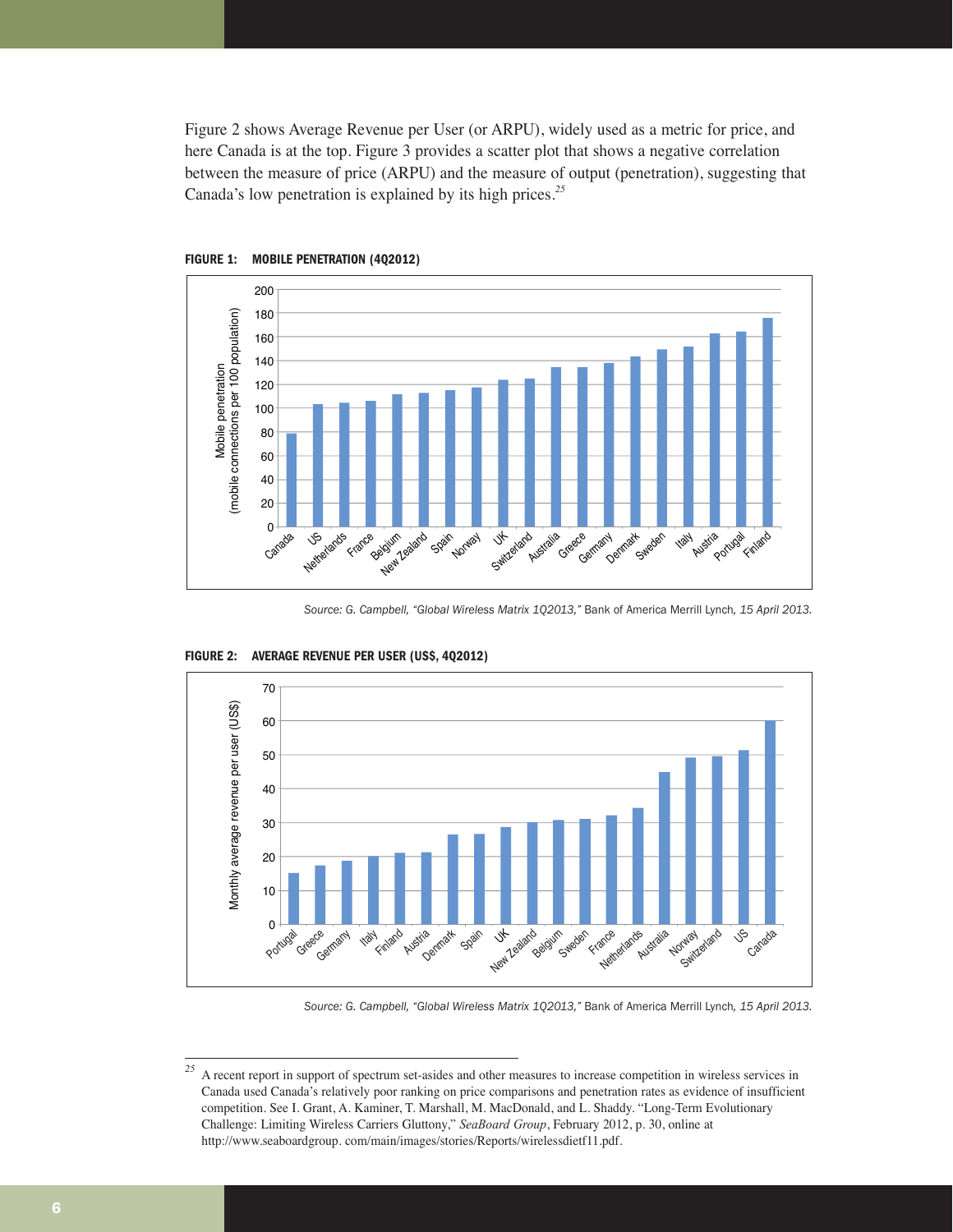Figure 2 shows Average Revenue per User (or ARPU), widely used as a metric for price, and here Canada is at the top. Figure 3 provides a scatter plot that shows a negative correlation between the measure of price (ARPU) and the measure of output (penetration), suggesting that Canada's low penetration is explained by its high prices.[25]

**FIGURE 1: MOBILE PENETRATION (4Q2012)**

*Source: G. Campbell, "Global Wireless Matrix 1Q2013,"* Bank of America Merrill Lynch*, 15 April 2013.*

**FIGURE 2: AVERAGE REVENUE PER USER (US$, 4Q2012)**

*Source: G. Campbell, "Global Wireless Matrix 1Q2013,"* Bank of America Merrill Lynch*, 15 April 2013.*

---

[25] A recent report in support of spectrum set-asides and other measures to increase competition in wireless services in Canada used Canada's relatively poor ranking on price comparisons and penetration rates as evidence of insufficient competition. See I. Grant, A. Kaminer, T. Marshall, M. MacDonald, and L. Shaddy. "Long-Term Evolutionary Challenge: Limiting Wireless Carriers Gluttony," *SeaBoard Group*, February 2012, p. 30, online at http://www.seaboardgroup. com/main/images/stories/Reports/wirelessdietf11.pdf.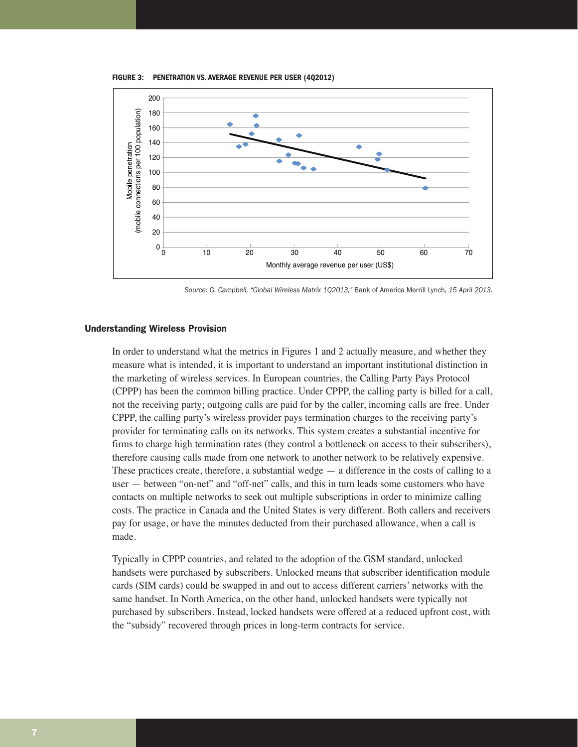**FIGURE 3: PENETRATION VS. AVERAGE REVENUE PER USER (4Q2012)**

*Source: G. Campbell, "Global Wireless Matrix 1Q2013,"* Bank of America Merrill Lynch*, 15 April 2013.*

### Understanding Wireless Provision

In order to understand what the metrics in Figures 1 and 2 actually measure, and whether they measure what is intended, it is important to understand an important institutional distinction in the marketing of wireless services. In European countries, the Calling Party Pays Protocol (CPPP) has been the common billing practice. Under CPPP, the calling party is billed for a call, not the receiving party; outgoing calls are paid for by the caller, incoming calls are free. Under CPPP, the calling party's wireless provider pays termination charges to the receiving party's provider for terminating calls on its networks. This system creates a substantial incentive for firms to charge high termination rates (they control a bottleneck on access to their subscribers), therefore causing calls made from one network to another network to be relatively expensive. These practices create, therefore, a substantial wedge — a difference in the costs of calling to a user — between "on-net" and "off-net" calls, and this in turn leads some customers who have contacts on multiple networks to seek out multiple subscriptions in order to minimize calling costs. The practice in Canada and the United States is very different. Both callers and receivers pay for usage, or have the minutes deducted from their purchased allowance, when a call is made.

Typically in CPPP countries, and related to the adoption of the GSM standard, unlocked handsets were purchased by subscribers. Unlocked means that subscriber identification module cards (SIM cards) could be swapped in and out to access different carriers' networks with the same handset. In North America, on the other hand, unlocked handsets were typically not purchased by subscribers. Instead, locked handsets were offered at a reduced upfront cost, with the "subsidy" recovered through prices in long-term contracts for service.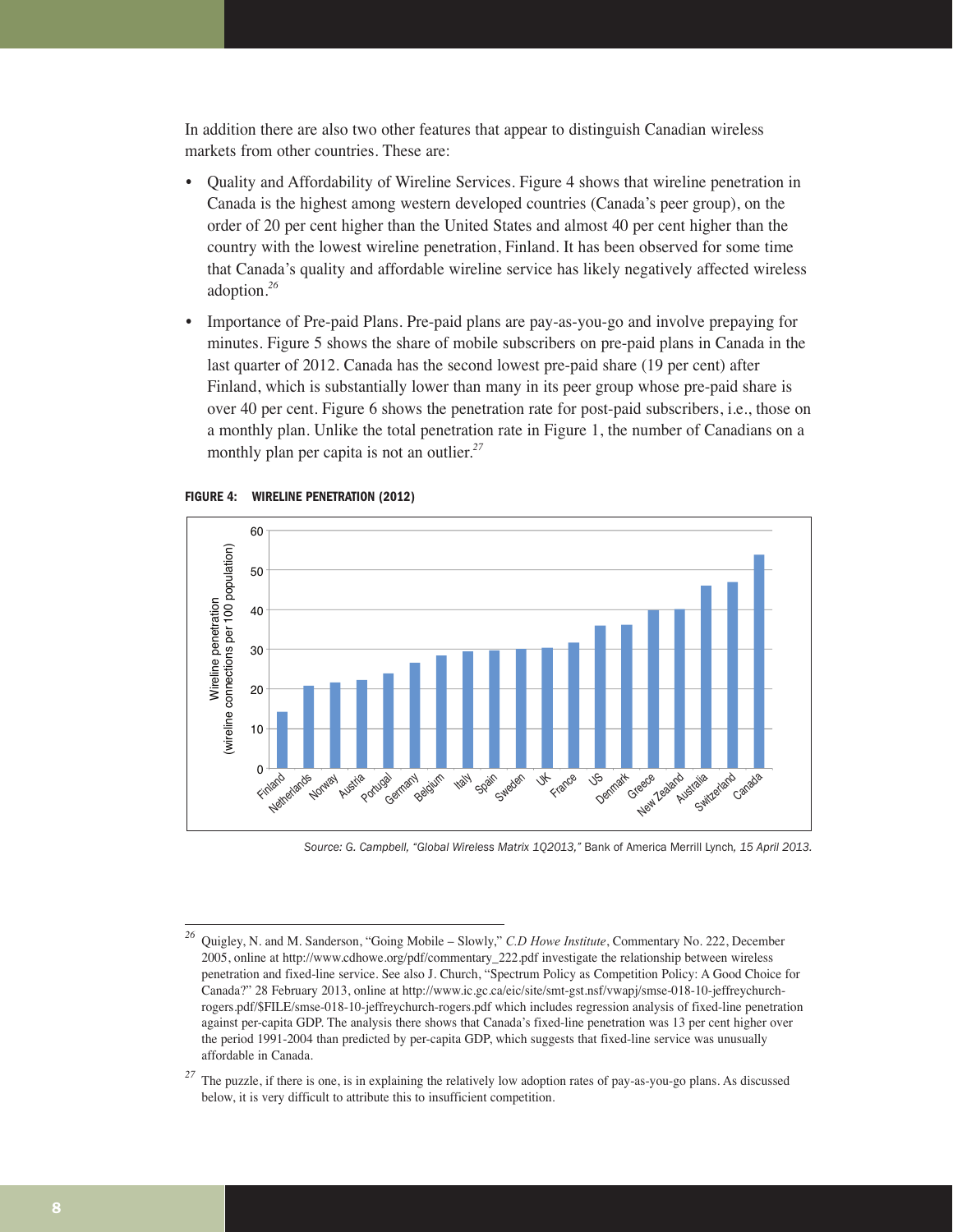In addition there are also two other features that appear to distinguish Canadian wireless markets from other countries. These are:

- Quality and Affordability of Wireline Services. Figure 4 shows that wireline penetration in Canada is the highest among western developed countries (Canada's peer group), on the order of 20 per cent higher than the United States and almost 40 per cent higher than the country with the lowest wireline penetration, Finland. It has been observed for some time that Canada's quality and affordable wireline service has likely negatively affected wireless adoption.[26]
- Importance of Pre-paid Plans. Pre-paid plans are pay-as-you-go and involve prepaying for minutes. Figure 5 shows the share of mobile subscribers on pre-paid plans in Canada in the last quarter of 2012. Canada has the second lowest pre-paid share (19 per cent) after Finland, which is substantially lower than many in its peer group whose pre-paid share is over 40 per cent. Figure 6 shows the penetration rate for post-paid subscribers, i.e., those on a monthly plan. Unlike the total penetration rate in Figure 1, the number of Canadians on a monthly plan per capita is not an outlier.[27]

**FIGURE 4: WIRELINE PENETRATION (2012)**

Wireline penetration (wireline connections per 100 population)

| Country | Wireline penetration |
|---|---|
| Finland | 14 |
| Netherlands | 21 |
| Norway | 22 |
| Austria | 22 |
| Portugal | 24 |
| Germany | 27 |
| Belgium | 28 |
| Italy | 29 |
| Spain | 30 |
| Sweden | 30 |
| UK | 30 |
| France | 32 |
| US | 36 |
| Denmark | 36 |
| Greece | 40 |
| New Zealand | 40 |
| Australia | 46 |
| Switzerland | 47 |
| Canada | 54 |

*Source: G. Campbell, "Global Wireless Matrix 1Q2013,"* Bank of America Merrill Lynch, *15 April 2013.*

---

[26] Quigley, N. and M. Sanderson, "Going Mobile – Slowly," *C.D Howe Institute*, Commentary No. 222, December 2005, online at http://www.cdhowe.org/pdf/commentary_222.pdf investigate the relationship between wireless penetration and fixed-line service. See also J. Church, "Spectrum Policy as Competition Policy: A Good Choice for Canada?" 28 February 2013, online at http://www.ic.gc.ca/eic/site/smt-gst.nsf/vwapj/smse-018-10-jeffreychurch-rogers.pdf/$FILE/smse-018-10-jeffreychurch-rogers.pdf which includes regression analysis of fixed-line penetration against per-capita GDP. The analysis there shows that Canada's fixed-line penetration was 13 per cent higher over the period 1991-2004 than predicted by per-capita GDP, which suggests that fixed-line service was unusually affordable in Canada.

[27] The puzzle, if there is one, is in explaining the relatively low adoption rates of pay-as-you-go plans. As discussed below, it is very difficult to attribute this to insufficient competition.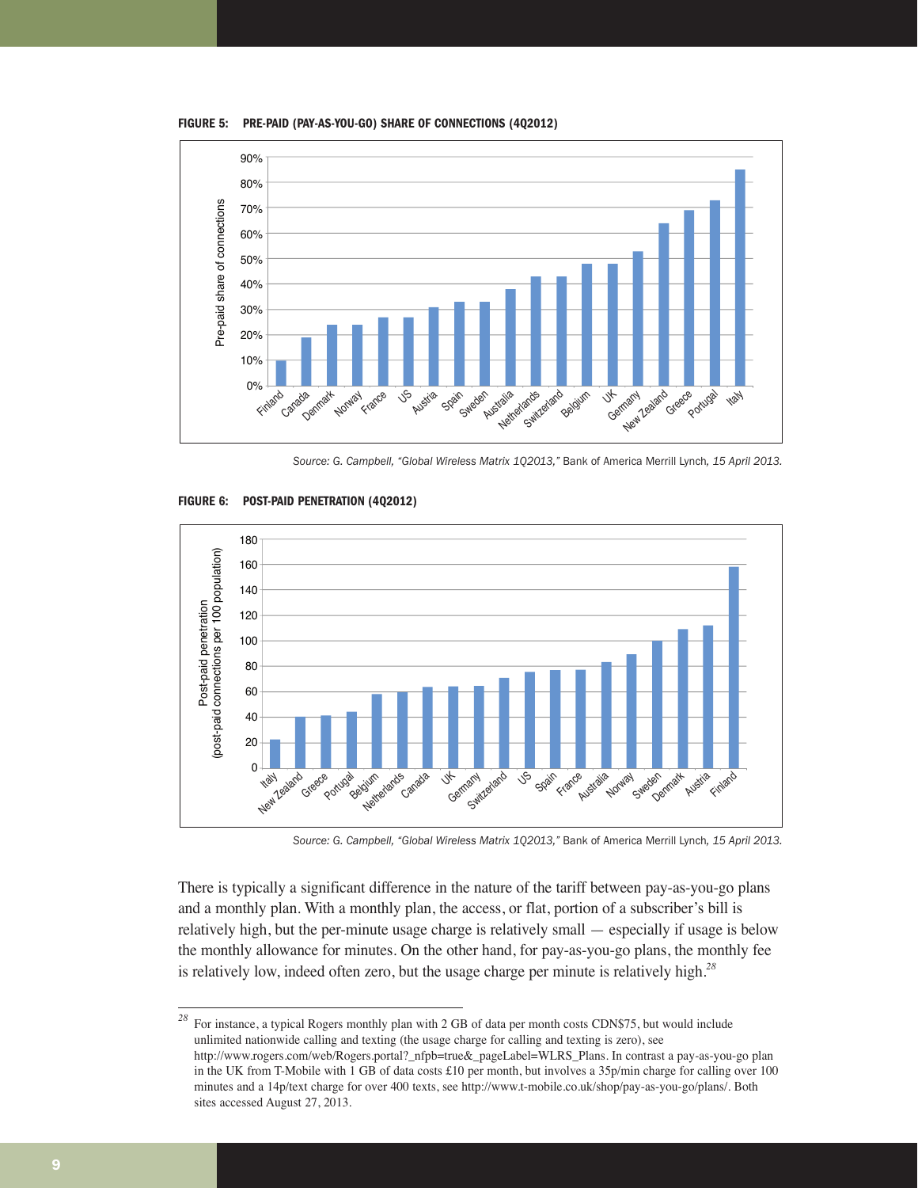**FIGURE 5: PRE-PAID (PAY-AS-YOU-GO) SHARE OF CONNECTIONS (4Q2012)**

*Source: G. Campbell, "Global Wireless Matrix 1Q2013,"* Bank of America Merrill Lynch, *15 April 2013.*

**FIGURE 6: POST-PAID PENETRATION (4Q2012)**

*Source: G. Campbell, "Global Wireless Matrix 1Q2013,"* Bank of America Merrill Lynch, *15 April 2013.*

There is typically a significant difference in the nature of the tariff between pay-as-you-go plans and a monthly plan. With a monthly plan, the access, or flat, portion of a subscriber's bill is relatively high, but the per-minute usage charge is relatively small — especially if usage is below the monthly allowance for minutes. On the other hand, for pay-as-you-go plans, the monthly fee is relatively low, indeed often zero, but the usage charge per minute is relatively high.[28]

---

[28] For instance, a typical Rogers monthly plan with 2 GB of data per month costs CDN$75, but would include unlimited nationwide calling and texting (the usage charge for calling and texting is zero), see http://www.rogers.com/web/Rogers.portal?_nfpb=true&_pageLabel=WLRS_Plans. In contrast a pay-as-you-go plan in the UK from T-Mobile with 1 GB of data costs £10 per month, but involves a 35p/min charge for calling over 100 minutes and a 14p/text charge for over 400 texts, see http://www.t-mobile.co.uk/shop/pay-as-you-go/plans/. Both sites accessed August 27, 2013.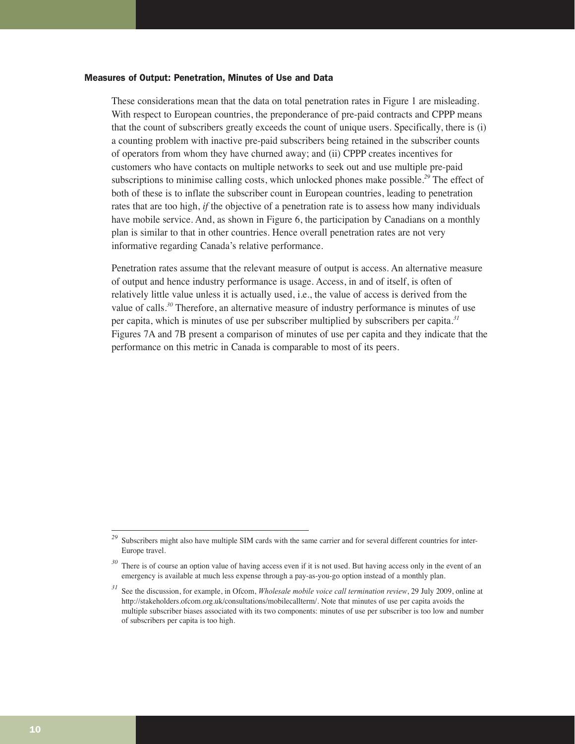### Measures of Output: Penetration, Minutes of Use and Data

These considerations mean that the data on total penetration rates in Figure 1 are misleading. With respect to European countries, the preponderance of pre-paid contracts and CPPP means that the count of subscribers greatly exceeds the count of unique users. Specifically, there is (i) a counting problem with inactive pre-paid subscribers being retained in the subscriber counts of operators from whom they have churned away; and (ii) CPPP creates incentives for customers who have contacts on multiple networks to seek out and use multiple pre-paid subscriptions to minimise calling costs, which unlocked phones make possible.[29] The effect of both of these is to inflate the subscriber count in European countries, leading to penetration rates that are too high, *if* the objective of a penetration rate is to assess how many individuals have mobile service. And, as shown in Figure 6, the participation by Canadians on a monthly plan is similar to that in other countries. Hence overall penetration rates are not very informative regarding Canada's relative performance.

Penetration rates assume that the relevant measure of output is access. An alternative measure of output and hence industry performance is usage. Access, in and of itself, is often of relatively little value unless it is actually used, i.e., the value of access is derived from the value of calls.[30] Therefore, an alternative measure of industry performance is minutes of use per capita, which is minutes of use per subscriber multiplied by subscribers per capita.[31] Figures 7A and 7B present a comparison of minutes of use per capita and they indicate that the performance on this metric in Canada is comparable to most of its peers.

---

[29] Subscribers might also have multiple SIM cards with the same carrier and for several different countries for inter-Europe travel.

[30] There is of course an option value of having access even if it is not used. But having access only in the event of an emergency is available at much less expense through a pay-as-you-go option instead of a monthly plan.

[31] See the discussion, for example, in Ofcom, *Wholesale mobile voice call termination review*, 29 July 2009, online at http://stakeholders.ofcom.org.uk/consultations/mobilecallterm/. Note that minutes of use per capita avoids the multiple subscriber biases associated with its two components: minutes of use per subscriber is too low and number of subscribers per capita is too high.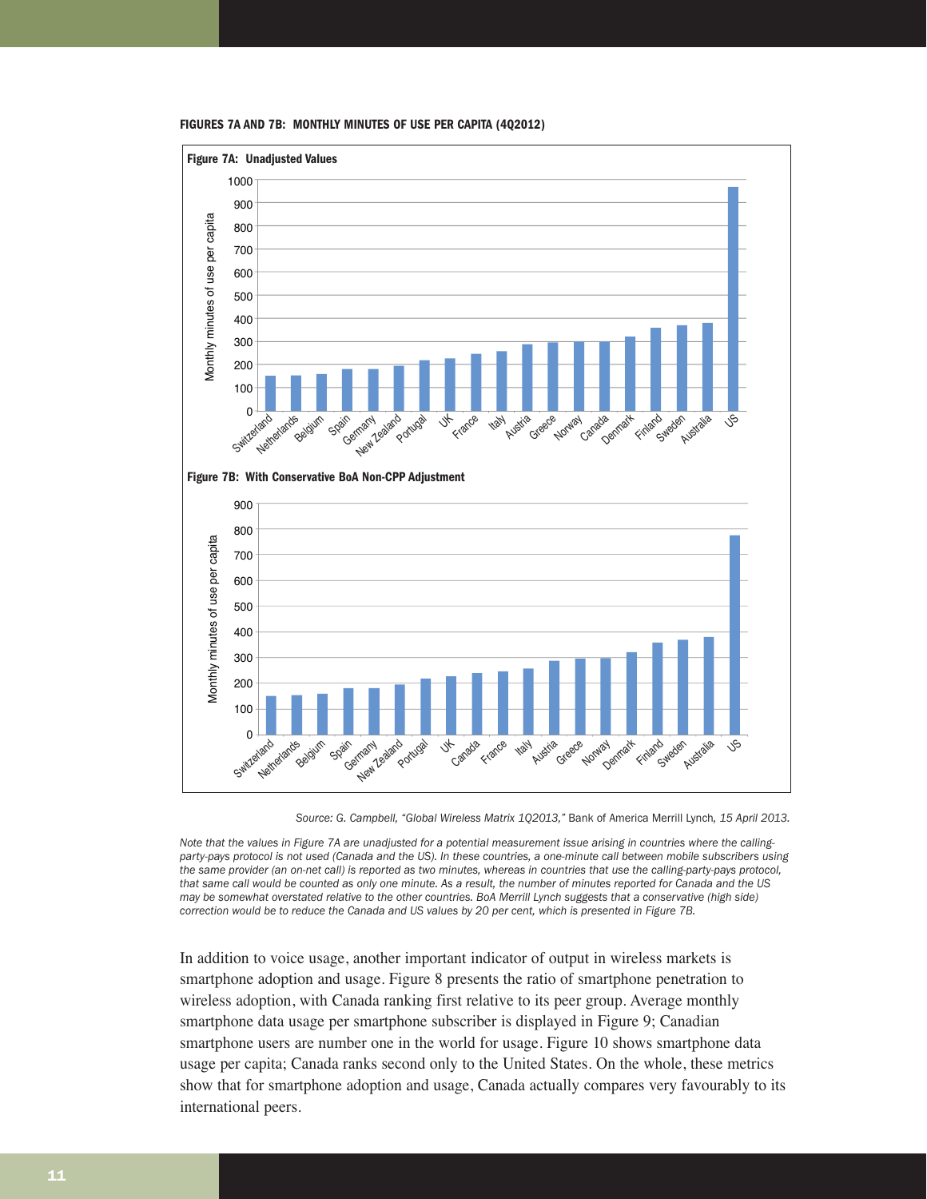**FIGURES 7A AND 7B: MONTHLY MINUTES OF USE PER CAPITA (4Q2012)**

**Figure 7A: Unadjusted Values**

**Figure 7B: With Conservative BoA Non-CPP Adjustment**

*Source: G. Campbell, "Global Wireless Matrix 1Q2013,"* Bank of America Merrill Lynch, *15 April 2013.*

*Note that the values in Figure 7A are unadjusted for a potential measurement issue arising in countries where the calling-party-pays protocol is not used (Canada and the US). In these countries, a one-minute call between mobile subscribers using the same provider (an on-net call) is reported as two minutes, whereas in countries that use the calling-party-pays protocol, that same call would be counted as only one minute. As a result, the number of minutes reported for Canada and the US may be somewhat overstated relative to the other countries. BoA Merrill Lynch suggests that a conservative (high side) correction would be to reduce the Canada and US values by 20 per cent, which is presented in Figure 7B.*

In addition to voice usage, another important indicator of output in wireless markets is smartphone adoption and usage. Figure 8 presents the ratio of smartphone penetration to wireless adoption, with Canada ranking first relative to its peer group. Average monthly smartphone data usage per smartphone subscriber is displayed in Figure 9; Canadian smartphone users are number one in the world for usage. Figure 10 shows smartphone data usage per capita; Canada ranks second only to the United States. On the whole, these metrics show that for smartphone adoption and usage, Canada actually compares very favourably to its international peers.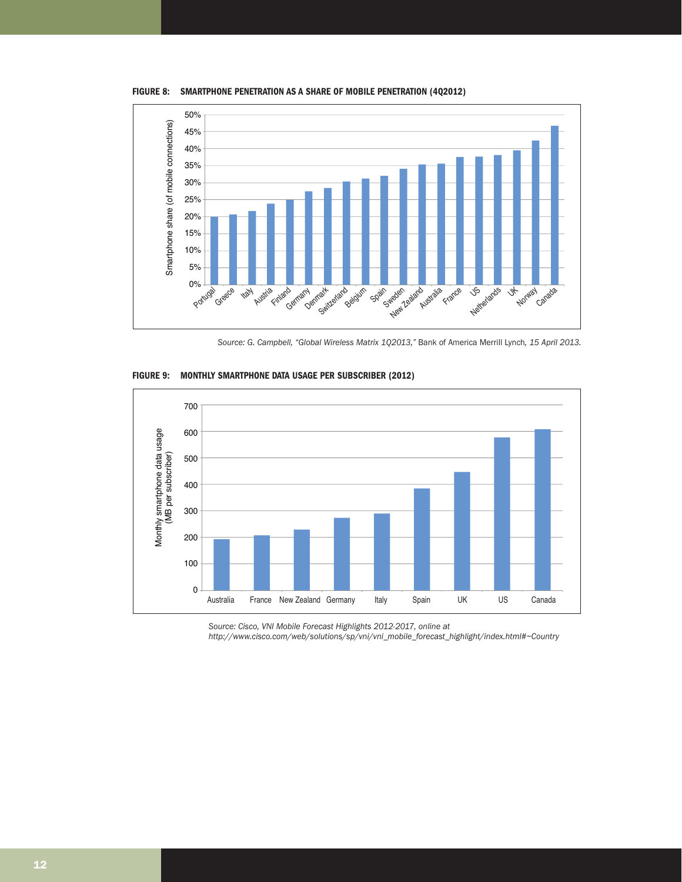**FIGURE 8: SMARTPHONE PENETRATION AS A SHARE OF MOBILE PENETRATION (4Q2012)**

*Source: G. Campbell, "Global Wireless Matrix 1Q2013,"* Bank of America Merrill Lynch*, 15 April 2013.*

**FIGURE 9: MONTHLY SMARTPHONE DATA USAGE PER SUBSCRIBER (2012)**

*Source: Cisco, VNI Mobile Forecast Highlights 2012-2017, online at http://www.cisco.com/web/solutions/sp/vni/vni_mobile_forecast_highlight/index.html#~Country*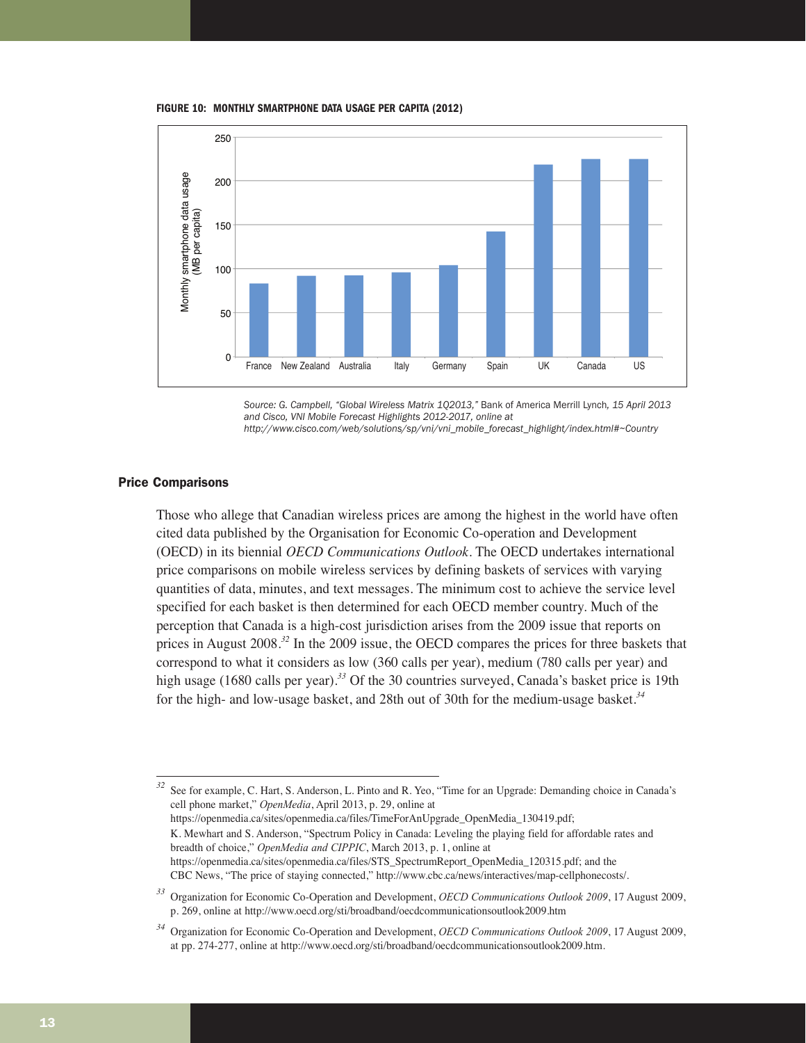**FIGURE 10: MONTHLY SMARTPHONE DATA USAGE PER CAPITA (2012)**

*Source: G. Campbell, "Global Wireless Matrix 1Q2013,"* Bank of America Merrill Lynch*, 15 April 2013 and Cisco, VNI Mobile Forecast Highlights 2012-2017, online at http://www.cisco.com/web/solutions/sp/vni/vni_mobile_forecast_highlight/index.html#~Country*

### Price Comparisons

Those who allege that Canadian wireless prices are among the highest in the world have often cited data published by the Organisation for Economic Co-operation and Development (OECD) in its biennial *OECD Communications Outlook*. The OECD undertakes international price comparisons on mobile wireless services by defining baskets of services with varying quantities of data, minutes, and text messages. The minimum cost to achieve the service level specified for each basket is then determined for each OECD member country. Much of the perception that Canada is a high-cost jurisdiction arises from the 2009 issue that reports on prices in August 2008.[32] In the 2009 issue, the OECD compares the prices for three baskets that correspond to what it considers as low (360 calls per year), medium (780 calls per year) and high usage (1680 calls per year).[33] Of the 30 countries surveyed, Canada's basket price is 19th for the high- and low-usage basket, and 28th out of 30th for the medium-usage basket.[34]

---

[32] See for example, C. Hart, S. Anderson, L. Pinto and R. Yeo, "Time for an Upgrade: Demanding choice in Canada's cell phone market," *OpenMedia*, April 2013, p. 29, online at https://openmedia.ca/sites/openmedia.ca/files/TimeForAnUpgrade_OpenMedia_130419.pdf; K. Mewhart and S. Anderson, "Spectrum Policy in Canada: Leveling the playing field for affordable rates and breadth of choice," *OpenMedia and CIPPIC*, March 2013, p. 1, online at https://openmedia.ca/sites/openmedia.ca/files/STS_SpectrumReport_OpenMedia_120315.pdf; and the CBC News, "The price of staying connected," http://www.cbc.ca/news/interactives/map-cellphonecosts/.

[33] Organization for Economic Co-Operation and Development, *OECD Communications Outlook 2009*, 17 August 2009, p. 269, online at http://www.oecd.org/sti/broadband/oecdcommunicationsoutlook2009.htm

[34] Organization for Economic Co-Operation and Development, *OECD Communications Outlook 2009*, 17 August 2009, at pp. 274-277, online at http://www.oecd.org/sti/broadband/oecdcommunicationsoutlook2009.htm.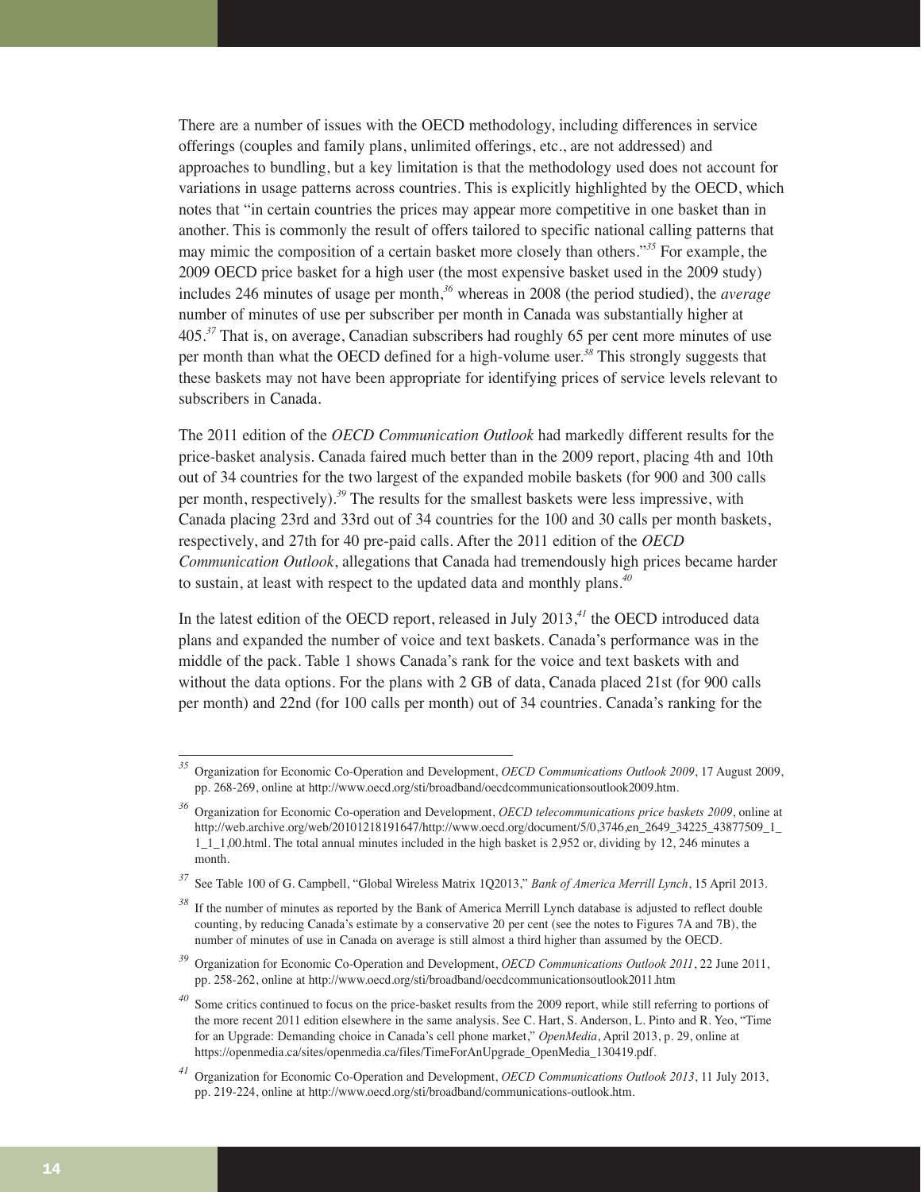There are a number of issues with the OECD methodology, including differences in service offerings (couples and family plans, unlimited offerings, etc., are not addressed) and approaches to bundling, but a key limitation is that the methodology used does not account for variations in usage patterns across countries. This is explicitly highlighted by the OECD, which notes that "in certain countries the prices may appear more competitive in one basket than in another. This is commonly the result of offers tailored to specific national calling patterns that may mimic the composition of a certain basket more closely than others."[35] For example, the 2009 OECD price basket for a high user (the most expensive basket used in the 2009 study) includes 246 minutes of usage per month,[36] whereas in 2008 (the period studied), the *average* number of minutes of use per subscriber per month in Canada was substantially higher at 405.[37] That is, on average, Canadian subscribers had roughly 65 per cent more minutes of use per month than what the OECD defined for a high-volume user.[38] This strongly suggests that these baskets may not have been appropriate for identifying prices of service levels relevant to subscribers in Canada.

The 2011 edition of the *OECD Communication Outlook* had markedly different results for the price-basket analysis. Canada faired much better than in the 2009 report, placing 4th and 10th out of 34 countries for the two largest of the expanded mobile baskets (for 900 and 300 calls per month, respectively).[39] The results for the smallest baskets were less impressive, with Canada placing 23rd and 33rd out of 34 countries for the 100 and 30 calls per month baskets, respectively, and 27th for 40 pre-paid calls. After the 2011 edition of the *OECD Communication Outlook*, allegations that Canada had tremendously high prices became harder to sustain, at least with respect to the updated data and monthly plans.[40]

In the latest edition of the OECD report, released in July 2013,[41] the OECD introduced data plans and expanded the number of voice and text baskets. Canada's performance was in the middle of the pack. Table 1 shows Canada's rank for the voice and text baskets with and without the data options. For the plans with 2 GB of data, Canada placed 21st (for 900 calls per month) and 22nd (for 100 calls per month) out of 34 countries. Canada's ranking for the

---

[35] Organization for Economic Co-Operation and Development, *OECD Communications Outlook 2009*, 17 August 2009, pp. 268-269, online at http://www.oecd.org/sti/broadband/oecdcommunicationsoutlook2009.htm.

[36] Organization for Economic Co-operation and Development, *OECD telecommunications price baskets 2009*, online at http://web.archive.org/web/20101218191647/http://www.oecd.org/document/5/0,3746,en_2649_34225_43877509_1_1_1_1,00.html. The total annual minutes included in the high basket is 2,952 or, dividing by 12, 246 minutes a month.

[37] See Table 100 of G. Campbell, "Global Wireless Matrix 1Q2013," *Bank of America Merrill Lynch*, 15 April 2013.

[38] If the number of minutes as reported by the Bank of America Merrill Lynch database is adjusted to reflect double counting, by reducing Canada's estimate by a conservative 20 per cent (see the notes to Figures 7A and 7B), the number of minutes of use in Canada on average is still almost a third higher than assumed by the OECD.

[39] Organization for Economic Co-Operation and Development, *OECD Communications Outlook 2011*, 22 June 2011, pp. 258-262, online at http://www.oecd.org/sti/broadband/oecdcommunicationsoutlook2011.htm

[40] Some critics continued to focus on the price-basket results from the 2009 report, while still referring to portions of the more recent 2011 edition elsewhere in the same analysis. See C. Hart, S. Anderson, L. Pinto and R. Yeo, "Time for an Upgrade: Demanding choice in Canada's cell phone market," *OpenMedia*, April 2013, p. 29, online at https://openmedia.ca/sites/openmedia.ca/files/TimeForAnUpgrade_OpenMedia_130419.pdf.

[41] Organization for Economic Co-Operation and Development, *OECD Communications Outlook 2013*, 11 July 2013, pp. 219-224, online at http://www.oecd.org/sti/broadband/communications-outlook.htm.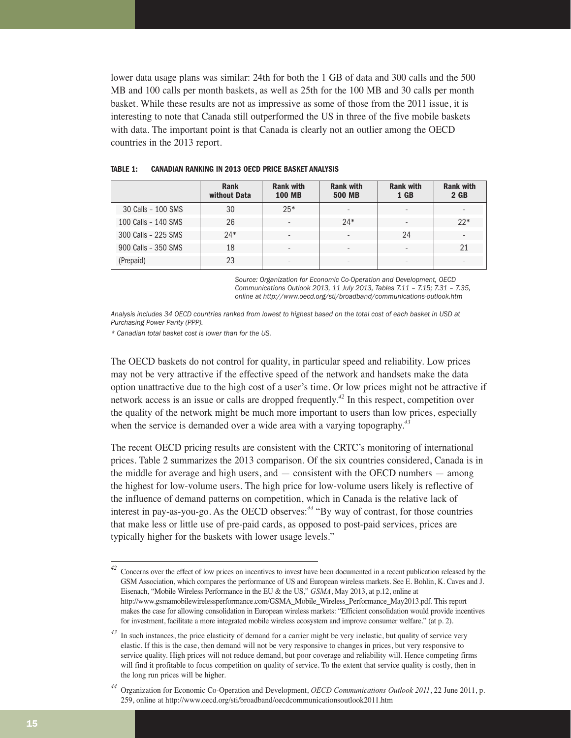lower data usage plans was similar: 24th for both the 1 GB of data and 300 calls and the 500 MB and 100 calls per month baskets, as well as 25th for the 100 MB and 30 calls per month basket. While these results are not as impressive as some of those from the 2011 issue, it is interesting to note that Canada still outperformed the US in three of the five mobile baskets with data. The important point is that Canada is clearly not an outlier among the OECD countries in the 2013 report.

**TABLE 1: CANADIAN RANKING IN 2013 OECD PRICE BASKET ANALYSIS**

| | Rank without Data | Rank with 100 MB | Rank with 500 MB | Rank with 1 GB | Rank with 2 GB |
|---|---|---|---|---|---|
| 30 Calls – 100 SMS | 30 | 25* | - | - | - |
| 100 Calls – 140 SMS | 26 | - | 24* | - | 22* |
| 300 Calls – 225 SMS | 24* | - | - | 24 | - |
| 900 Calls – 350 SMS | 18 | - | - | - | 21 |
| (Prepaid) | 23 | - | - | - | - |

*Source: Organization for Economic Co-Operation and Development, OECD Communications Outlook 2013, 11 July 2013, Tables 7.11 – 7.15; 7.31 – 7.35, online at http://www.oecd.org/sti/broadband/communications-outlook.htm*

*Analysis includes 34 OECD countries ranked from lowest to highest based on the total cost of each basket in USD at Purchasing Power Parity (PPP).*

*\* Canadian total basket cost is lower than for the US.*

The OECD baskets do not control for quality, in particular speed and reliability. Low prices may not be very attractive if the effective speed of the network and handsets make the data option unattractive due to the high cost of a user's time. Or low prices might not be attractive if network access is an issue or calls are dropped frequently.[42] In this respect, competition over the quality of the network might be much more important to users than low prices, especially when the service is demanded over a wide area with a varying topography.[43]

The recent OECD pricing results are consistent with the CRTC's monitoring of international prices. Table 2 summarizes the 2013 comparison. Of the six countries considered, Canada is in the middle for average and high users, and — consistent with the OECD numbers — among the highest for low-volume users. The high price for low-volume users likely is reflective of the influence of demand patterns on competition, which in Canada is the relative lack of interest in pay-as-you-go. As the OECD observes:[44] "By way of contrast, for those countries that make less or little use of pre-paid cards, as opposed to post-paid services, prices are typically higher for the baskets with lower usage levels."

---

[42] Concerns over the effect of low prices on incentives to invest have been documented in a recent publication released by the GSM Association, which compares the performance of US and European wireless markets. See E. Bohlin, K. Caves and J. Eisenach, "Mobile Wireless Performance in the EU & the US," *GSMA*, May 2013, at p.12, online at http://www.gsmamobilewirelessperformance.com/GSMA_Mobile_Wireless_Performance_May2013.pdf. This report makes the case for allowing consolidation in European wireless markets: "Efficient consolidation would provide incentives for investment, facilitate a more integrated mobile wireless ecosystem and improve consumer welfare." (at p. 2).

[43] In such instances, the price elasticity of demand for a carrier might be very inelastic, but quality of service very elastic. If this is the case, then demand will not be very responsive to changes in prices, but very responsive to service quality. High prices will not reduce demand, but poor coverage and reliability will. Hence competing firms will find it profitable to focus competition on quality of service. To the extent that service quality is costly, then in the long run prices will be higher.

[44] Organization for Economic Co-Operation and Development, *OECD Communications Outlook 2011*, 22 June 2011, p. 259, online at http://www.oecd.org/sti/broadband/oecdcommunicationsoutlook2011.htm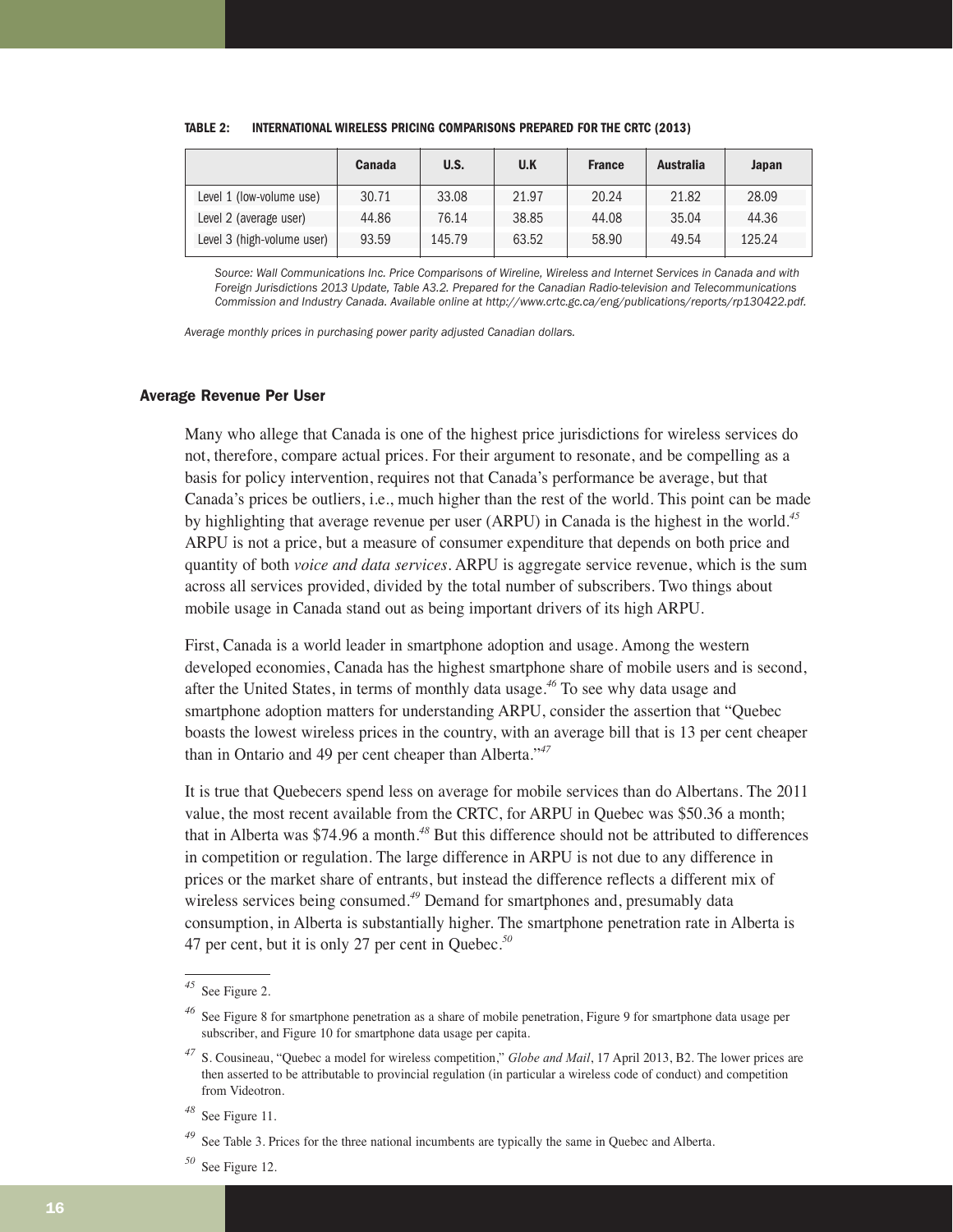**TABLE 2: INTERNATIONAL WIRELESS PRICING COMPARISONS PREPARED FOR THE CRTC (2013)**

| | Canada | U.S. | U.K | France | Australia | Japan |
|---|---|---|---|---|---|---|
| Level 1 (low-volume use) | 30.71 | 33.08 | 21.97 | 20.24 | 21.82 | 28.09 |
| Level 2 (average user) | 44.86 | 76.14 | 38.85 | 44.08 | 35.04 | 44.36 |
| Level 3 (high-volume user) | 93.59 | 145.79 | 63.52 | 58.90 | 49.54 | 125.24 |

*Source: Wall Communications Inc. Price Comparisons of Wireline, Wireless and Internet Services in Canada and with Foreign Jurisdictions 2013 Update, Table A3.2. Prepared for the Canadian Radio-television and Telecommunications Commission and Industry Canada. Available online at http://www.crtc.gc.ca/eng/publications/reports/rp130422.pdf.*

*Average monthly prices in purchasing power parity adjusted Canadian dollars.*

### Average Revenue Per User

Many who allege that Canada is one of the highest price jurisdictions for wireless services do not, therefore, compare actual prices. For their argument to resonate, and be compelling as a basis for policy intervention, requires not that Canada's performance be average, but that Canada's prices be outliers, i.e., much higher than the rest of the world. This point can be made by highlighting that average revenue per user (ARPU) in Canada is the highest in the world.[45] ARPU is not a price, but a measure of consumer expenditure that depends on both price and quantity of both *voice and data services*. ARPU is aggregate service revenue, which is the sum across all services provided, divided by the total number of subscribers. Two things about mobile usage in Canada stand out as being important drivers of its high ARPU.

First, Canada is a world leader in smartphone adoption and usage. Among the western developed economies, Canada has the highest smartphone share of mobile users and is second, after the United States, in terms of monthly data usage.[46] To see why data usage and smartphone adoption matters for understanding ARPU, consider the assertion that "Quebec boasts the lowest wireless prices in the country, with an average bill that is 13 per cent cheaper than in Ontario and 49 per cent cheaper than Alberta."[47]

It is true that Quebecers spend less on average for mobile services than do Albertans. The 2011 value, the most recent available from the CRTC, for ARPU in Quebec was $50.36 a month; that in Alberta was $74.96 a month.[48] But this difference should not be attributed to differences in competition or regulation. The large difference in ARPU is not due to any difference in prices or the market share of entrants, but instead the difference reflects a different mix of wireless services being consumed.[49] Demand for smartphones and, presumably data consumption, in Alberta is substantially higher. The smartphone penetration rate in Alberta is 47 per cent, but it is only 27 per cent in Quebec.[50]

---

[45] See Figure 2.

[46] See Figure 8 for smartphone penetration as a share of mobile penetration, Figure 9 for smartphone data usage per subscriber, and Figure 10 for smartphone data usage per capita.

[47] S. Cousineau, "Quebec a model for wireless competition," *Globe and Mail*, 17 April 2013, B2. The lower prices are then asserted to be attributable to provincial regulation (in particular a wireless code of conduct) and competition from Videotron.

[48] See Figure 11.

[49] See Table 3. Prices for the three national incumbents are typically the same in Quebec and Alberta.

[50] See Figure 12.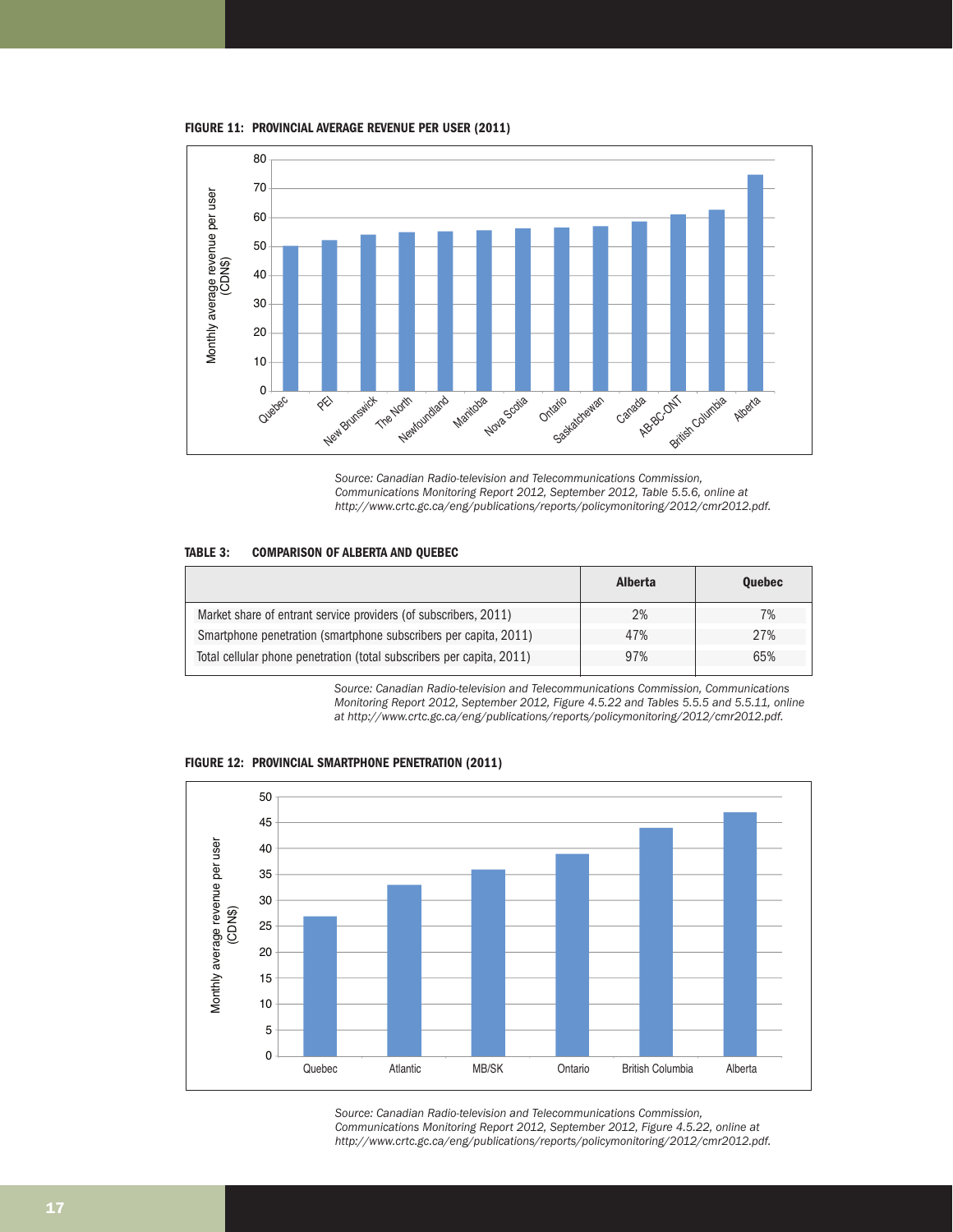**FIGURE 11: PROVINCIAL AVERAGE REVENUE PER USER (2011)**

*Source: Canadian Radio-television and Telecommunications Commission, Communications Monitoring Report 2012, September 2012, Table 5.5.6, online at http://www.crtc.gc.ca/eng/publications/reports/policymonitoring/2012/cmr2012.pdf.*

**TABLE 3: COMPARISON OF ALBERTA AND QUEBEC**

| | Alberta | Quebec |
|---|---|---|
| Market share of entrant service providers (of subscribers, 2011) | 2% | 7% |
| Smartphone penetration (smartphone subscribers per capita, 2011) | 47% | 27% |
| Total cellular phone penetration (total subscribers per capita, 2011) | 97% | 65% |

*Source: Canadian Radio-television and Telecommunications Commission, Communications Monitoring Report 2012, September 2012, Figure 4.5.22 and Tables 5.5.5 and 5.5.11, online at http://www.crtc.gc.ca/eng/publications/reports/policymonitoring/2012/cmr2012.pdf.*

**FIGURE 12: PROVINCIAL SMARTPHONE PENETRATION (2011)**

*Source: Canadian Radio-television and Telecommunications Commission, Communications Monitoring Report 2012, September 2012, Figure 4.5.22, online at http://www.crtc.gc.ca/eng/publications/reports/policymonitoring/2012/cmr2012.pdf.*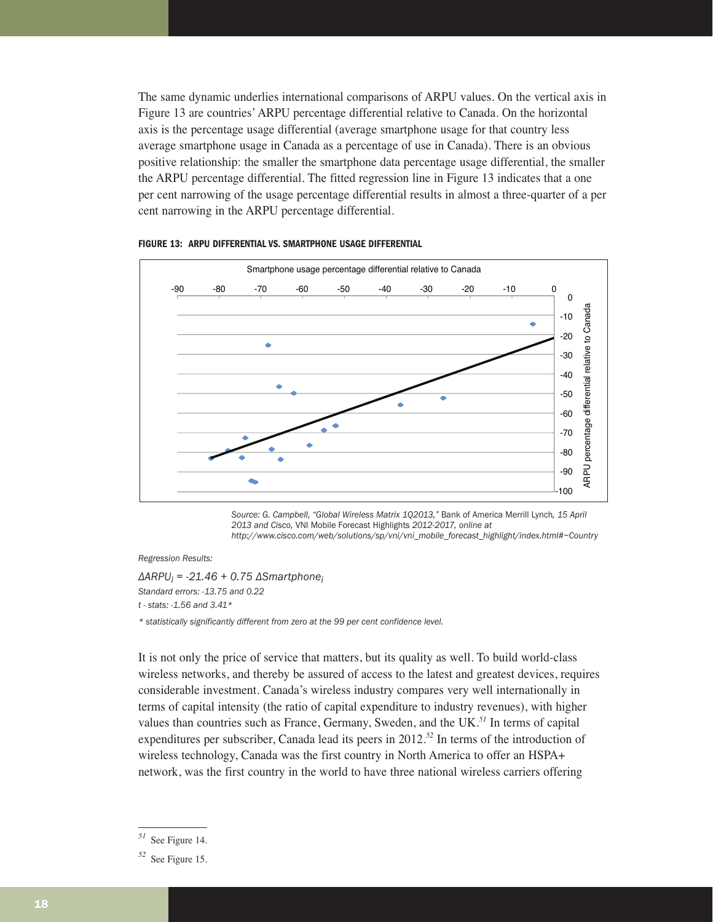The same dynamic underlies international comparisons of ARPU values. On the vertical axis in Figure 13 are countries' ARPU percentage differential relative to Canada. On the horizontal axis is the percentage usage differential (average smartphone usage for that country less average smartphone usage in Canada as a percentage of use in Canada). There is an obvious positive relationship: the smaller the smartphone data percentage usage differential, the smaller the ARPU percentage differential. The fitted regression line in Figure 13 indicates that a one per cent narrowing of the usage percentage differential results in almost a three-quarter of a per cent narrowing in the ARPU percentage differential.

**FIGURE 13: ARPU DIFFERENTIAL VS. SMARTPHONE USAGE DIFFERENTIAL**

*Source: G. Campbell, "Global Wireless Matrix 1Q2013," Bank of America Merrill Lynch, 15 April 2013 and Cisco, VNI Mobile Forecast Highlights 2012-2017, online at http://www.cisco.com/web/solutions/sp/vni/vni_mobile_forecast_highlight/index.html#~Country*

*Regression Results:*

$\Delta ARPU_i = -21.46 + 0.75\ \Delta Smartphone_i$

*Standard errors: -13.75 and 0.22*

*t - stats: -1.56 and 3.41**

*\* statistically significantly different from zero at the 99 per cent confidence level.*

It is not only the price of service that matters, but its quality as well. To build world-class wireless networks, and thereby be assured of access to the latest and greatest devices, requires considerable investment. Canada's wireless industry compares very well internationally in terms of capital intensity (the ratio of capital expenditure to industry revenues), with higher values than countries such as France, Germany, Sweden, and the UK.[51] In terms of capital expenditures per subscriber, Canada lead its peers in 2012.[52] In terms of the introduction of wireless technology, Canada was the first country in North America to offer an HSPA+ network, was the first country in the world to have three national wireless carriers offering

[51] See Figure 14.

[52] See Figure 15.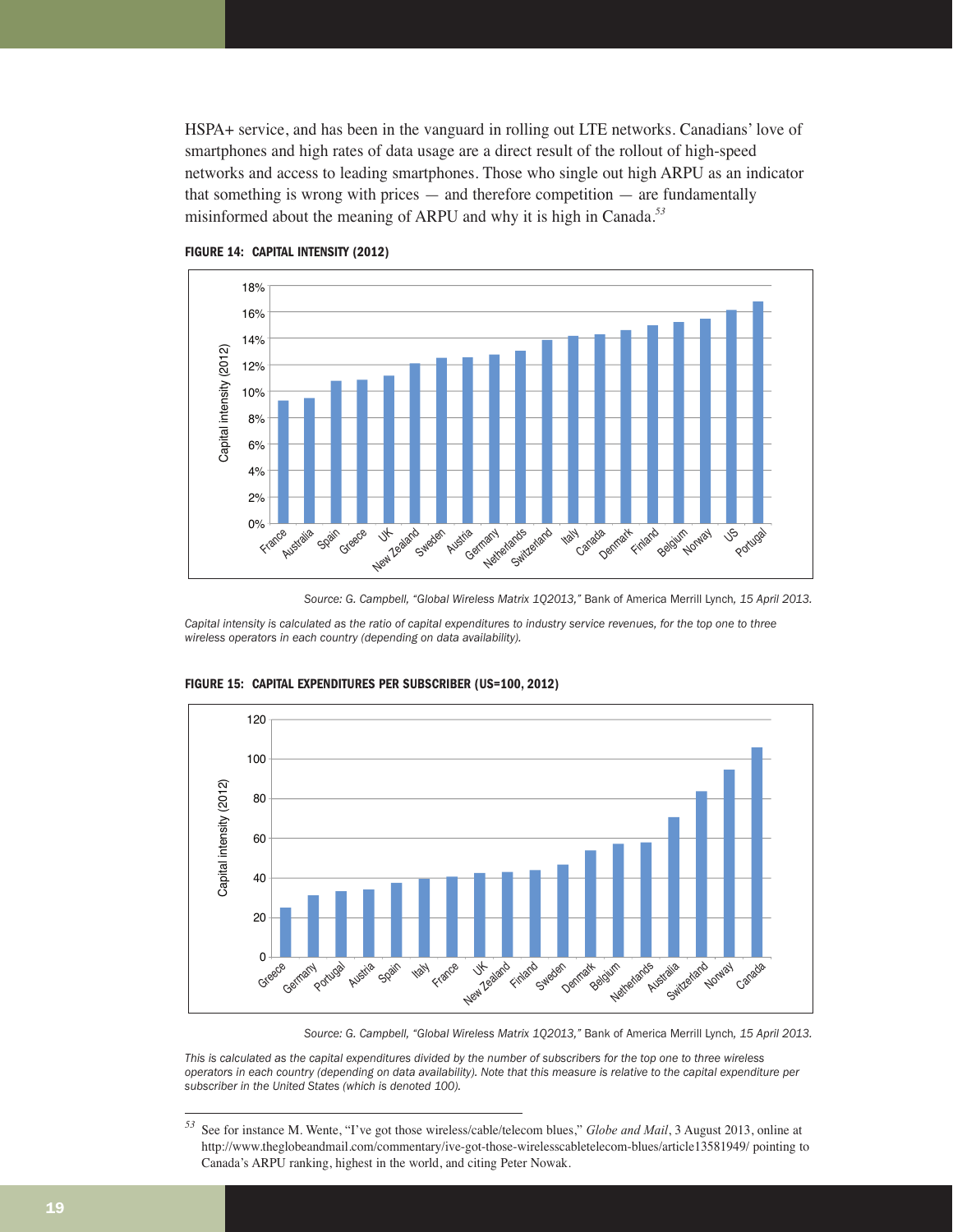HSPA+ service, and has been in the vanguard in rolling out LTE networks. Canadians' love of smartphones and high rates of data usage are a direct result of the rollout of high-speed networks and access to leading smartphones. Those who single out high ARPU as an indicator that something is wrong with prices — and therefore competition — are fundamentally misinformed about the meaning of ARPU and why it is high in Canada.[53]

**FIGURE 14: CAPITAL INTENSITY (2012)**

*Source: G. Campbell, "Global Wireless Matrix 1Q2013,"* Bank of America Merrill Lynch*, 15 April 2013.*

*Capital intensity is calculated as the ratio of capital expenditures to industry service revenues, for the top one to three wireless operators in each country (depending on data availability).*

**FIGURE 15: CAPITAL EXPENDITURES PER SUBSCRIBER (US=100, 2012)**

*Source: G. Campbell, "Global Wireless Matrix 1Q2013,"* Bank of America Merrill Lynch*, 15 April 2013.*

*This is calculated as the capital expenditures divided by the number of subscribers for the top one to three wireless operators in each country (depending on data availability). Note that this measure is relative to the capital expenditure per subscriber in the United States (which is denoted 100).*

---

[53] See for instance M. Wente, "I've got those wireless/cable/telecom blues," *Globe and Mail*, 3 August 2013, online at http://www.theglobeandmail.com/commentary/ive-got-those-wirelesscabletelecom-blues/article13581949/ pointing to Canada's ARPU ranking, highest in the world, and citing Peter Nowak.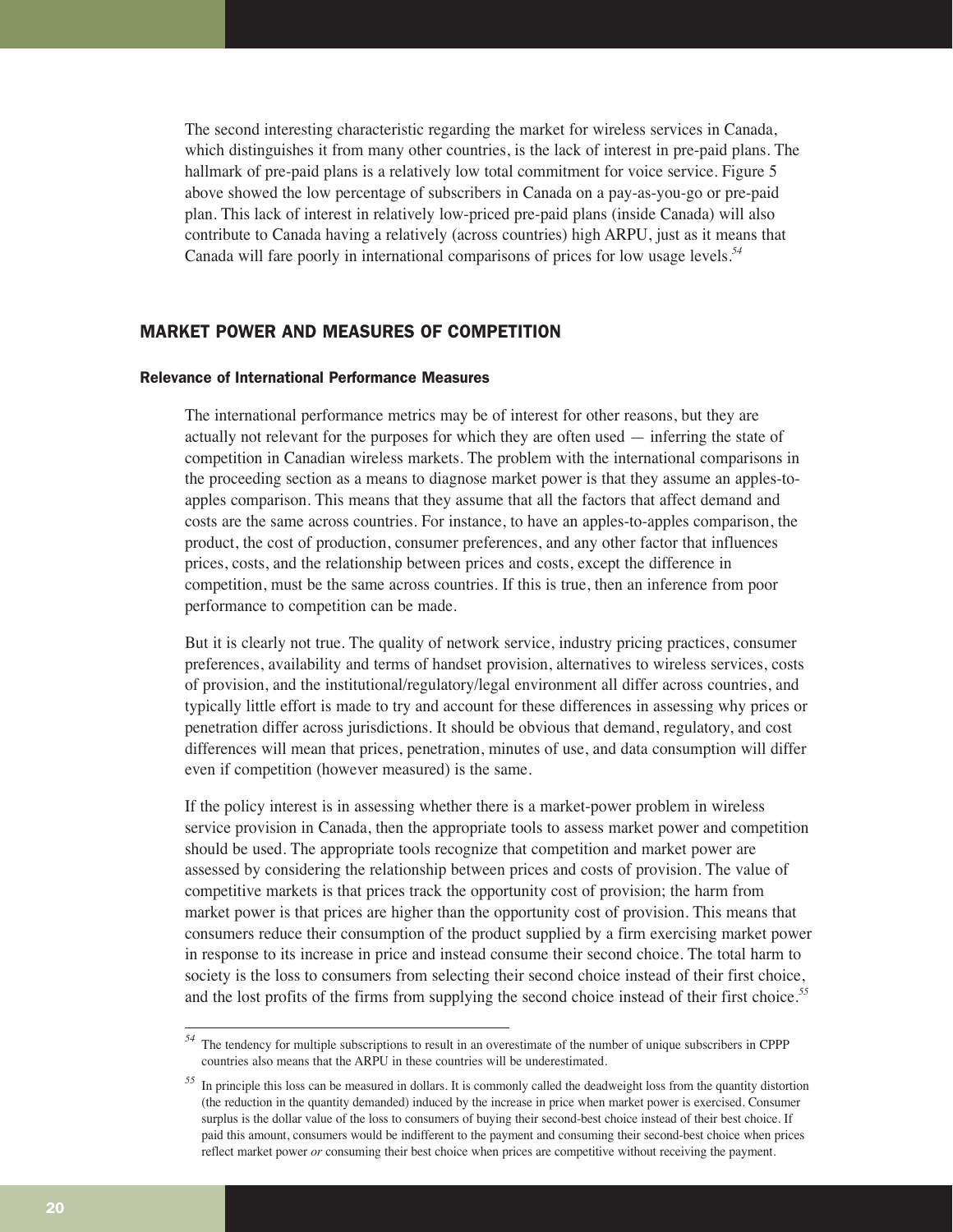The second interesting characteristic regarding the market for wireless services in Canada, which distinguishes it from many other countries, is the lack of interest in pre-paid plans. The hallmark of pre-paid plans is a relatively low total commitment for voice service. Figure 5 above showed the low percentage of subscribers in Canada on a pay-as-you-go or pre-paid plan. This lack of interest in relatively low-priced pre-paid plans (inside Canada) will also contribute to Canada having a relatively (across countries) high ARPU, just as it means that Canada will fare poorly in international comparisons of prices for low usage levels.[54]

## MARKET POWER AND MEASURES OF COMPETITION

### Relevance of International Performance Measures

The international performance metrics may be of interest for other reasons, but they are actually not relevant for the purposes for which they are often used — inferring the state of competition in Canadian wireless markets. The problem with the international comparisons in the proceeding section as a means to diagnose market power is that they assume an apples-to-apples comparison. This means that they assume that all the factors that affect demand and costs are the same across countries. For instance, to have an apples-to-apples comparison, the product, the cost of production, consumer preferences, and any other factor that influences prices, costs, and the relationship between prices and costs, except the difference in competition, must be the same across countries. If this is true, then an inference from poor performance to competition can be made.

But it is clearly not true. The quality of network service, industry pricing practices, consumer preferences, availability and terms of handset provision, alternatives to wireless services, costs of provision, and the institutional/regulatory/legal environment all differ across countries, and typically little effort is made to try and account for these differences in assessing why prices or penetration differ across jurisdictions. It should be obvious that demand, regulatory, and cost differences will mean that prices, penetration, minutes of use, and data consumption will differ even if competition (however measured) is the same.

If the policy interest is in assessing whether there is a market-power problem in wireless service provision in Canada, then the appropriate tools to assess market power and competition should be used. The appropriate tools recognize that competition and market power are assessed by considering the relationship between prices and costs of provision. The value of competitive markets is that prices track the opportunity cost of provision; the harm from market power is that prices are higher than the opportunity cost of provision. This means that consumers reduce their consumption of the product supplied by a firm exercising market power in response to its increase in price and instead consume their second choice. The total harm to society is the loss to consumers from selecting their second choice instead of their first choice, and the lost profits of the firms from supplying the second choice instead of their first choice.[55]

---

[54] The tendency for multiple subscriptions to result in an overestimate of the number of unique subscribers in CPPP countries also means that the ARPU in these countries will be underestimated.

[55] In principle this loss can be measured in dollars. It is commonly called the deadweight loss from the quantity distortion (the reduction in the quantity demanded) induced by the increase in price when market power is exercised. Consumer surplus is the dollar value of the loss to consumers of buying their second-best choice instead of their best choice. If paid this amount, consumers would be indifferent to the payment and consuming their second-best choice when prices reflect market power *or* consuming their best choice when prices are competitive without receiving the payment.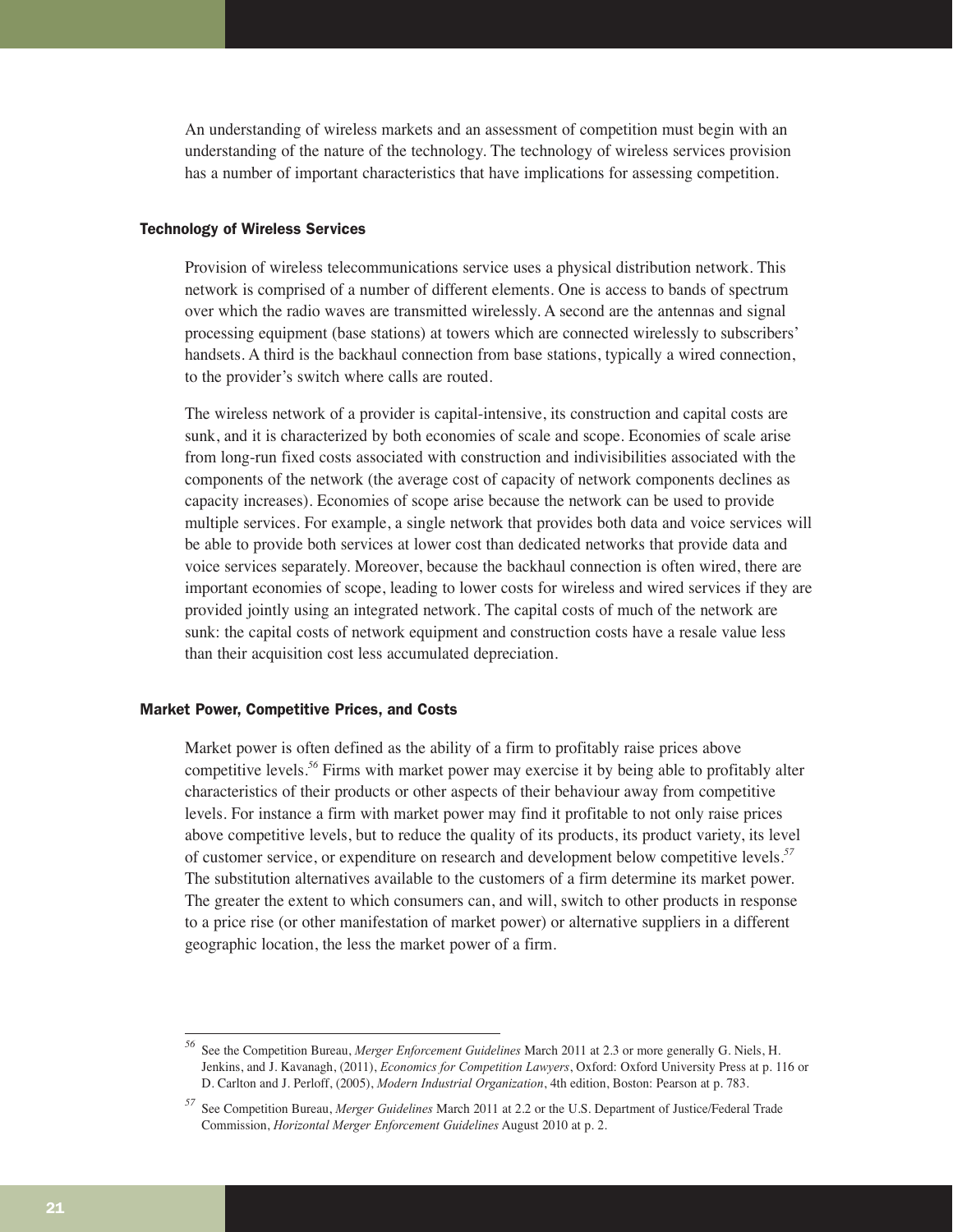An understanding of wireless markets and an assessment of competition must begin with an understanding of the nature of the technology. The technology of wireless services provision has a number of important characteristics that have implications for assessing competition.

### Technology of Wireless Services

Provision of wireless telecommunications service uses a physical distribution network. This network is comprised of a number of different elements. One is access to bands of spectrum over which the radio waves are transmitted wirelessly. A second are the antennas and signal processing equipment (base stations) at towers which are connected wirelessly to subscribers' handsets. A third is the backhaul connection from base stations, typically a wired connection, to the provider's switch where calls are routed.

The wireless network of a provider is capital-intensive, its construction and capital costs are sunk, and it is characterized by both economies of scale and scope. Economies of scale arise from long-run fixed costs associated with construction and indivisibilities associated with the components of the network (the average cost of capacity of network components declines as capacity increases). Economies of scope arise because the network can be used to provide multiple services. For example, a single network that provides both data and voice services will be able to provide both services at lower cost than dedicated networks that provide data and voice services separately. Moreover, because the backhaul connection is often wired, there are important economies of scope, leading to lower costs for wireless and wired services if they are provided jointly using an integrated network. The capital costs of much of the network are sunk: the capital costs of network equipment and construction costs have a resale value less than their acquisition cost less accumulated depreciation.

### Market Power, Competitive Prices, and Costs

Market power is often defined as the ability of a firm to profitably raise prices above competitive levels.[56] Firms with market power may exercise it by being able to profitably alter characteristics of their products or other aspects of their behaviour away from competitive levels. For instance a firm with market power may find it profitable to not only raise prices above competitive levels, but to reduce the quality of its products, its product variety, its level of customer service, or expenditure on research and development below competitive levels.[57] The substitution alternatives available to the customers of a firm determine its market power. The greater the extent to which consumers can, and will, switch to other products in response to a price rise (or other manifestation of market power) or alternative suppliers in a different geographic location, the less the market power of a firm.

---

[56] See the Competition Bureau, *Merger Enforcement Guidelines* March 2011 at 2.3 or more generally G. Niels, H. Jenkins, and J. Kavanagh, (2011), *Economics for Competition Lawyers*, Oxford: Oxford University Press at p. 116 or D. Carlton and J. Perloff, (2005), *Modern Industrial Organization*, 4th edition, Boston: Pearson at p. 783.

[57] See Competition Bureau, *Merger Guidelines* March 2011 at 2.2 or the U.S. Department of Justice/Federal Trade Commission, *Horizontal Merger Enforcement Guidelines* August 2010 at p. 2.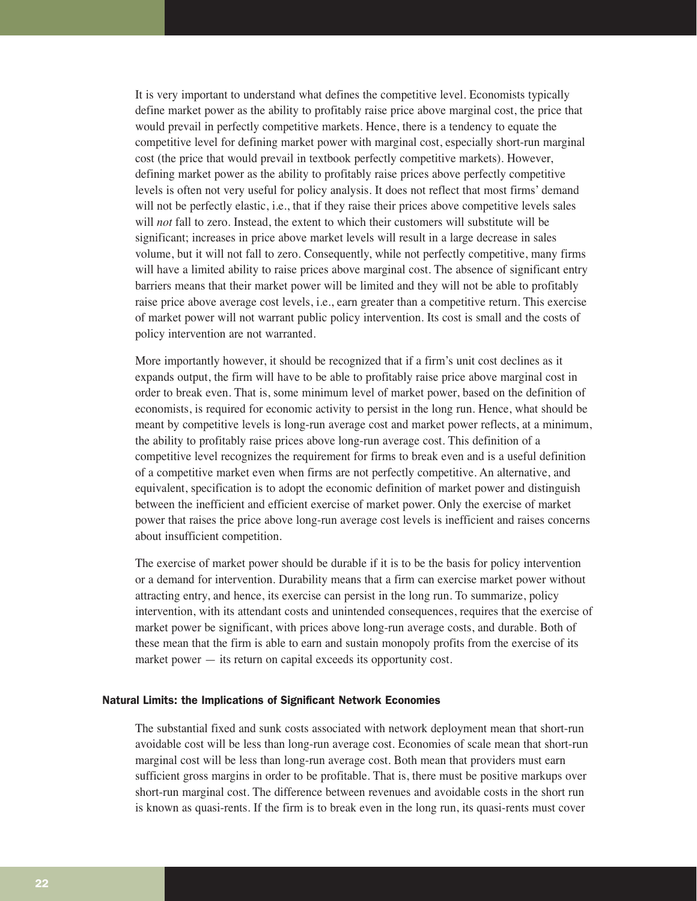It is very important to understand what defines the competitive level. Economists typically define market power as the ability to profitably raise price above marginal cost, the price that would prevail in perfectly competitive markets. Hence, there is a tendency to equate the competitive level for defining market power with marginal cost, especially short-run marginal cost (the price that would prevail in textbook perfectly competitive markets). However, defining market power as the ability to profitably raise prices above perfectly competitive levels is often not very useful for policy analysis. It does not reflect that most firms' demand will not be perfectly elastic, i.e., that if they raise their prices above competitive levels sales will *not* fall to zero. Instead, the extent to which their customers will substitute will be significant; increases in price above market levels will result in a large decrease in sales volume, but it will not fall to zero. Consequently, while not perfectly competitive, many firms will have a limited ability to raise prices above marginal cost. The absence of significant entry barriers means that their market power will be limited and they will not be able to profitably raise price above average cost levels, i.e., earn greater than a competitive return. This exercise of market power will not warrant public policy intervention. Its cost is small and the costs of policy intervention are not warranted.

More importantly however, it should be recognized that if a firm's unit cost declines as it expands output, the firm will have to be able to profitably raise price above marginal cost in order to break even. That is, some minimum level of market power, based on the definition of economists, is required for economic activity to persist in the long run. Hence, what should be meant by competitive levels is long-run average cost and market power reflects, at a minimum, the ability to profitably raise prices above long-run average cost. This definition of a competitive level recognizes the requirement for firms to break even and is a useful definition of a competitive market even when firms are not perfectly competitive. An alternative, and equivalent, specification is to adopt the economic definition of market power and distinguish between the inefficient and efficient exercise of market power. Only the exercise of market power that raises the price above long-run average cost levels is inefficient and raises concerns about insufficient competition.

The exercise of market power should be durable if it is to be the basis for policy intervention or a demand for intervention. Durability means that a firm can exercise market power without attracting entry, and hence, its exercise can persist in the long run. To summarize, policy intervention, with its attendant costs and unintended consequences, requires that the exercise of market power be significant, with prices above long-run average costs, and durable. Both of these mean that the firm is able to earn and sustain monopoly profits from the exercise of its market power — its return on capital exceeds its opportunity cost.

#### Natural Limits: the Implications of Significant Network Economies

The substantial fixed and sunk costs associated with network deployment mean that short-run avoidable cost will be less than long-run average cost. Economies of scale mean that short-run marginal cost will be less than long-run average cost. Both mean that providers must earn sufficient gross margins in order to be profitable. That is, there must be positive markups over short-run marginal cost. The difference between revenues and avoidable costs in the short run is known as quasi-rents. If the firm is to break even in the long run, its quasi-rents must cover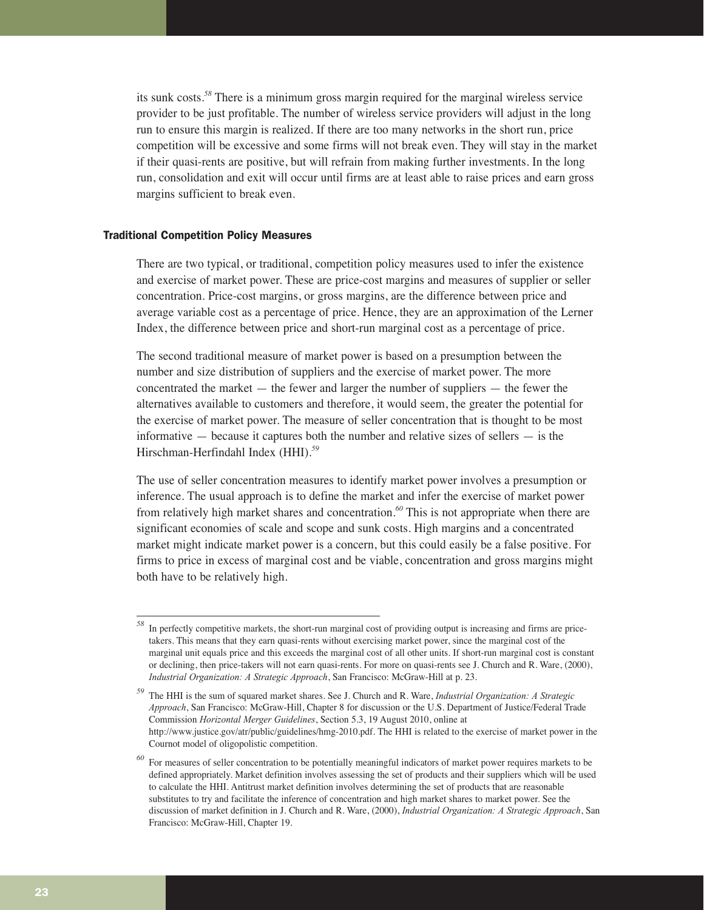its sunk costs.[58] There is a minimum gross margin required for the marginal wireless service provider to be just profitable. The number of wireless service providers will adjust in the long run to ensure this margin is realized. If there are too many networks in the short run, price competition will be excessive and some firms will not break even. They will stay in the market if their quasi-rents are positive, but will refrain from making further investments. In the long run, consolidation and exit will occur until firms are at least able to raise prices and earn gross margins sufficient to break even.

### Traditional Competition Policy Measures

There are two typical, or traditional, competition policy measures used to infer the existence and exercise of market power. These are price-cost margins and measures of supplier or seller concentration. Price-cost margins, or gross margins, are the difference between price and average variable cost as a percentage of price. Hence, they are an approximation of the Lerner Index, the difference between price and short-run marginal cost as a percentage of price.

The second traditional measure of market power is based on a presumption between the number and size distribution of suppliers and the exercise of market power. The more concentrated the market — the fewer and larger the number of suppliers — the fewer the alternatives available to customers and therefore, it would seem, the greater the potential for the exercise of market power. The measure of seller concentration that is thought to be most informative — because it captures both the number and relative sizes of sellers — is the Hirschman-Herfindahl Index (HHI).[59]

The use of seller concentration measures to identify market power involves a presumption or inference. The usual approach is to define the market and infer the exercise of market power from relatively high market shares and concentration.[60] This is not appropriate when there are significant economies of scale and scope and sunk costs. High margins and a concentrated market might indicate market power is a concern, but this could easily be a false positive. For firms to price in excess of marginal cost and be viable, concentration and gross margins might both have to be relatively high.

---

[58] In perfectly competitive markets, the short-run marginal cost of providing output is increasing and firms are price-takers. This means that they earn quasi-rents without exercising market power, since the marginal cost of the marginal unit equals price and this exceeds the marginal cost of all other units. If short-run marginal cost is constant or declining, then price-takers will not earn quasi-rents. For more on quasi-rents see J. Church and R. Ware, (2000), *Industrial Organization: A Strategic Approach*, San Francisco: McGraw-Hill at p. 23.

[59] The HHI is the sum of squared market shares. See J. Church and R. Ware, *Industrial Organization: A Strategic Approach*, San Francisco: McGraw-Hill, Chapter 8 for discussion or the U.S. Department of Justice/Federal Trade Commission *Horizontal Merger Guidelines*, Section 5.3, 19 August 2010, online at http://www.justice.gov/atr/public/guidelines/hmg-2010.pdf. The HHI is related to the exercise of market power in the Cournot model of oligopolistic competition.

[60] For measures of seller concentration to be potentially meaningful indicators of market power requires markets to be defined appropriately. Market definition involves assessing the set of products and their suppliers which will be used to calculate the HHI. Antitrust market definition involves determining the set of products that are reasonable substitutes to try and facilitate the inference of concentration and high market shares to market power. See the discussion of market definition in J. Church and R. Ware, (2000), *Industrial Organization: A Strategic Approach*, San Francisco: McGraw-Hill, Chapter 19.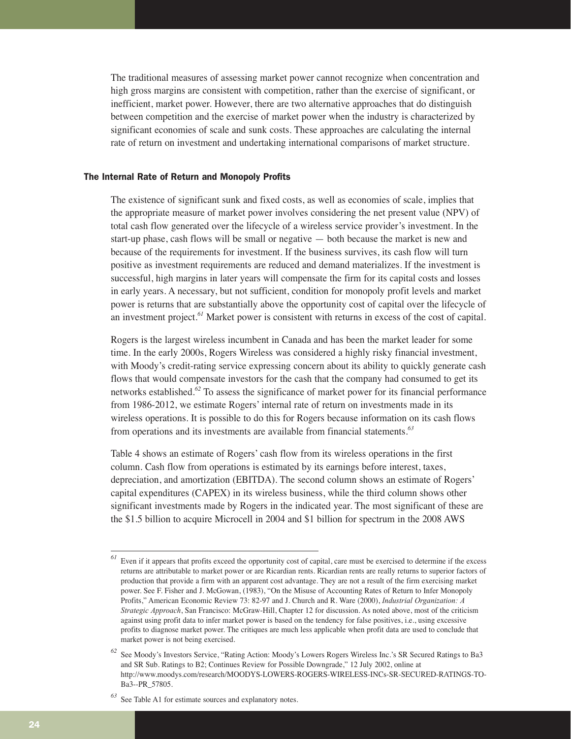The traditional measures of assessing market power cannot recognize when concentration and high gross margins are consistent with competition, rather than the exercise of significant, or inefficient, market power. However, there are two alternative approaches that do distinguish between competition and the exercise of market power when the industry is characterized by significant economies of scale and sunk costs. These approaches are calculating the internal rate of return on investment and undertaking international comparisons of market structure.

### The Internal Rate of Return and Monopoly Profits

The existence of significant sunk and fixed costs, as well as economies of scale, implies that the appropriate measure of market power involves considering the net present value (NPV) of total cash flow generated over the lifecycle of a wireless service provider's investment. In the start-up phase, cash flows will be small or negative — both because the market is new and because of the requirements for investment. If the business survives, its cash flow will turn positive as investment requirements are reduced and demand materializes. If the investment is successful, high margins in later years will compensate the firm for its capital costs and losses in early years. A necessary, but not sufficient, condition for monopoly profit levels and market power is returns that are substantially above the opportunity cost of capital over the lifecycle of an investment project.[61] Market power is consistent with returns in excess of the cost of capital.

Rogers is the largest wireless incumbent in Canada and has been the market leader for some time. In the early 2000s, Rogers Wireless was considered a highly risky financial investment, with Moody's credit-rating service expressing concern about its ability to quickly generate cash flows that would compensate investors for the cash that the company had consumed to get its networks established.[62] To assess the significance of market power for its financial performance from 1986-2012, we estimate Rogers' internal rate of return on investments made in its wireless operations. It is possible to do this for Rogers because information on its cash flows from operations and its investments are available from financial statements.[63]

Table 4 shows an estimate of Rogers' cash flow from its wireless operations in the first column. Cash flow from operations is estimated by its earnings before interest, taxes, depreciation, and amortization (EBITDA). The second column shows an estimate of Rogers' capital expenditures (CAPEX) in its wireless business, while the third column shows other significant investments made by Rogers in the indicated year. The most significant of these are the $1.5 billion to acquire Microcell in 2004 and $1 billion for spectrum in the 2008 AWS

---

[61] Even if it appears that profits exceed the opportunity cost of capital, care must be exercised to determine if the excess returns are attributable to market power or are Ricardian rents. Ricardian rents are really returns to superior factors of production that provide a firm with an apparent cost advantage. They are not a result of the firm exercising market power. See F. Fisher and J. McGowan, (1983), "On the Misuse of Accounting Rates of Return to Infer Monopoly Profits," American Economic Review 73: 82-97 and J. Church and R. Ware (2000), *Industrial Organization: A Strategic Approach*, San Francisco: McGraw-Hill, Chapter 12 for discussion. As noted above, most of the criticism against using profit data to infer market power is based on the tendency for false positives, i.e., using excessive profits to diagnose market power. The critiques are much less applicable when profit data are used to conclude that market power is not being exercised.

[62] See Moody's Investors Service, "Rating Action: Moody's Lowers Rogers Wireless Inc.'s SR Secured Ratings to Ba3 and SR Sub. Ratings to B2; Continues Review for Possible Downgrade," 12 July 2002, online at http://www.moodys.com/research/MOODYS-LOWERS-ROGERS-WIRELESS-INCs-SR-SECURED-RATINGS-TO-Ba3--PR_57805.

[63] See Table A1 for estimate sources and explanatory notes.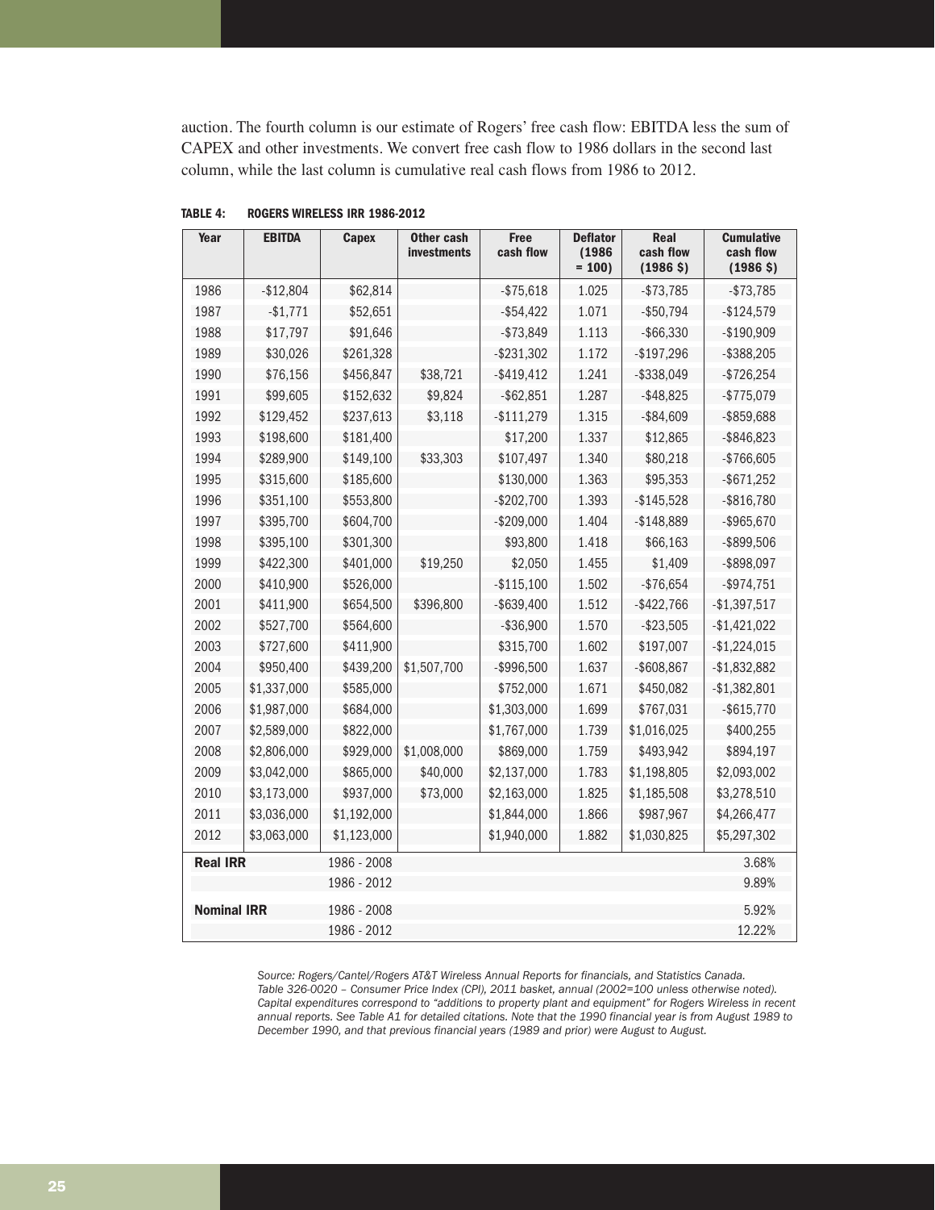auction. The fourth column is our estimate of Rogers' free cash flow: EBITDA less the sum of CAPEX and other investments. We convert free cash flow to 1986 dollars in the second last column, while the last column is cumulative real cash flows from 1986 to 2012.

**TABLE 4: ROGERS WIRELESS IRR 1986-2012**

| Year | EBITDA | Capex | Other cash investments | Free cash flow | Deflator (1986 = 100) | Real cash flow (1986 $) | Cumulative cash flow (1986 $) |
|---|---|---|---|---|---|---|---|
| 1986 | -$12,804 | $62,814 | | -$75,618 | 1.025 | -$73,785 | -$73,785 |
| 1987 | -$1,771 | $52,651 | | -$54,422 | 1.071 | -$50,794 | -$124,579 |
| 1988 | $17,797 | $91,646 | | -$73,849 | 1.113 | -$66,330 | -$190,909 |
| 1989 | $30,026 | $261,328 | | -$231,302 | 1.172 | -$197,296 | -$388,205 |
| 1990 | $76,156 | $456,847 | $38,721 | -$419,412 | 1.241 | -$338,049 | -$726,254 |
| 1991 | $99,605 | $152,632 | $9,824 | -$62,851 | 1.287 | -$48,825 | -$775,079 |
| 1992 | $129,452 | $237,613 | $3,118 | -$111,279 | 1.315 | -$84,609 | -$859,688 |
| 1993 | $198,600 | $181,400 | | $17,200 | 1.337 | $12,865 | -$846,823 |
| 1994 | $289,900 | $149,100 | $33,303 | $107,497 | 1.340 | $80,218 | -$766,605 |
| 1995 | $315,600 | $185,600 | | $130,000 | 1.363 | $95,353 | -$671,252 |
| 1996 | $351,100 | $553,800 | | -$202,700 | 1.393 | -$145,528 | -$816,780 |
| 1997 | $395,700 | $604,700 | | -$209,000 | 1.404 | -$148,889 | -$965,670 |
| 1998 | $395,100 | $301,300 | | $93,800 | 1.418 | $66,163 | -$899,506 |
| 1999 | $422,300 | $401,000 | $19,250 | $2,050 | 1.455 | $1,409 | -$898,097 |
| 2000 | $410,900 | $526,000 | | -$115,100 | 1.502 | -$76,654 | -$974,751 |
| 2001 | $411,900 | $654,500 | $396,800 | -$639,400 | 1.512 | -$422,766 | -$1,397,517 |
| 2002 | $527,700 | $564,600 | | -$36,900 | 1.570 | -$23,505 | -$1,421,022 |
| 2003 | $727,600 | $411,900 | | $315,700 | 1.602 | $197,007 | -$1,224,015 |
| 2004 | $950,400 | $439,200 | $1,507,700 | -$996,500 | 1.637 | -$608,867 | -$1,832,882 |
| 2005 | $1,337,000 | $585,000 | | $752,000 | 1.671 | $450,082 | -$1,382,801 |
| 2006 | $1,987,000 | $684,000 | | $1,303,000 | 1.699 | $767,031 | -$615,770 |
| 2007 | $2,589,000 | $822,000 | | $1,767,000 | 1.739 | $1,016,025 | $400,255 |
| 2008 | $2,806,000 | $929,000 | $1,008,000 | $869,000 | 1.759 | $493,942 | $894,197 |
| 2009 | $3,042,000 | $865,000 | $40,000 | $2,137,000 | 1.783 | $1,198,805 | $2,093,002 |
| 2010 | $3,173,000 | $937,000 | $73,000 | $2,163,000 | 1.825 | $1,185,508 | $3,278,510 |
| 2011 | $3,036,000 | $1,192,000 | | $1,844,000 | 1.866 | $987,967 | $4,266,477 |
| 2012 | $3,063,000 | $1,123,000 | | $1,940,000 | 1.882 | $1,030,825 | $5,297,302 |
| **Real IRR** | | 1986 - 2008 | | | | | 3.68% |
| | | 1986 - 2012 | | | | | 9.89% |
| **Nominal IRR** | | 1986 - 2008 | | | | | 5.92% |
| | | 1986 - 2012 | | | | | 12.22% |

*Source: Rogers/Cantel/Rogers AT&T Wireless Annual Reports for financials, and Statistics Canada. Table 326-0020 – Consumer Price Index (CPI), 2011 basket, annual (2002=100 unless otherwise noted). Capital expenditures correspond to "additions to property plant and equipment" for Rogers Wireless in recent annual reports. See Table A1 for detailed citations. Note that the 1990 financial year is from August 1989 to December 1990, and that previous financial years (1989 and prior) were August to August.*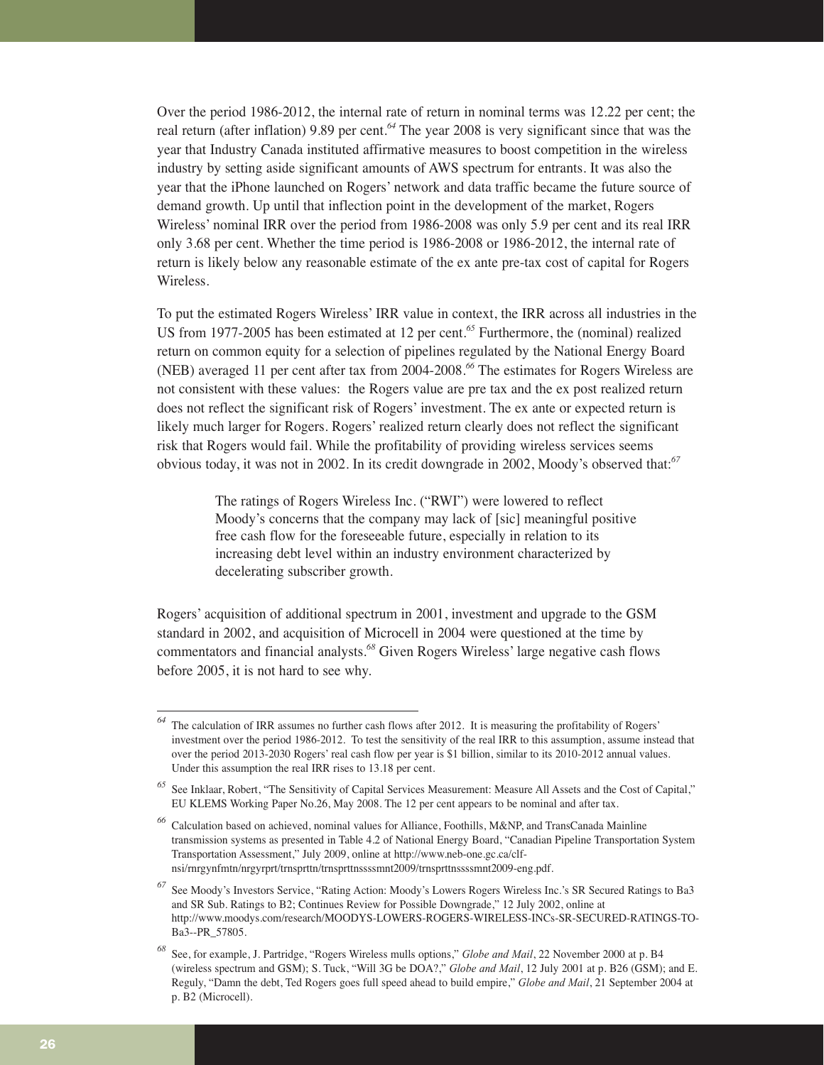Over the period 1986-2012, the internal rate of return in nominal terms was 12.22 per cent; the real return (after inflation) 9.89 per cent.[64] The year 2008 is very significant since that was the year that Industry Canada instituted affirmative measures to boost competition in the wireless industry by setting aside significant amounts of AWS spectrum for entrants. It was also the year that the iPhone launched on Rogers' network and data traffic became the future source of demand growth. Up until that inflection point in the development of the market, Rogers Wireless' nominal IRR over the period from 1986-2008 was only 5.9 per cent and its real IRR only 3.68 per cent. Whether the time period is 1986-2008 or 1986-2012, the internal rate of return is likely below any reasonable estimate of the ex ante pre-tax cost of capital for Rogers Wireless.

To put the estimated Rogers Wireless' IRR value in context, the IRR across all industries in the US from 1977-2005 has been estimated at 12 per cent.[65] Furthermore, the (nominal) realized return on common equity for a selection of pipelines regulated by the National Energy Board (NEB) averaged 11 per cent after tax from 2004-2008.[66] The estimates for Rogers Wireless are not consistent with these values: the Rogers value are pre tax and the ex post realized return does not reflect the significant risk of Rogers' investment. The ex ante or expected return is likely much larger for Rogers. Rogers' realized return clearly does not reflect the significant risk that Rogers would fail. While the profitability of providing wireless services seems obvious today, it was not in 2002. In its credit downgrade in 2002, Moody's observed that:[67]

> The ratings of Rogers Wireless Inc. ("RWI") were lowered to reflect Moody's concerns that the company may lack of [sic] meaningful positive free cash flow for the foreseeable future, especially in relation to its increasing debt level within an industry environment characterized by decelerating subscriber growth.

Rogers' acquisition of additional spectrum in 2001, investment and upgrade to the GSM standard in 2002, and acquisition of Microcell in 2004 were questioned at the time by commentators and financial analysts.[68] Given Rogers Wireless' large negative cash flows before 2005, it is not hard to see why.

---

[64] The calculation of IRR assumes no further cash flows after 2012. It is measuring the profitability of Rogers' investment over the period 1986-2012. To test the sensitivity of the real IRR to this assumption, assume instead that over the period 2013-2030 Rogers' real cash flow per year is $1 billion, similar to its 2010-2012 annual values. Under this assumption the real IRR rises to 13.18 per cent.

[65] See Inklaar, Robert, "The Sensitivity of Capital Services Measurement: Measure All Assets and the Cost of Capital," EU KLEMS Working Paper No.26, May 2008. The 12 per cent appears to be nominal and after tax.

[66] Calculation based on achieved, nominal values for Alliance, Foothills, M&NP, and TransCanada Mainline transmission systems as presented in Table 4.2 of National Energy Board, "Canadian Pipeline Transportation System Transportation Assessment," July 2009, online at http://www.neb-one.gc.ca/clf-nsi/rnrgynfmtn/nrgyrprt/trnsprttn/trnsprttnssssmnt2009/trnsprttnssssmnt2009-eng.pdf.

[67] See Moody's Investors Service, "Rating Action: Moody's Lowers Rogers Wireless Inc.'s SR Secured Ratings to Ba3 and SR Sub. Ratings to B2; Continues Review for Possible Downgrade," 12 July 2002, online at http://www.moodys.com/research/MOODYS-LOWERS-ROGERS-WIRELESS-INCs-SR-SECURED-RATINGS-TO-Ba3--PR_57805.

[68] See, for example, J. Partridge, "Rogers Wireless mulls options," *Globe and Mail*, 22 November 2000 at p. B4 (wireless spectrum and GSM); S. Tuck, "Will 3G be DOA?," *Globe and Mail*, 12 July 2001 at p. B26 (GSM); and E. Reguly, "Damn the debt, Ted Rogers goes full speed ahead to build empire," *Globe and Mail*, 21 September 2004 at p. B2 (Microcell).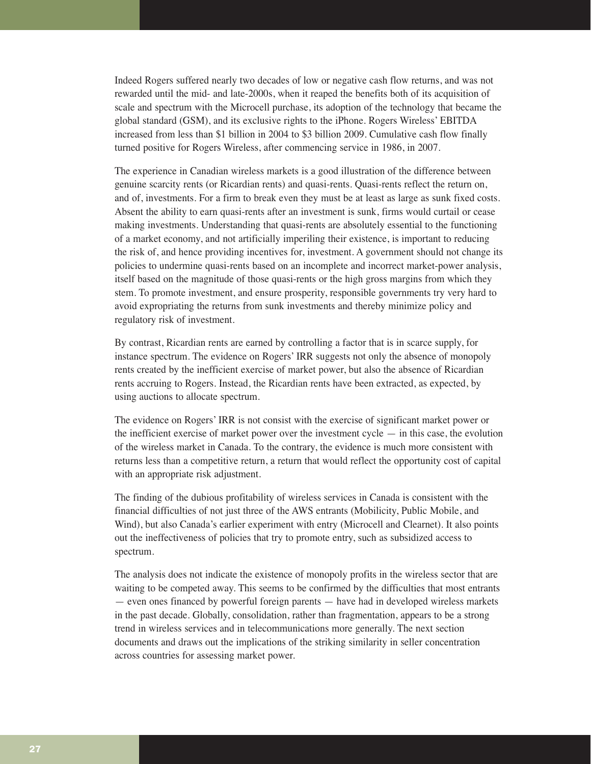Indeed Rogers suffered nearly two decades of low or negative cash flow returns, and was not rewarded until the mid- and late-2000s, when it reaped the benefits both of its acquisition of scale and spectrum with the Microcell purchase, its adoption of the technology that became the global standard (GSM), and its exclusive rights to the iPhone. Rogers Wireless' EBITDA increased from less than $1 billion in 2004 to $3 billion 2009. Cumulative cash flow finally turned positive for Rogers Wireless, after commencing service in 1986, in 2007.

The experience in Canadian wireless markets is a good illustration of the difference between genuine scarcity rents (or Ricardian rents) and quasi-rents. Quasi-rents reflect the return on, and of, investments. For a firm to break even they must be at least as large as sunk fixed costs. Absent the ability to earn quasi-rents after an investment is sunk, firms would curtail or cease making investments. Understanding that quasi-rents are absolutely essential to the functioning of a market economy, and not artificially imperiling their existence, is important to reducing the risk of, and hence providing incentives for, investment. A government should not change its policies to undermine quasi-rents based on an incomplete and incorrect market-power analysis, itself based on the magnitude of those quasi-rents or the high gross margins from which they stem. To promote investment, and ensure prosperity, responsible governments try very hard to avoid expropriating the returns from sunk investments and thereby minimize policy and regulatory risk of investment.

By contrast, Ricardian rents are earned by controlling a factor that is in scarce supply, for instance spectrum. The evidence on Rogers' IRR suggests not only the absence of monopoly rents created by the inefficient exercise of market power, but also the absence of Ricardian rents accruing to Rogers. Instead, the Ricardian rents have been extracted, as expected, by using auctions to allocate spectrum.

The evidence on Rogers' IRR is not consist with the exercise of significant market power or the inefficient exercise of market power over the investment cycle — in this case, the evolution of the wireless market in Canada. To the contrary, the evidence is much more consistent with returns less than a competitive return, a return that would reflect the opportunity cost of capital with an appropriate risk adjustment.

The finding of the dubious profitability of wireless services in Canada is consistent with the financial difficulties of not just three of the AWS entrants (Mobilicity, Public Mobile, and Wind), but also Canada's earlier experiment with entry (Microcell and Clearnet). It also points out the ineffectiveness of policies that try to promote entry, such as subsidized access to spectrum.

The analysis does not indicate the existence of monopoly profits in the wireless sector that are waiting to be competed away. This seems to be confirmed by the difficulties that most entrants — even ones financed by powerful foreign parents — have had in developed wireless markets in the past decade. Globally, consolidation, rather than fragmentation, appears to be a strong trend in wireless services and in telecommunications more generally. The next section documents and draws out the implications of the striking similarity in seller concentration across countries for assessing market power.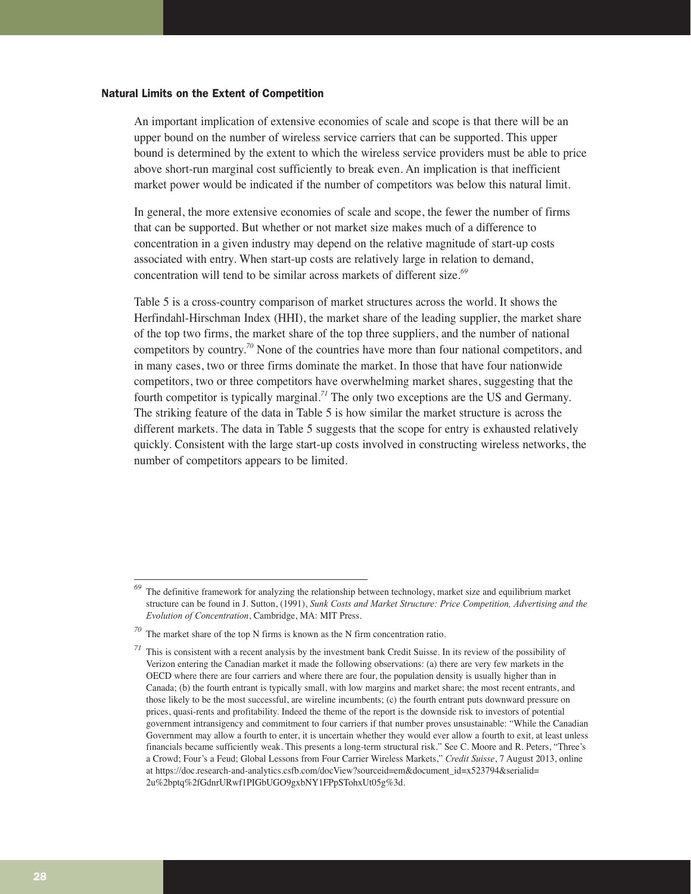### Natural Limits on the Extent of Competition

An important implication of extensive economies of scale and scope is that there will be an upper bound on the number of wireless service carriers that can be supported. This upper bound is determined by the extent to which the wireless service providers must be able to price above short-run marginal cost sufficiently to break even. An implication is that inefficient market power would be indicated if the number of competitors was below this natural limit.

In general, the more extensive economies of scale and scope, the fewer the number of firms that can be supported. But whether or not market size makes much of a difference to concentration in a given industry may depend on the relative magnitude of start-up costs associated with entry. When start-up costs are relatively large in relation to demand, concentration will tend to be similar across markets of different size.[69]

Table 5 is a cross-country comparison of market structures across the world. It shows the Herfindahl-Hirschman Index (HHI), the market share of the leading supplier, the market share of the top two firms, the market share of the top three suppliers, and the number of national competitors by country.[70] None of the countries have more than four national competitors, and in many cases, two or three firms dominate the market. In those that have four nationwide competitors, two or three competitors have overwhelming market shares, suggesting that the fourth competitor is typically marginal.[71] The only two exceptions are the US and Germany. The striking feature of the data in Table 5 is how similar the market structure is across the different markets. The data in Table 5 suggests that the scope for entry is exhausted relatively quickly. Consistent with the large start-up costs involved in constructing wireless networks, the number of competitors appears to be limited.

---

[69] The definitive framework for analyzing the relationship between technology, market size and equilibrium market structure can be found in J. Sutton, (1991), *Sunk Costs and Market Structure: Price Competition, Advertising and the Evolution of Concentration*, Cambridge, MA: MIT Press.

[70] The market share of the top N firms is known as the N firm concentration ratio.

[71] This is consistent with a recent analysis by the investment bank Credit Suisse. In its review of the possibility of Verizon entering the Canadian market it made the following observations: (a) there are very few markets in the OECD where there are four carriers and where there are four, the population density is usually higher than in Canada; (b) the fourth entrant is typically small, with low margins and market share; the most recent entrants, and those likely to be the most successful, are wireline incumbents; (c) the fourth entrant puts downward pressure on prices, quasi-rents and profitability. Indeed the theme of the report is the downside risk to investors of potential government intransigency and commitment to four carriers if that number proves unsustainable: "While the Canadian Government may allow a fourth to enter, it is uncertain whether they would ever allow a fourth to exit, at least unless financials became sufficiently weak. This presents a long-term structural risk." See C. Moore and R. Peters, "Three's a Crowd; Four's a Feud; Global Lessons from Four Carrier Wireless Markets," *Credit Suisse*, 7 August 2013, online at https://doc.research-and-analytics.csfb.com/docView?sourceid=em&document_id=x523794&serialid=2u%2bptq%2fGdnrURwf1PIGbUGO9gxbNY1FPpSTohxUt05g%3d.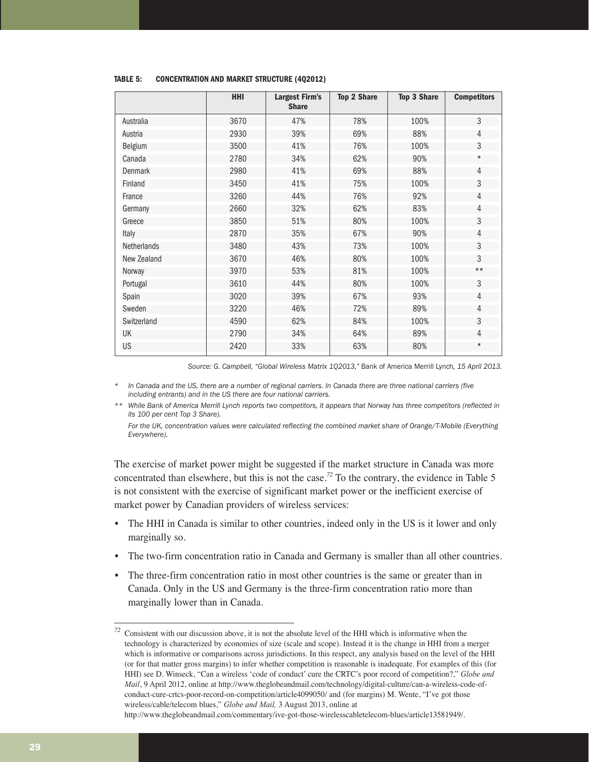**TABLE 5: CONCENTRATION AND MARKET STRUCTURE (4Q2012)**

| | HHI | Largest Firm's Share | Top 2 Share | Top 3 Share | Competitors |
|---|---|---|---|---|---|
| Australia | 3670 | 47% | 78% | 100% | 3 |
| Austria | 2930 | 39% | 69% | 88% | 4 |
| Belgium | 3500 | 41% | 76% | 100% | 3 |
| Canada | 2780 | 34% | 62% | 90% | * |
| Denmark | 2980 | 41% | 69% | 88% | 4 |
| Finland | 3450 | 41% | 75% | 100% | 3 |
| France | 3260 | 44% | 76% | 92% | 4 |
| Germany | 2660 | 32% | 62% | 83% | 4 |
| Greece | 3850 | 51% | 80% | 100% | 3 |
| Italy | 2870 | 35% | 67% | 90% | 4 |
| Netherlands | 3480 | 43% | 73% | 100% | 3 |
| New Zealand | 3670 | 46% | 80% | 100% | 3 |
| Norway | 3970 | 53% | 81% | 100% | ** |
| Portugal | 3610 | 44% | 80% | 100% | 3 |
| Spain | 3020 | 39% | 67% | 93% | 4 |
| Sweden | 3220 | 46% | 72% | 89% | 4 |
| Switzerland | 4590 | 62% | 84% | 100% | 3 |
| UK | 2790 | 34% | 64% | 89% | 4 |
| US | 2420 | 33% | 63% | 80% | * |

*Source: G. Campbell, "Global Wireless Matrix 1Q2013,"* Bank of America Merrill Lynch, *15 April 2013.*

\* *In Canada and the US, there are a number of regional carriers. In Canada there are three national carriers (five including entrants) and in the US there are four national carriers.*

\*\* *While Bank of America Merrill Lynch reports two competitors, it appears that Norway has three competitors (reflected in its 100 per cent Top 3 Share).*

*For the UK, concentration values were calculated reflecting the combined market share of Orange/T-Mobile (Everything Everywhere).*

The exercise of market power might be suggested if the market structure in Canada was more concentrated than elsewhere, but this is not the case.[72] To the contrary, the evidence in Table 5 is not consistent with the exercise of significant market power or the inefficient exercise of market power by Canadian providers of wireless services:

- The HHI in Canada is similar to other countries, indeed only in the US is it lower and only marginally so.
- The two-firm concentration ratio in Canada and Germany is smaller than all other countries.
- The three-firm concentration ratio in most other countries is the same or greater than in Canada. Only in the US and Germany is the three-firm concentration ratio more than marginally lower than in Canada.

---

[72] Consistent with our discussion above, it is not the absolute level of the HHI which is informative when the technology is characterized by economies of size (scale and scope). Instead it is the change in HHI from a merger which is informative or comparisons across jurisdictions. In this respect, any analysis based on the level of the HHI (or for that matter gross margins) to infer whether competition is reasonable is inadequate. For examples of this (for HHI) see D. Winseck, "Can a wireless 'code of conduct' cure the CRTC's poor record of competition?," *Globe and Mail*, 9 April 2012, online at http://www.theglobeandmail.com/technology/digital-culture/can-a-wireless-code-of-conduct-cure-crtcs-poor-record-on-competition/article4099050/ and (for margins) M. Wente, "I've got those wireless/cable/telecom blues," *Globe and Mail,* 3 August 2013, online at http://www.theglobeandmail.com/commentary/ive-got-those-wirelesscabletelecom-blues/article13581949/.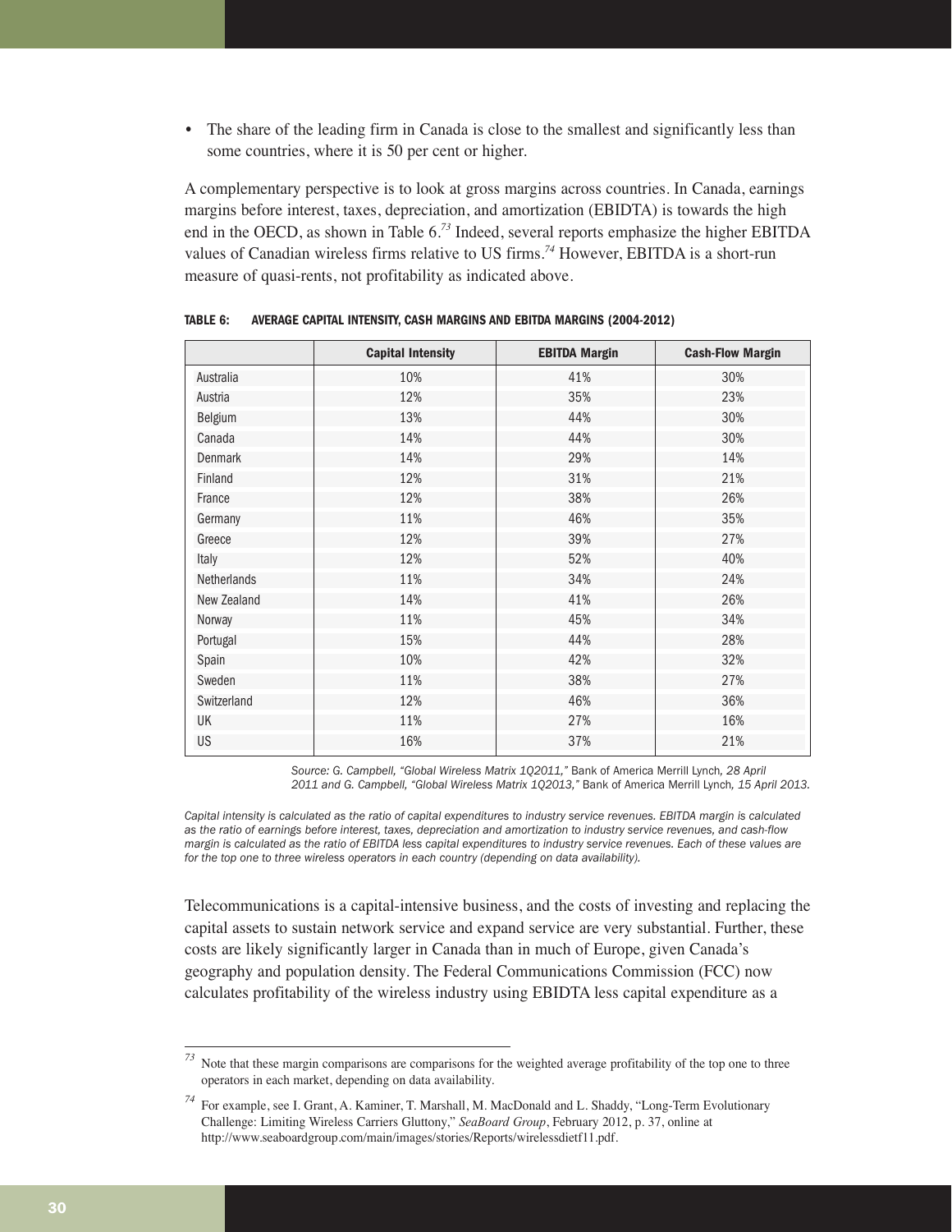- The share of the leading firm in Canada is close to the smallest and significantly less than some countries, where it is 50 per cent or higher.

A complementary perspective is to look at gross margins across countries. In Canada, earnings margins before interest, taxes, depreciation, and amortization (EBIDTA) is towards the high end in the OECD, as shown in Table 6.[73] Indeed, several reports emphasize the higher EBITDA values of Canadian wireless firms relative to US firms.[74] However, EBITDA is a short-run measure of quasi-rents, not profitability as indicated above.

**TABLE 6: AVERAGE CAPITAL INTENSITY, CASH MARGINS AND EBITDA MARGINS (2004-2012)**

| | Capital Intensity | EBITDA Margin | Cash-Flow Margin |
|---|---|---|---|
| Australia | 10% | 41% | 30% |
| Austria | 12% | 35% | 23% |
| Belgium | 13% | 44% | 30% |
| Canada | 14% | 44% | 30% |
| Denmark | 14% | 29% | 14% |
| Finland | 12% | 31% | 21% |
| France | 12% | 38% | 26% |
| Germany | 11% | 46% | 35% |
| Greece | 12% | 39% | 27% |
| Italy | 12% | 52% | 40% |
| Netherlands | 11% | 34% | 24% |
| New Zealand | 14% | 41% | 26% |
| Norway | 11% | 45% | 34% |
| Portugal | 15% | 44% | 28% |
| Spain | 10% | 42% | 32% |
| Sweden | 11% | 38% | 27% |
| Switzerland | 12% | 46% | 36% |
| UK | 11% | 27% | 16% |
| US | 16% | 37% | 21% |

*Source: G. Campbell, "Global Wireless Matrix 1Q2011,"* Bank of America Merrill Lynch*, 28 April 2011 and G. Campbell, "Global Wireless Matrix 1Q2013,"* Bank of America Merrill Lynch*, 15 April 2013.*

*Capital intensity is calculated as the ratio of capital expenditures to industry service revenues. EBITDA margin is calculated as the ratio of earnings before interest, taxes, depreciation and amortization to industry service revenues, and cash-flow margin is calculated as the ratio of EBITDA less capital expenditures to industry service revenues. Each of these values are for the top one to three wireless operators in each country (depending on data availability).*

Telecommunications is a capital-intensive business, and the costs of investing and replacing the capital assets to sustain network service and expand service are very substantial. Further, these costs are likely significantly larger in Canada than in much of Europe, given Canada's geography and population density. The Federal Communications Commission (FCC) now calculates profitability of the wireless industry using EBIDTA less capital expenditure as a

---

[73] Note that these margin comparisons are comparisons for the weighted average profitability of the top one to three operators in each market, depending on data availability.

[74] For example, see I. Grant, A. Kaminer, T. Marshall, M. MacDonald and L. Shaddy, "Long-Term Evolutionary Challenge: Limiting Wireless Carriers Gluttony," *SeaBoard Group*, February 2012, p. 37, online at http://www.seaboardgroup.com/main/images/stories/Reports/wirelessdietf11.pdf.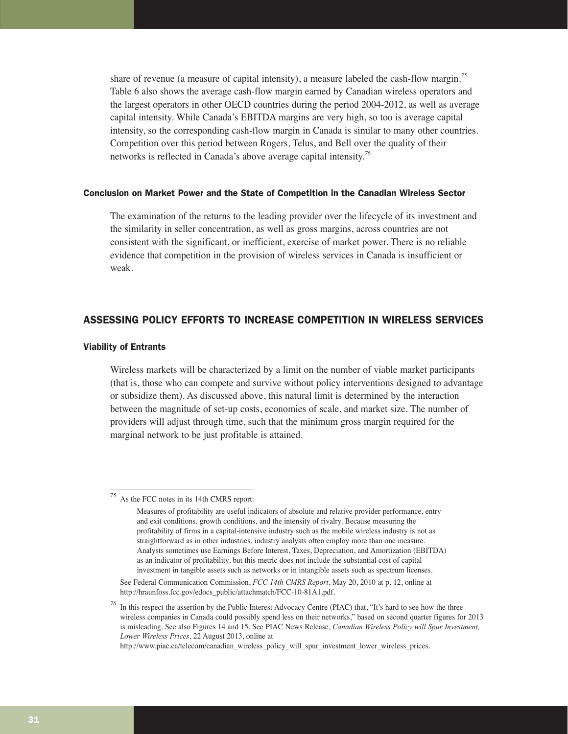share of revenue (a measure of capital intensity), a measure labeled the cash-flow margin.[75] Table 6 also shows the average cash-flow margin earned by Canadian wireless operators and the largest operators in other OECD countries during the period 2004-2012, as well as average capital intensity. While Canada's EBITDA margins are very high, so too is average capital intensity, so the corresponding cash-flow margin in Canada is similar to many other countries. Competition over this period between Rogers, Telus, and Bell over the quality of their networks is reflected in Canada's above average capital intensity.[76]

### Conclusion on Market Power and the State of Competition in the Canadian Wireless Sector

The examination of the returns to the leading provider over the lifecycle of its investment and the similarity in seller concentration, as well as gross margins, across countries are not consistent with the significant, or inefficient, exercise of market power. There is no reliable evidence that competition in the provision of wireless services in Canada is insufficient or weak.

## ASSESSING POLICY EFFORTS TO INCREASE COMPETITION IN WIRELESS SERVICES

### Viability of Entrants

Wireless markets will be characterized by a limit on the number of viable market participants (that is, those who can compete and survive without policy interventions designed to advantage or subsidize them). As discussed above, this natural limit is determined by the interaction between the magnitude of set-up costs, economies of scale, and market size. The number of providers will adjust through time, such that the minimum gross margin required for the marginal network to be just profitable is attained.

---

[75] As the FCC notes in its 14th CMRS report:

> Measures of profitability are useful indicators of absolute and relative provider performance, entry and exit conditions, growth conditions, and the intensity of rivalry. Because measuring the profitability of firms in a capital-intensive industry such as the mobile wireless industry is not as straightforward as in other industries, industry analysts often employ more than one measure. Analysts sometimes use Earnings Before Interest, Taxes, Depreciation, and Amortization (EBITDA) as an indicator of profitability, but this metric does not include the substantial cost of capital investment in tangible assets such as networks or in intangible assets such as spectrum licenses.

See Federal Communication Commission, *FCC 14th CMRS Report*, May 20, 2010 at p. 12, online at http://hraunfoss.fcc.gov/edocs_public/attachmatch/FCC-10-81A1.pdf.

[76] In this respect the assertion by the Public Interest Advocacy Centre (PIAC) that, "It's hard to see how the three wireless companies in Canada could possibly spend less on their networks," based on second quarter figures for 2013 is misleading. See also Figures 14 and 15. See PIAC News Release, *Canadian Wireless Policy will Spur Investment, Lower Wireless Prices*, 22 August 2013, online at http://www.piac.ca/telecom/canadian_wireless_policy_will_spur_investment_lower_wireless_prices.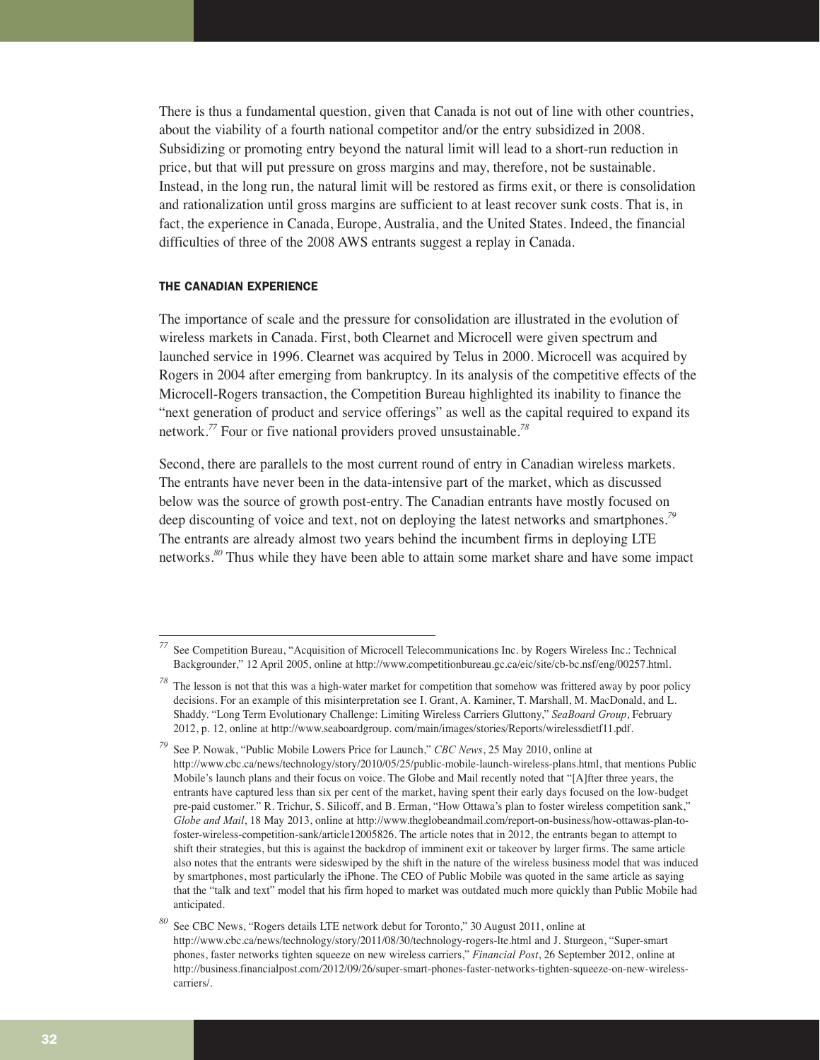There is thus a fundamental question, given that Canada is not out of line with other countries, about the viability of a fourth national competitor and/or the entry subsidized in 2008. Subsidizing or promoting entry beyond the natural limit will lead to a short-run reduction in price, but that will put pressure on gross margins and may, therefore, not be sustainable. Instead, in the long run, the natural limit will be restored as firms exit, or there is consolidation and rationalization until gross margins are sufficient to at least recover sunk costs. That is, in fact, the experience in Canada, Europe, Australia, and the United States. Indeed, the financial difficulties of three of the 2008 AWS entrants suggest a replay in Canada.

### THE CANADIAN EXPERIENCE

The importance of scale and the pressure for consolidation are illustrated in the evolution of wireless markets in Canada. First, both Clearnet and Microcell were given spectrum and launched service in 1996. Clearnet was acquired by Telus in 2000. Microcell was acquired by Rogers in 2004 after emerging from bankruptcy. In its analysis of the competitive effects of the Microcell-Rogers transaction, the Competition Bureau highlighted its inability to finance the "next generation of product and service offerings" as well as the capital required to expand its network.[77] Four or five national providers proved unsustainable.[78]

Second, there are parallels to the most current round of entry in Canadian wireless markets. The entrants have never been in the data-intensive part of the market, which as discussed below was the source of growth post-entry. The Canadian entrants have mostly focused on deep discounting of voice and text, not on deploying the latest networks and smartphones.[79] The entrants are already almost two years behind the incumbent firms in deploying LTE networks.[80] Thus while they have been able to attain some market share and have some impact

---

[77] See Competition Bureau, "Acquisition of Microcell Telecommunications Inc. by Rogers Wireless Inc.: Technical Backgrounder," 12 April 2005, online at http://www.competitionbureau.gc.ca/eic/site/cb-bc.nsf/eng/00257.html.

[78] The lesson is not that this was a high-water market for competition that somehow was frittered away by poor policy decisions. For an example of this misinterpretation see I. Grant, A. Kaminer, T. Marshall, M. MacDonald, and L. Shaddy. "Long Term Evolutionary Challenge: Limiting Wireless Carriers Gluttony," *SeaBoard Group*, February 2012, p. 12, online at http://www.seaboardgroup. com/main/images/stories/Reports/wirelessdietf11.pdf.

[79] See P. Nowak, "Public Mobile Lowers Price for Launch," *CBC News*, 25 May 2010, online at http://www.cbc.ca/news/technology/story/2010/05/25/public-mobile-launch-wireless-plans.html, that mentions Public Mobile's launch plans and their focus on voice. The Globe and Mail recently noted that "[A]fter three years, the entrants have captured less than six per cent of the market, having spent their early days focused on the low-budget pre-paid customer." R. Trichur, S. Silicoff, and B. Erman, "How Ottawa's plan to foster wireless competition sank," *Globe and Mail*, 18 May 2013, online at http://www.theglobeandmail.com/report-on-business/how-ottawas-plan-to-foster-wireless-competition-sank/article12005826. The article notes that in 2012, the entrants began to attempt to shift their strategies, but this is against the backdrop of imminent exit or takeover by larger firms. The same article also notes that the entrants were sideswiped by the shift in the nature of the wireless business model that was induced by smartphones, most particularly the iPhone. The CEO of Public Mobile was quoted in the same article as saying that the "talk and text" model that his firm hoped to market was outdated much more quickly than Public Mobile had anticipated.

[80] See CBC News, "Rogers details LTE network debut for Toronto," 30 August 2011, online at http://www.cbc.ca/news/technology/story/2011/08/30/technology-rogers-lte.html and J. Sturgeon, "Super-smart phones, faster networks tighten squeeze on new wireless carriers," *Financial Post*, 26 September 2012, online at http://business.financialpost.com/2012/09/26/super-smart-phones-faster-networks-tighten-squeeze-on-new-wireless-carriers/.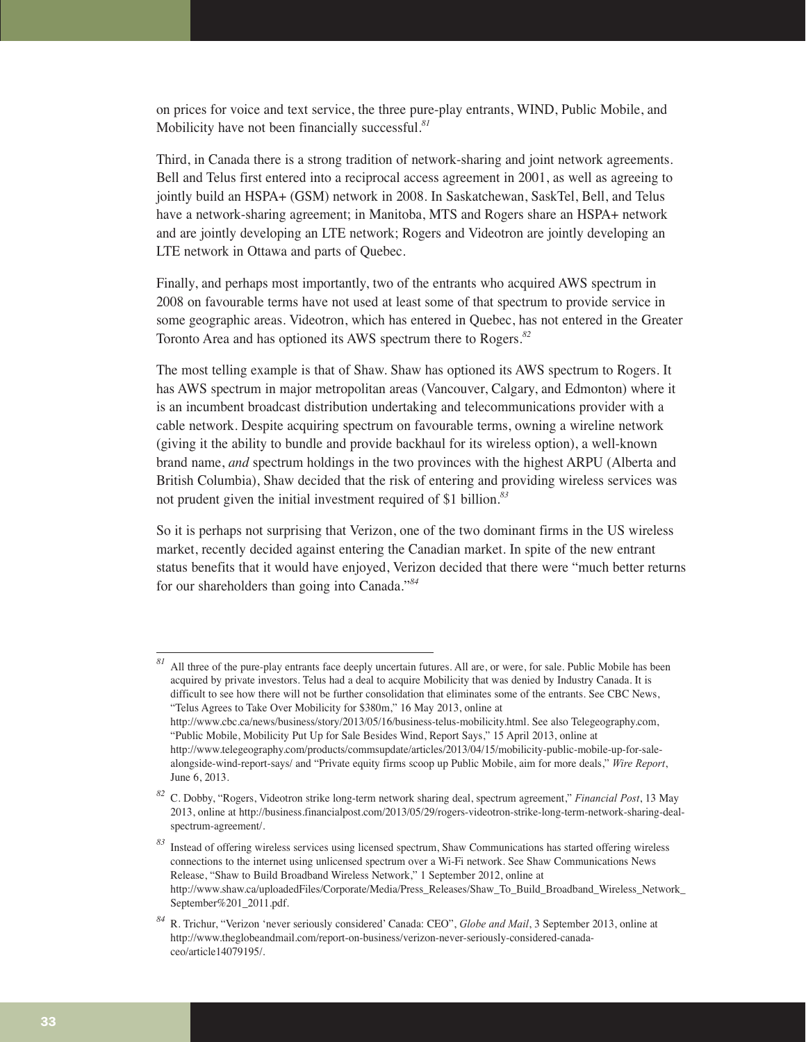on prices for voice and text service, the three pure-play entrants, WIND, Public Mobile, and Mobilicity have not been financially successful.[81]

Third, in Canada there is a strong tradition of network-sharing and joint network agreements. Bell and Telus first entered into a reciprocal access agreement in 2001, as well as agreeing to jointly build an HSPA+ (GSM) network in 2008. In Saskatchewan, SaskTel, Bell, and Telus have a network-sharing agreement; in Manitoba, MTS and Rogers share an HSPA+ network and are jointly developing an LTE network; Rogers and Videotron are jointly developing an LTE network in Ottawa and parts of Quebec.

Finally, and perhaps most importantly, two of the entrants who acquired AWS spectrum in 2008 on favourable terms have not used at least some of that spectrum to provide service in some geographic areas. Videotron, which has entered in Quebec, has not entered in the Greater Toronto Area and has optioned its AWS spectrum there to Rogers.[82]

The most telling example is that of Shaw. Shaw has optioned its AWS spectrum to Rogers. It has AWS spectrum in major metropolitan areas (Vancouver, Calgary, and Edmonton) where it is an incumbent broadcast distribution undertaking and telecommunications provider with a cable network. Despite acquiring spectrum on favourable terms, owning a wireline network (giving it the ability to bundle and provide backhaul for its wireless option), a well-known brand name, *and* spectrum holdings in the two provinces with the highest ARPU (Alberta and British Columbia), Shaw decided that the risk of entering and providing wireless services was not prudent given the initial investment required of $1 billion.[83]

So it is perhaps not surprising that Verizon, one of the two dominant firms in the US wireless market, recently decided against entering the Canadian market. In spite of the new entrant status benefits that it would have enjoyed, Verizon decided that there were "much better returns for our shareholders than going into Canada."[84]

---

[81] All three of the pure-play entrants face deeply uncertain futures. All are, or were, for sale. Public Mobile has been acquired by private investors. Telus had a deal to acquire Mobilicity that was denied by Industry Canada. It is difficult to see how there will not be further consolidation that eliminates some of the entrants. See CBC News, "Telus Agrees to Take Over Mobilicity for $380m," 16 May 2013, online at http://www.cbc.ca/news/business/story/2013/05/16/business-telus-mobilicity.html. See also Telegeography.com, "Public Mobile, Mobilicity Put Up for Sale Besides Wind, Report Says," 15 April 2013, online at http://www.telegeography.com/products/commsupdate/articles/2013/04/15/mobilicity-public-mobile-up-for-sale-alongside-wind-report-says/ and "Private equity firms scoop up Public Mobile, aim for more deals," *Wire Report*, June 6, 2013.

[82] C. Dobby, "Rogers, Videotron strike long-term network sharing deal, spectrum agreement," *Financial Post*, 13 May 2013, online at http://business.financialpost.com/2013/05/29/rogers-videotron-strike-long-term-network-sharing-deal-spectrum-agreement/.

[83] Instead of offering wireless services using licensed spectrum, Shaw Communications has started offering wireless connections to the internet using unlicensed spectrum over a Wi-Fi network. See Shaw Communications News Release, "Shaw to Build Broadband Wireless Network," 1 September 2012, online at http://www.shaw.ca/uploadedFiles/Corporate/Media/Press_Releases/Shaw_To_Build_Broadband_Wireless_Network_September%201_2011.pdf.

[84] R. Trichur, "Verizon 'never seriously considered' Canada: CEO", *Globe and Mail*, 3 September 2013, online at http://www.theglobeandmail.com/report-on-business/verizon-never-seriously-considered-canada-ceo/article14079195/.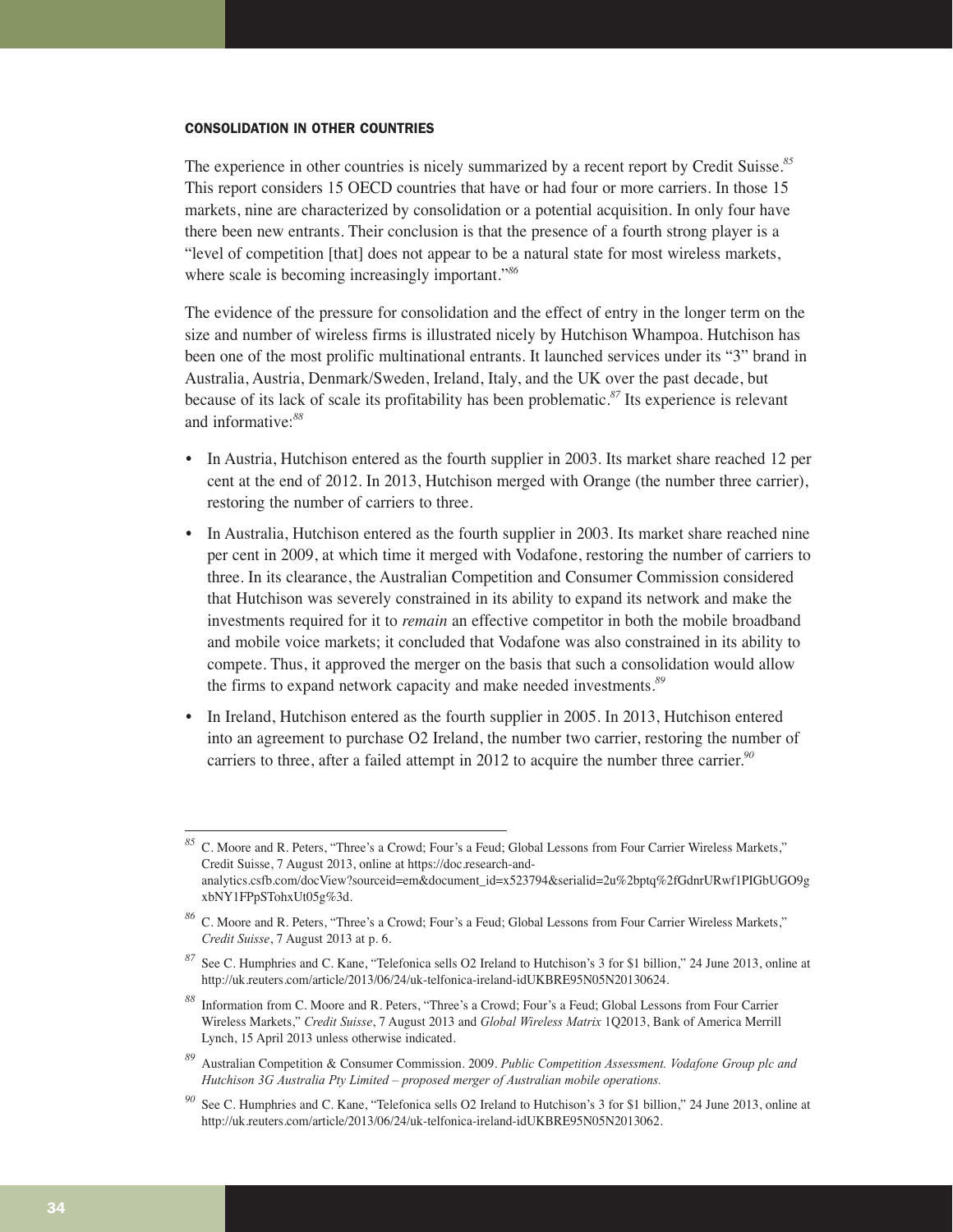### CONSOLIDATION IN OTHER COUNTRIES

The experience in other countries is nicely summarized by a recent report by Credit Suisse.[85] This report considers 15 OECD countries that have or had four or more carriers. In those 15 markets, nine are characterized by consolidation or a potential acquisition. In only four have there been new entrants. Their conclusion is that the presence of a fourth strong player is a "level of competition [that] does not appear to be a natural state for most wireless markets, where scale is becoming increasingly important."[86]

The evidence of the pressure for consolidation and the effect of entry in the longer term on the size and number of wireless firms is illustrated nicely by Hutchison Whampoa. Hutchison has been one of the most prolific multinational entrants. It launched services under its "3" brand in Australia, Austria, Denmark/Sweden, Ireland, Italy, and the UK over the past decade, but because of its lack of scale its profitability has been problematic.[87] Its experience is relevant and informative:[88]

- In Austria, Hutchison entered as the fourth supplier in 2003. Its market share reached 12 per cent at the end of 2012. In 2013, Hutchison merged with Orange (the number three carrier), restoring the number of carriers to three.
- In Australia, Hutchison entered as the fourth supplier in 2003. Its market share reached nine per cent in 2009, at which time it merged with Vodafone, restoring the number of carriers to three. In its clearance, the Australian Competition and Consumer Commission considered that Hutchison was severely constrained in its ability to expand its network and make the investments required for it to *remain* an effective competitor in both the mobile broadband and mobile voice markets; it concluded that Vodafone was also constrained in its ability to compete. Thus, it approved the merger on the basis that such a consolidation would allow the firms to expand network capacity and make needed investments.[89]
- In Ireland, Hutchison entered as the fourth supplier in 2005. In 2013, Hutchison entered into an agreement to purchase O2 Ireland, the number two carrier, restoring the number of carriers to three, after a failed attempt in 2012 to acquire the number three carrier.[90]

---

[85] C. Moore and R. Peters, "Three's a Crowd; Four's a Feud; Global Lessons from Four Carrier Wireless Markets," Credit Suisse, 7 August 2013, online at https://doc.research-and-analytics.csfb.com/docView?sourceid=em&document_id=x523794&serialid=2u%2bptq%2fGdnrURwf1PIGbUGO9gxbNY1FPpSTohxUt05g%3d.

[86] C. Moore and R. Peters, "Three's a Crowd; Four's a Feud; Global Lessons from Four Carrier Wireless Markets," *Credit Suisse*, 7 August 2013 at p. 6.

[87] See C. Humphries and C. Kane, "Telefonica sells O2 Ireland to Hutchison's 3 for $1 billion," 24 June 2013, online at http://uk.reuters.com/article/2013/06/24/uk-telfonica-ireland-idUKBRE95N05N20130624.

[88] Information from C. Moore and R. Peters, "Three's a Crowd; Four's a Feud; Global Lessons from Four Carrier Wireless Markets," *Credit Suisse*, 7 August 2013 and *Global Wireless Matrix* 1Q2013, Bank of America Merrill Lynch, 15 April 2013 unless otherwise indicated.

[89] Australian Competition & Consumer Commission. 2009. *Public Competition Assessment. Vodafone Group plc and Hutchison 3G Australia Pty Limited – proposed merger of Australian mobile operations.*

[90] See C. Humphries and C. Kane, "Telefonica sells O2 Ireland to Hutchison's 3 for $1 billion," 24 June 2013, online at http://uk.reuters.com/article/2013/06/24/uk-telfonica-ireland-idUKBRE95N05N2013062.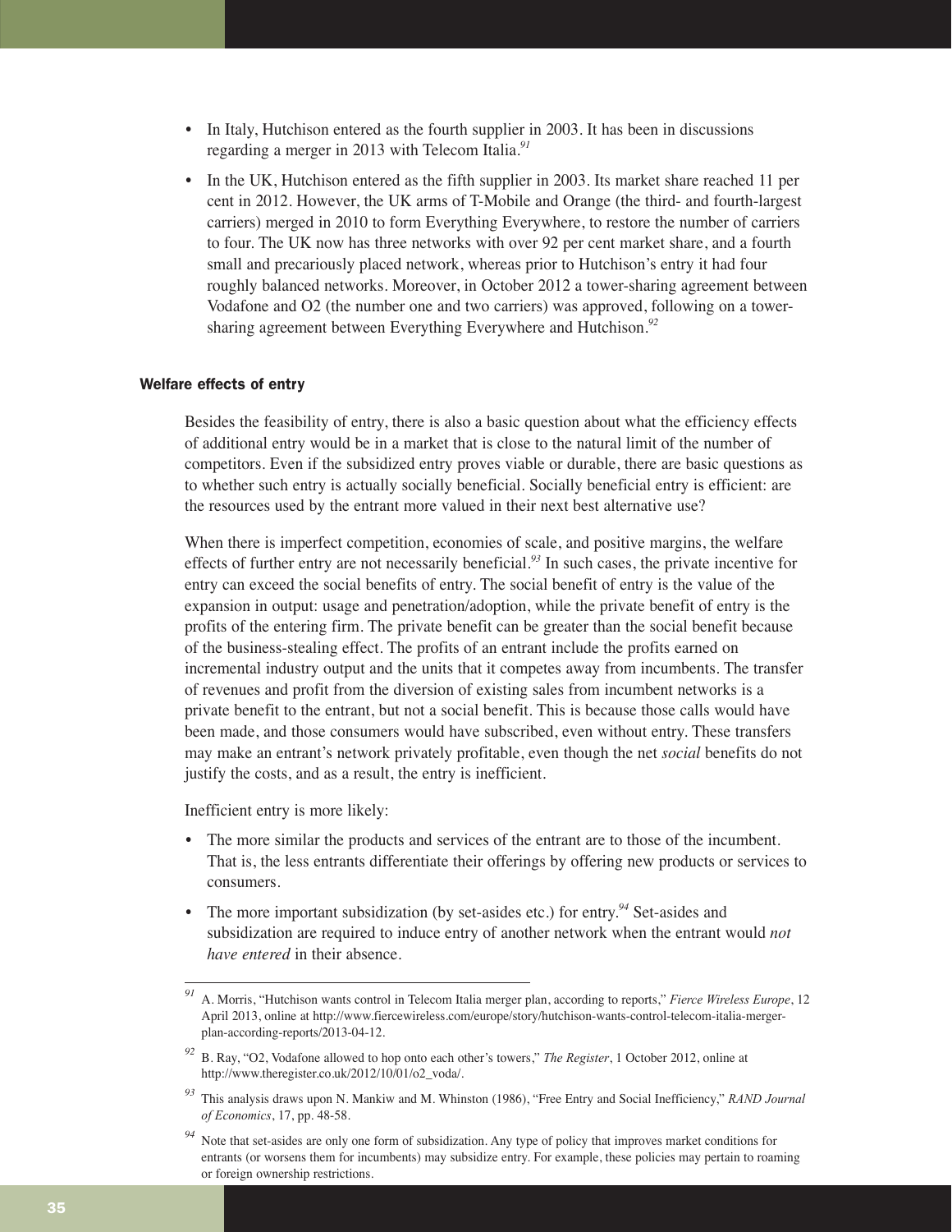- In Italy, Hutchison entered as the fourth supplier in 2003. It has been in discussions regarding a merger in 2013 with Telecom Italia.[91]
- In the UK, Hutchison entered as the fifth supplier in 2003. Its market share reached 11 per cent in 2012. However, the UK arms of T-Mobile and Orange (the third- and fourth-largest carriers) merged in 2010 to form Everything Everywhere, to restore the number of carriers to four. The UK now has three networks with over 92 per cent market share, and a fourth small and precariously placed network, whereas prior to Hutchison's entry it had four roughly balanced networks. Moreover, in October 2012 a tower-sharing agreement between Vodafone and O2 (the number one and two carriers) was approved, following on a tower-sharing agreement between Everything Everywhere and Hutchison.[92]

### Welfare effects of entry

Besides the feasibility of entry, there is also a basic question about what the efficiency effects of additional entry would be in a market that is close to the natural limit of the number of competitors. Even if the subsidized entry proves viable or durable, there are basic questions as to whether such entry is actually socially beneficial. Socially beneficial entry is efficient: are the resources used by the entrant more valued in their next best alternative use?

When there is imperfect competition, economies of scale, and positive margins, the welfare effects of further entry are not necessarily beneficial.[93] In such cases, the private incentive for entry can exceed the social benefits of entry. The social benefit of entry is the value of the expansion in output: usage and penetration/adoption, while the private benefit of entry is the profits of the entering firm. The private benefit can be greater than the social benefit because of the business-stealing effect. The profits of an entrant include the profits earned on incremental industry output and the units that it competes away from incumbents. The transfer of revenues and profit from the diversion of existing sales from incumbent networks is a private benefit to the entrant, but not a social benefit. This is because those calls would have been made, and those consumers would have subscribed, even without entry. These transfers may make an entrant's network privately profitable, even though the net *social* benefits do not justify the costs, and as a result, the entry is inefficient.

Inefficient entry is more likely:

- The more similar the products and services of the entrant are to those of the incumbent. That is, the less entrants differentiate their offerings by offering new products or services to consumers.
- The more important subsidization (by set-asides etc.) for entry.[94] Set-asides and subsidization are required to induce entry of another network when the entrant would *not have entered* in their absence.

---

[91] A. Morris, "Hutchison wants control in Telecom Italia merger plan, according to reports," *Fierce Wireless Europe*, 12 April 2013, online at http://www.fiercewireless.com/europe/story/hutchison-wants-control-telecom-italia-merger-plan-according-reports/2013-04-12.

[92] B. Ray, "O2, Vodafone allowed to hop onto each other's towers," *The Register*, 1 October 2012, online at http://www.theregister.co.uk/2012/10/01/o2_voda/.

[93] This analysis draws upon N. Mankiw and M. Whinston (1986), "Free Entry and Social Inefficiency," *RAND Journal of Economics*, 17, pp. 48-58.

[94] Note that set-asides are only one form of subsidization. Any type of policy that improves market conditions for entrants (or worsens them for incumbents) may subsidize entry. For example, these policies may pertain to roaming or foreign ownership restrictions.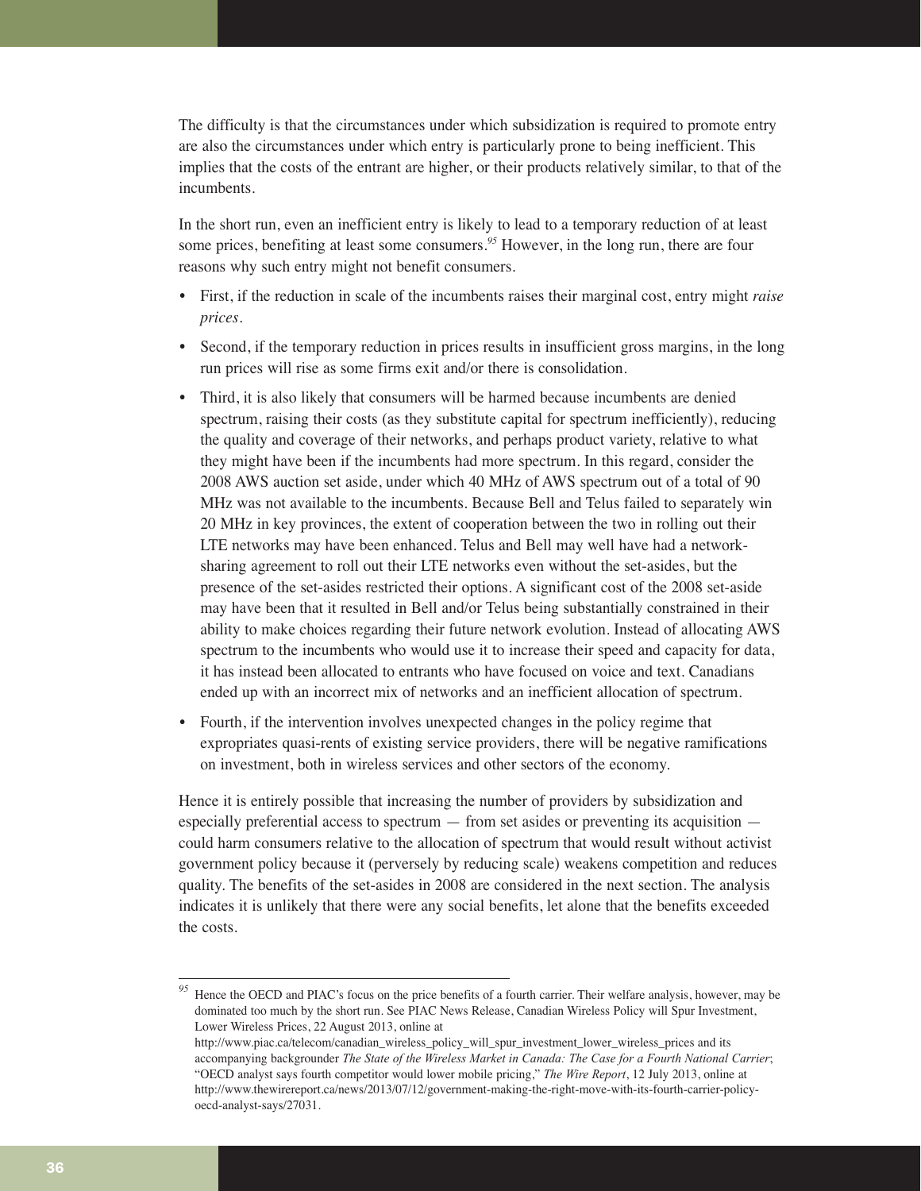The difficulty is that the circumstances under which subsidization is required to promote entry are also the circumstances under which entry is particularly prone to being inefficient. This implies that the costs of the entrant are higher, or their products relatively similar, to that of the incumbents.

In the short run, even an inefficient entry is likely to lead to a temporary reduction of at least some prices, benefiting at least some consumers.[95] However, in the long run, there are four reasons why such entry might not benefit consumers.

- First, if the reduction in scale of the incumbents raises their marginal cost, entry might *raise prices*.
- Second, if the temporary reduction in prices results in insufficient gross margins, in the long run prices will rise as some firms exit and/or there is consolidation.
- Third, it is also likely that consumers will be harmed because incumbents are denied spectrum, raising their costs (as they substitute capital for spectrum inefficiently), reducing the quality and coverage of their networks, and perhaps product variety, relative to what they might have been if the incumbents had more spectrum. In this regard, consider the 2008 AWS auction set aside, under which 40 MHz of AWS spectrum out of a total of 90 MHz was not available to the incumbents. Because Bell and Telus failed to separately win 20 MHz in key provinces, the extent of cooperation between the two in rolling out their LTE networks may have been enhanced. Telus and Bell may well have had a network-sharing agreement to roll out their LTE networks even without the set-asides, but the presence of the set-asides restricted their options. A significant cost of the 2008 set-aside may have been that it resulted in Bell and/or Telus being substantially constrained in their ability to make choices regarding their future network evolution. Instead of allocating AWS spectrum to the incumbents who would use it to increase their speed and capacity for data, it has instead been allocated to entrants who have focused on voice and text. Canadians ended up with an incorrect mix of networks and an inefficient allocation of spectrum.
- Fourth, if the intervention involves unexpected changes in the policy regime that expropriates quasi-rents of existing service providers, there will be negative ramifications on investment, both in wireless services and other sectors of the economy.

Hence it is entirely possible that increasing the number of providers by subsidization and especially preferential access to spectrum — from set asides or preventing its acquisition — could harm consumers relative to the allocation of spectrum that would result without activist government policy because it (perversely by reducing scale) weakens competition and reduces quality. The benefits of the set-asides in 2008 are considered in the next section. The analysis indicates it is unlikely that there were any social benefits, let alone that the benefits exceeded the costs.

[95] Hence the OECD and PIAC's focus on the price benefits of a fourth carrier. Their welfare analysis, however, may be dominated too much by the short run. See PIAC News Release, Canadian Wireless Policy will Spur Investment, Lower Wireless Prices, 22 August 2013, online at http://www.piac.ca/telecom/canadian_wireless_policy_will_spur_investment_lower_wireless_prices and its accompanying backgrounder *The State of the Wireless Market in Canada: The Case for a Fourth National Carrier*; "OECD analyst says fourth competitor would lower mobile pricing," *The Wire Report*, 12 July 2013, online at http://www.thewirereport.ca/news/2013/07/12/government-making-the-right-move-with-its-fourth-carrier-policy-oecd-analyst-says/27031.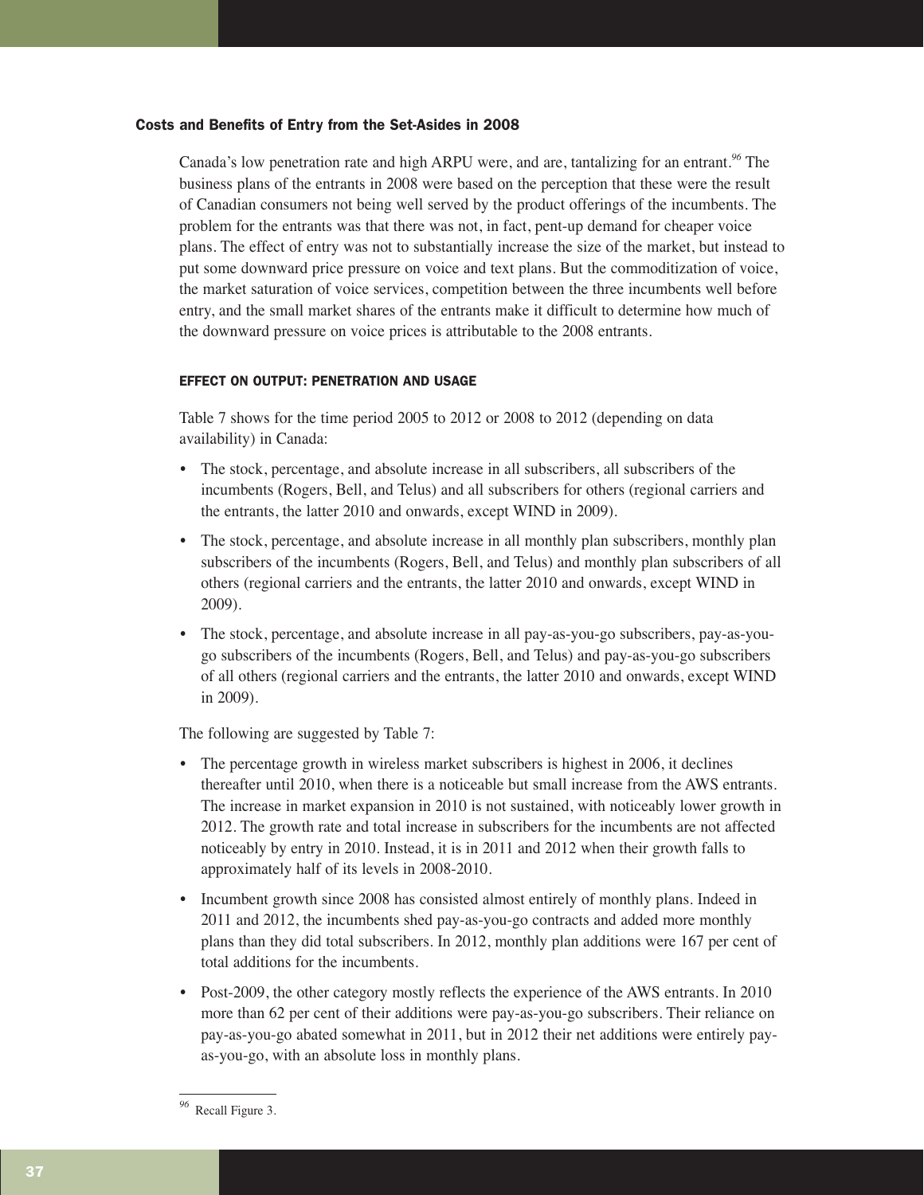### Costs and Benefits of Entry from the Set-Asides in 2008

Canada's low penetration rate and high ARPU were, and are, tantalizing for an entrant.[96] The business plans of the entrants in 2008 were based on the perception that these were the result of Canadian consumers not being well served by the product offerings of the incumbents. The problem for the entrants was that there was not, in fact, pent-up demand for cheaper voice plans. The effect of entry was not to substantially increase the size of the market, but instead to put some downward price pressure on voice and text plans. But the commoditization of voice, the market saturation of voice services, competition between the three incumbents well before entry, and the small market shares of the entrants make it difficult to determine how much of the downward pressure on voice prices is attributable to the 2008 entrants.

#### EFFECT ON OUTPUT: PENETRATION AND USAGE

Table 7 shows for the time period 2005 to 2012 or 2008 to 2012 (depending on data availability) in Canada:

- The stock, percentage, and absolute increase in all subscribers, all subscribers of the incumbents (Rogers, Bell, and Telus) and all subscribers for others (regional carriers and the entrants, the latter 2010 and onwards, except WIND in 2009).
- The stock, percentage, and absolute increase in all monthly plan subscribers, monthly plan subscribers of the incumbents (Rogers, Bell, and Telus) and monthly plan subscribers of all others (regional carriers and the entrants, the latter 2010 and onwards, except WIND in 2009).
- The stock, percentage, and absolute increase in all pay-as-you-go subscribers, pay-as-you-go subscribers of the incumbents (Rogers, Bell, and Telus) and pay-as-you-go subscribers of all others (regional carriers and the entrants, the latter 2010 and onwards, except WIND in 2009).

The following are suggested by Table 7:

- The percentage growth in wireless market subscribers is highest in 2006, it declines thereafter until 2010, when there is a noticeable but small increase from the AWS entrants. The increase in market expansion in 2010 is not sustained, with noticeably lower growth in 2012. The growth rate and total increase in subscribers for the incumbents are not affected noticeably by entry in 2010. Instead, it is in 2011 and 2012 when their growth falls to approximately half of its levels in 2008-2010.
- Incumbent growth since 2008 has consisted almost entirely of monthly plans. Indeed in 2011 and 2012, the incumbents shed pay-as-you-go contracts and added more monthly plans than they did total subscribers. In 2012, monthly plan additions were 167 per cent of total additions for the incumbents.
- Post-2009, the other category mostly reflects the experience of the AWS entrants. In 2010 more than 62 per cent of their additions were pay-as-you-go subscribers. Their reliance on pay-as-you-go abated somewhat in 2011, but in 2012 their net additions were entirely pay-as-you-go, with an absolute loss in monthly plans.

[96] Recall Figure 3.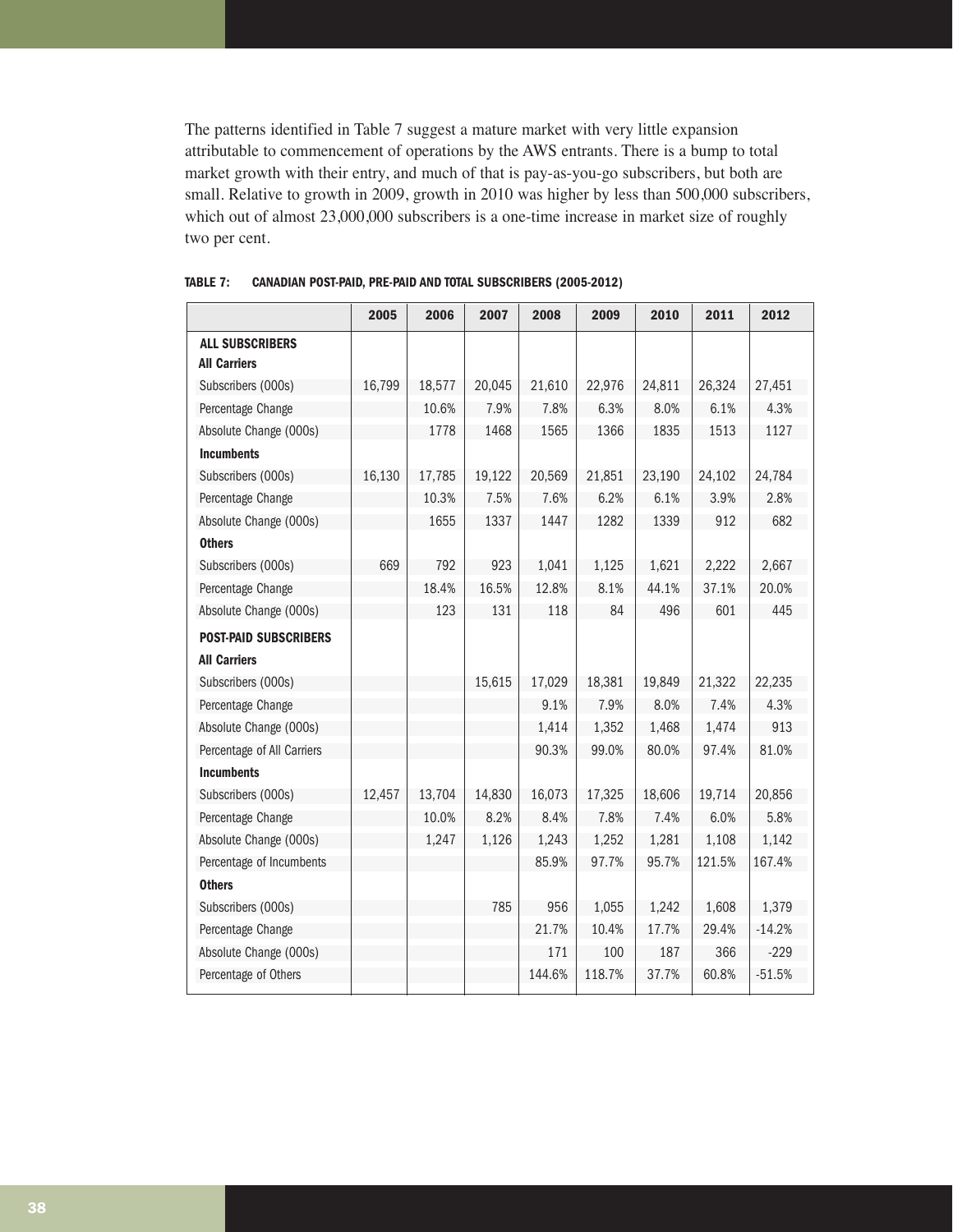The patterns identified in Table 7 suggest a mature market with very little expansion attributable to commencement of operations by the AWS entrants. There is a bump to total market growth with their entry, and much of that is pay-as-you-go subscribers, but both are small. Relative to growth in 2009, growth in 2010 was higher by less than 500,000 subscribers, which out of almost 23,000,000 subscribers is a one-time increase in market size of roughly two per cent.

**TABLE 7: CANADIAN POST-PAID, PRE-PAID AND TOTAL SUBSCRIBERS (2005-2012)**

| | 2005 | 2006 | 2007 | 2008 | 2009 | 2010 | 2011 | 2012 |
|---|---|---|---|---|---|---|---|---|
| **ALL SUBSCRIBERS** | | | | | | | | |
| **All Carriers** | | | | | | | | |
| Subscribers (000s) | 16,799 | 18,577 | 20,045 | 21,610 | 22,976 | 24,811 | 26,324 | 27,451 |
| Percentage Change | | 10.6% | 7.9% | 7.8% | 6.3% | 8.0% | 6.1% | 4.3% |
| Absolute Change (000s) | | 1778 | 1468 | 1565 | 1366 | 1835 | 1513 | 1127 |
| **Incumbents** | | | | | | | | |
| Subscribers (000s) | 16,130 | 17,785 | 19,122 | 20,569 | 21,851 | 23,190 | 24,102 | 24,784 |
| Percentage Change | | 10.3% | 7.5% | 7.6% | 6.2% | 6.1% | 3.9% | 2.8% |
| Absolute Change (000s) | | 1655 | 1337 | 1447 | 1282 | 1339 | 912 | 682 |
| **Others** | | | | | | | | |
| Subscribers (000s) | 669 | 792 | 923 | 1,041 | 1,125 | 1,621 | 2,222 | 2,667 |
| Percentage Change | | 18.4% | 16.5% | 12.8% | 8.1% | 44.1% | 37.1% | 20.0% |
| Absolute Change (000s) | | 123 | 131 | 118 | 84 | 496 | 601 | 445 |
| **POST-PAID SUBSCRIBERS** | | | | | | | | |
| **All Carriers** | | | | | | | | |
| Subscribers (000s) | | | 15,615 | 17,029 | 18,381 | 19,849 | 21,322 | 22,235 |
| Percentage Change | | | | 9.1% | 7.9% | 8.0% | 7.4% | 4.3% |
| Absolute Change (000s) | | | | 1,414 | 1,352 | 1,468 | 1,474 | 913 |
| Percentage of All Carriers | | | | 90.3% | 99.0% | 80.0% | 97.4% | 81.0% |
| **Incumbents** | | | | | | | | |
| Subscribers (000s) | 12,457 | 13,704 | 14,830 | 16,073 | 17,325 | 18,606 | 19,714 | 20,856 |
| Percentage Change | | 10.0% | 8.2% | 8.4% | 7.8% | 7.4% | 6.0% | 5.8% |
| Absolute Change (000s) | | 1,247 | 1,126 | 1,243 | 1,252 | 1,281 | 1,108 | 1,142 |
| Percentage of Incumbents | | | | 85.9% | 97.7% | 95.7% | 121.5% | 167.4% |
| **Others** | | | | | | | | |
| Subscribers (000s) | | | 785 | 956 | 1,055 | 1,242 | 1,608 | 1,379 |
| Percentage Change | | | | 21.7% | 10.4% | 17.7% | 29.4% | -14.2% |
| Absolute Change (000s) | | | | 171 | 100 | 187 | 366 | -229 |
| Percentage of Others | | | | 144.6% | 118.7% | 37.7% | 60.8% | -51.5% |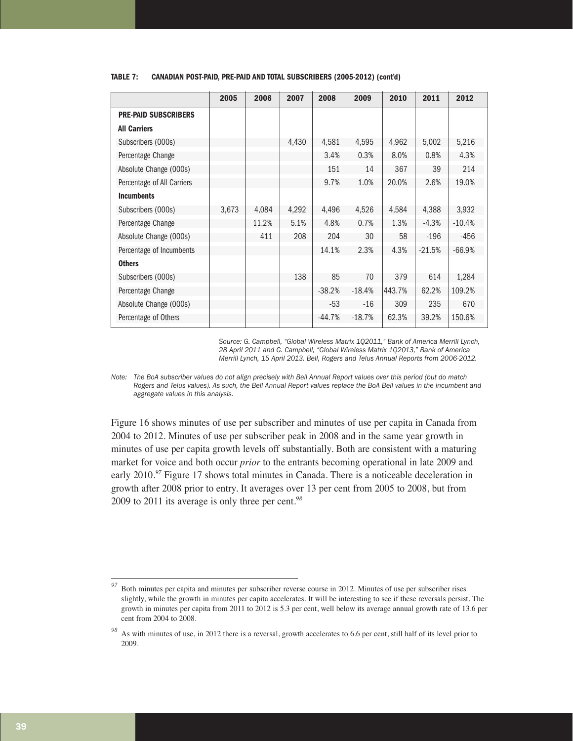**TABLE 7: CANADIAN POST-PAID, PRE-PAID AND TOTAL SUBSCRIBERS (2005-2012) (cont'd)**

| | 2005 | 2006 | 2007 | 2008 | 2009 | 2010 | 2011 | 2012 |
|---|---|---|---|---|---|---|---|---|
| **PRE-PAID SUBSCRIBERS** | | | | | | | | |
| **All Carriers** | | | | | | | | |
| Subscribers (000s) | | | 4,430 | 4,581 | 4,595 | 4,962 | 5,002 | 5,216 |
| Percentage Change | | | | 3.4% | 0.3% | 8.0% | 0.8% | 4.3% |
| Absolute Change (000s) | | | | 151 | 14 | 367 | 39 | 214 |
| Percentage of All Carriers | | | | 9.7% | 1.0% | 20.0% | 2.6% | 19.0% |
| **Incumbents** | | | | | | | | |
| Subscribers (000s) | 3,673 | 4,084 | 4,292 | 4,496 | 4,526 | 4,584 | 4,388 | 3,932 |
| Percentage Change | | 11.2% | 5.1% | 4.8% | 0.7% | 1.3% | -4.3% | -10.4% |
| Absolute Change (000s) | | 411 | 208 | 204 | 30 | 58 | -196 | -456 |
| Percentage of Incumbents | | | | 14.1% | 2.3% | 4.3% | -21.5% | -66.9% |
| **Others** | | | | | | | | |
| Subscribers (000s) | | | 138 | 85 | 70 | 379 | 614 | 1,284 |
| Percentage Change | | | | -38.2% | -18.4% | 443.7% | 62.2% | 109.2% |
| Absolute Change (000s) | | | | -53 | -16 | 309 | 235 | 670 |
| Percentage of Others | | | | -44.7% | -18.7% | 62.3% | 39.2% | 150.6% |

*Source: G. Campbell, "Global Wireless Matrix 1Q2011," Bank of America Merrill Lynch, 28 April 2011 and G. Campbell, "Global Wireless Matrix 1Q2013," Bank of America Merrill Lynch, 15 April 2013. Bell, Rogers and Telus Annual Reports from 2006-2012.*

*Note: The BoA subscriber values do not align precisely with Bell Annual Report values over this period (but do match Rogers and Telus values). As such, the Bell Annual Report values replace the BoA Bell values in the incumbent and aggregate values in this analysis.*

Figure 16 shows minutes of use per subscriber and minutes of use per capita in Canada from 2004 to 2012. Minutes of use per subscriber peak in 2008 and in the same year growth in minutes of use per capita growth levels off substantially. Both are consistent with a maturing market for voice and both occur *prior* to the entrants becoming operational in late 2009 and early 2010.[97] Figure 17 shows total minutes in Canada. There is a noticeable deceleration in growth after 2008 prior to entry. It averages over 13 per cent from 2005 to 2008, but from 2009 to 2011 its average is only three per cent.[98]

---

[97] Both minutes per capita and minutes per subscriber reverse course in 2012. Minutes of use per subscriber rises slightly, while the growth in minutes per capita accelerates. It will be interesting to see if these reversals persist. The growth in minutes per capita from 2011 to 2012 is 5.3 per cent, well below its average annual growth rate of 13.6 per cent from 2004 to 2008.

[98] As with minutes of use, in 2012 there is a reversal, growth accelerates to 6.6 per cent, still half of its level prior to 2009.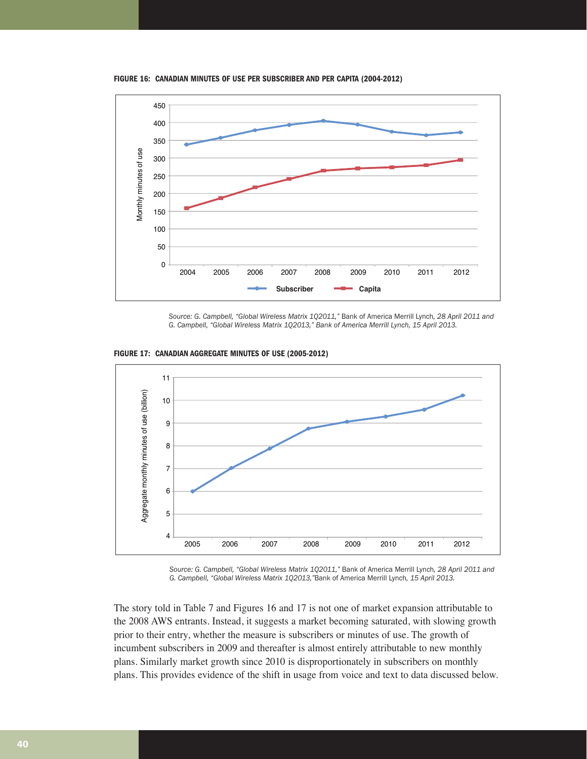**FIGURE 16: CANADIAN MINUTES OF USE PER SUBSCRIBER AND PER CAPITA (2004-2012)**

*Source: G. Campbell, "Global Wireless Matrix 1Q2011,"* Bank of America Merrill Lynch, *28 April 2011 and G. Campbell, "Global Wireless Matrix 1Q2013," Bank of America Merrill Lynch, 15 April 2013.*

**FIGURE 17: CANADIAN AGGREGATE MINUTES OF USE (2005-2012)**

*Source: G. Campbell, "Global Wireless Matrix 1Q2011,"* Bank of America Merrill Lynch, *28 April 2011 and G. Campbell, "Global Wireless Matrix 1Q2013,"*Bank of America Merrill Lynch, *15 April 2013.*

The story told in Table 7 and Figures 16 and 17 is not one of market expansion attributable to the 2008 AWS entrants. Instead, it suggests a market becoming saturated, with slowing growth prior to their entry, whether the measure is subscribers or minutes of use. The growth of incumbent subscribers in 2009 and thereafter is almost entirely attributable to new monthly plans. Similarly market growth since 2010 is disproportionately in subscribers on monthly plans. This provides evidence of the shift in usage from voice and text to data discussed below.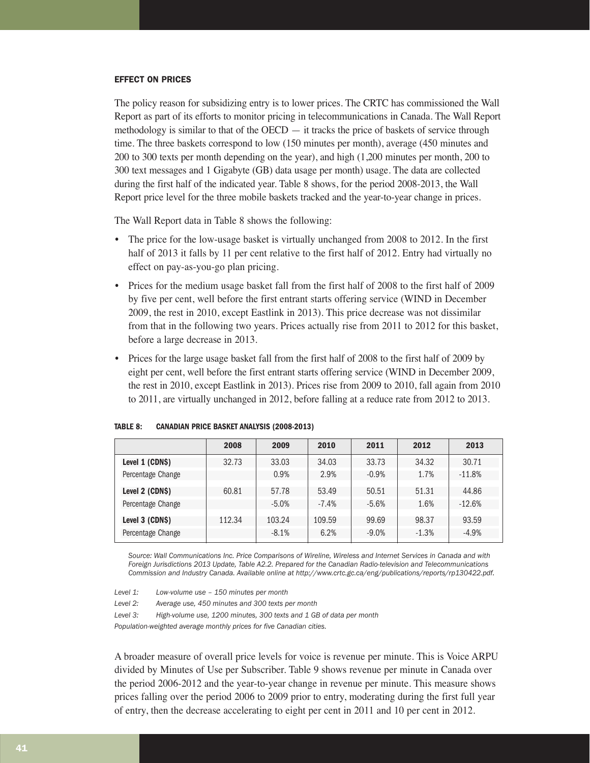#### EFFECT ON PRICES

The policy reason for subsidizing entry is to lower prices. The CRTC has commissioned the Wall Report as part of its efforts to monitor pricing in telecommunications in Canada. The Wall Report methodology is similar to that of the OECD — it tracks the price of baskets of service through time. The three baskets correspond to low (150 minutes per month), average (450 minutes and 200 to 300 texts per month depending on the year), and high (1,200 minutes per month, 200 to 300 text messages and 1 Gigabyte (GB) data usage per month) usage. The data are collected during the first half of the indicated year. Table 8 shows, for the period 2008-2013, the Wall Report price level for the three mobile baskets tracked and the year-to-year change in prices.

The Wall Report data in Table 8 shows the following:

- The price for the low-usage basket is virtually unchanged from 2008 to 2012. In the first half of 2013 it falls by 11 per cent relative to the first half of 2012. Entry had virtually no effect on pay-as-you-go plan pricing.
- Prices for the medium usage basket fall from the first half of 2008 to the first half of 2009 by five per cent, well before the first entrant starts offering service (WIND in December 2009, the rest in 2010, except Eastlink in 2013). This price decrease was not dissimilar from that in the following two years. Prices actually rise from 2011 to 2012 for this basket, before a large decrease in 2013.
- Prices for the large usage basket fall from the first half of 2008 to the first half of 2009 by eight per cent, well before the first entrant starts offering service (WIND in December 2009, the rest in 2010, except Eastlink in 2013). Prices rise from 2009 to 2010, fall again from 2010 to 2011, are virtually unchanged in 2012, before falling at a reduce rate from 2012 to 2013.

**TABLE 8: CANADIAN PRICE BASKET ANALYSIS (2008-2013)**

| | 2008 | 2009 | 2010 | 2011 | 2012 | 2013 |
|---|---|---|---|---|---|---|
| **Level 1 (CDN$)** | 32.73 | 33.03 | 34.03 | 33.73 | 34.32 | 30.71 |
| Percentage Change | | 0.9% | 2.9% | -0.9% | 1.7% | -11.8% |
| **Level 2 (CDN$)** | 60.81 | 57.78 | 53.49 | 50.51 | 51.31 | 44.86 |
| Percentage Change | | -5.0% | -7.4% | -5.6% | 1.6% | -12.6% |
| **Level 3 (CDN$)** | 112.34 | 103.24 | 109.59 | 99.69 | 98.37 | 93.59 |
| Percentage Change | | -8.1% | 6.2% | -9.0% | -1.3% | -4.9% |

*Source: Wall Communications Inc. Price Comparisons of Wireline, Wireless and Internet Services in Canada and with Foreign Jurisdictions 2013 Update, Table A2.2. Prepared for the Canadian Radio-television and Telecommunications Commission and Industry Canada. Available online at http://www.crtc.gc.ca/eng/publications/reports/rp130422.pdf.*

*Level 1: Low-volume use – 150 minutes per month*

*Level 2: Average use, 450 minutes and 300 texts per month*

*Level 3: High-volume use, 1200 minutes, 300 texts and 1 GB of data per month*

*Population-weighted average monthly prices for five Canadian cities.*

A broader measure of overall price levels for voice is revenue per minute. This is Voice ARPU divided by Minutes of Use per Subscriber. Table 9 shows revenue per minute in Canada over the period 2006-2012 and the year-to-year change in revenue per minute. This measure shows prices falling over the period 2006 to 2009 prior to entry, moderating during the first full year of entry, then the decrease accelerating to eight per cent in 2011 and 10 per cent in 2012.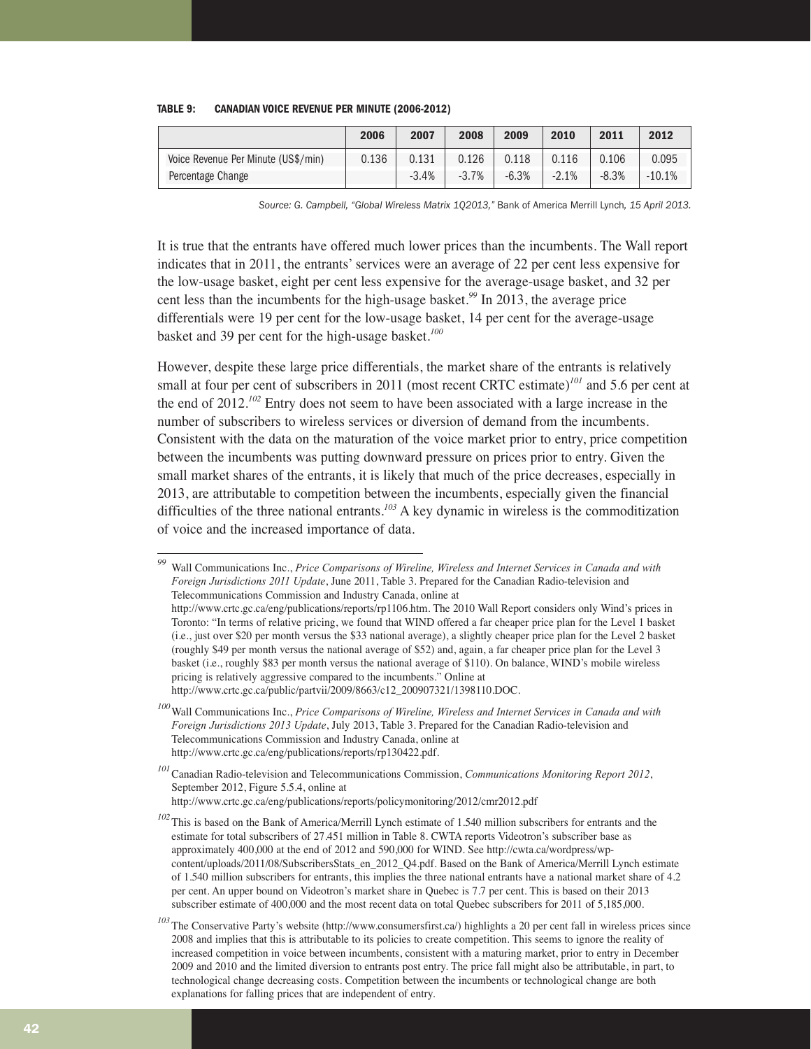**TABLE 9: CANADIAN VOICE REVENUE PER MINUTE (2006-2012)**

| | 2006 | 2007 | 2008 | 2009 | 2010 | 2011 | 2012 |
|---|---|---|---|---|---|---|---|
| Voice Revenue Per Minute (US$/min) | 0.136 | 0.131 | 0.126 | 0.118 | 0.116 | 0.106 | 0.095 |
| Percentage Change | | -3.4% | -3.7% | -6.3% | -2.1% | -8.3% | -10.1% |

*Source: G. Campbell, "Global Wireless Matrix 1Q2013,"* Bank of America Merrill Lynch*, 15 April 2013.*

It is true that the entrants have offered much lower prices than the incumbents. The Wall report indicates that in 2011, the entrants' services were an average of 22 per cent less expensive for the low-usage basket, eight per cent less expensive for the average-usage basket, and 32 per cent less than the incumbents for the high-usage basket.[99] In 2013, the average price differentials were 19 per cent for the low-usage basket, 14 per cent for the average-usage basket and 39 per cent for the high-usage basket.[100]

However, despite these large price differentials, the market share of the entrants is relatively small at four per cent of subscribers in 2011 (most recent CRTC estimate)[101] and 5.6 per cent at the end of 2012.[102] Entry does not seem to have been associated with a large increase in the number of subscribers to wireless services or diversion of demand from the incumbents. Consistent with the data on the maturation of the voice market prior to entry, price competition between the incumbents was putting downward pressure on prices prior to entry. Given the small market shares of the entrants, it is likely that much of the price decreases, especially in 2013, are attributable to competition between the incumbents, especially given the financial difficulties of the three national entrants.[103] A key dynamic in wireless is the commoditization of voice and the increased importance of data.

---

[99] Wall Communications Inc., *Price Comparisons of Wireline, Wireless and Internet Services in Canada and with Foreign Jurisdictions 2011 Update*, June 2011, Table 3. Prepared for the Canadian Radio-television and Telecommunications Commission and Industry Canada, online at http://www.crtc.gc.ca/eng/publications/reports/rp1106.htm. The 2010 Wall Report considers only Wind's prices in Toronto: "In terms of relative pricing, we found that WIND offered a far cheaper price plan for the Level 1 basket (i.e., just over $20 per month versus the $33 national average), a slightly cheaper price plan for the Level 2 basket (roughly $49 per month versus the national average of $52) and, again, a far cheaper price plan for the Level 3 basket (i.e., roughly $83 per month versus the national average of $110). On balance, WIND's mobile wireless pricing is relatively aggressive compared to the incumbents." Online at http://www.crtc.gc.ca/public/partvii/2009/8663/c12_200907321/1398110.DOC.

[100] Wall Communications Inc., *Price Comparisons of Wireline, Wireless and Internet Services in Canada and with Foreign Jurisdictions 2013 Update*, July 2013, Table 3. Prepared for the Canadian Radio-television and Telecommunications Commission and Industry Canada, online at http://www.crtc.gc.ca/eng/publications/reports/rp130422.pdf.

[101] Canadian Radio-television and Telecommunications Commission, *Communications Monitoring Report 2012*, September 2012, Figure 5.5.4, online at http://www.crtc.gc.ca/eng/publications/reports/policymonitoring/2012/cmr2012.pdf

[102] This is based on the Bank of America/Merrill Lynch estimate of 1.540 million subscribers for entrants and the estimate for total subscribers of 27.451 million in Table 8. CWTA reports Videotron's subscriber base as approximately 400,000 at the end of 2012 and 590,000 for WIND. See http://cwta.ca/wordpress/wp-content/uploads/2011/08/SubscribersStats_en_2012_Q4.pdf. Based on the Bank of America/Merrill Lynch estimate of 1.540 million subscribers for entrants, this implies the three national entrants have a national market share of 4.2 per cent. An upper bound on Videotron's market share in Quebec is 7.7 per cent. This is based on their 2013 subscriber estimate of 400,000 and the most recent data on total Quebec subscribers for 2011 of 5,185,000.

[103] The Conservative Party's website (http://www.consumersfirst.ca/) highlights a 20 per cent fall in wireless prices since 2008 and implies that this is attributable to its policies to create competition. This seems to ignore the reality of increased competition in voice between incumbents, consistent with a maturing market, prior to entry in December 2009 and 2010 and the limited diversion to entrants post entry. The price fall might also be attributable, in part, to technological change decreasing costs. Competition between the incumbents or technological change are both explanations for falling prices that are independent of entry.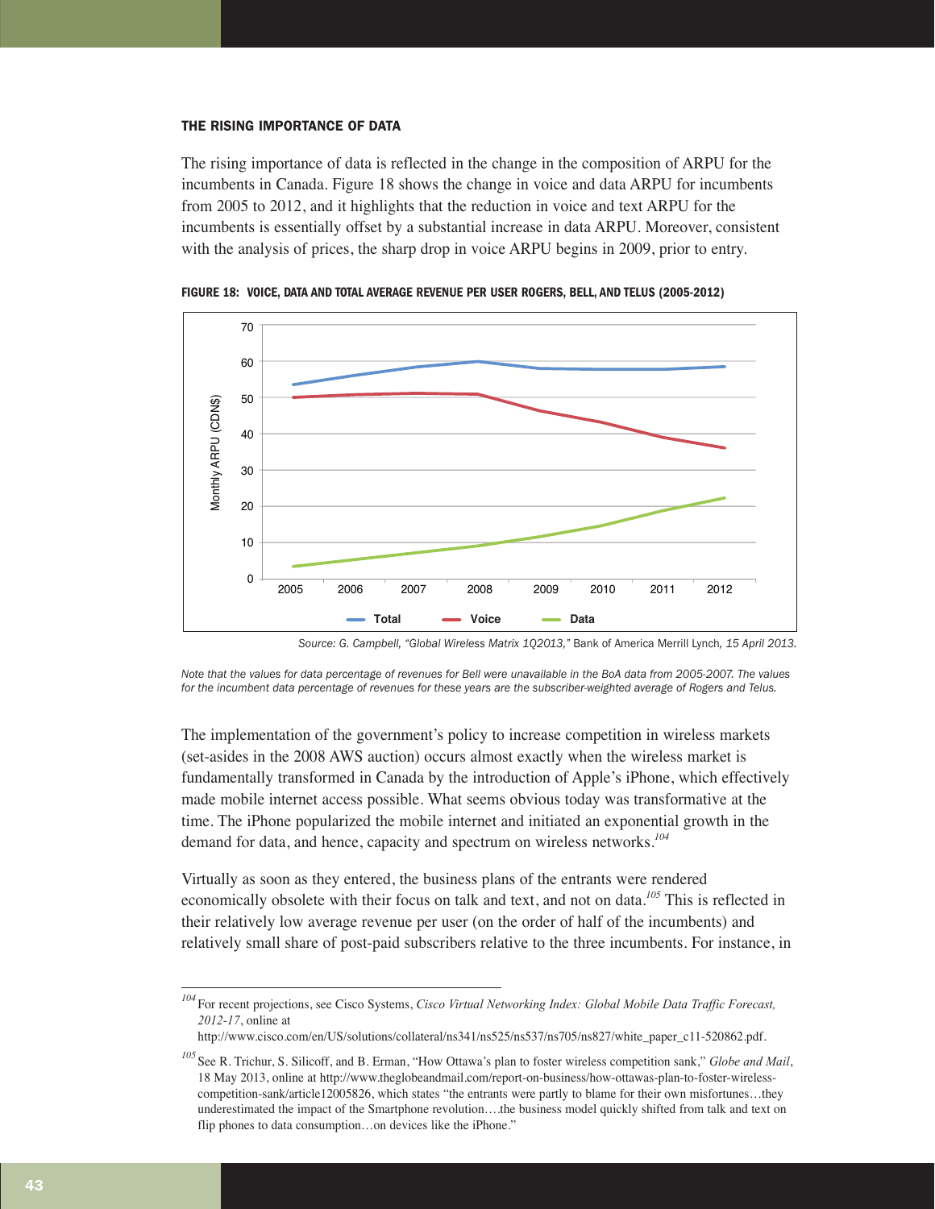### THE RISING IMPORTANCE OF DATA

The rising importance of data is reflected in the change in the composition of ARPU for the incumbents in Canada. Figure 18 shows the change in voice and data ARPU for incumbents from 2005 to 2012, and it highlights that the reduction in voice and text ARPU for the incumbents is essentially offset by a substantial increase in data ARPU. Moreover, consistent with the analysis of prices, the sharp drop in voice ARPU begins in 2009, prior to entry.

**FIGURE 18: VOICE, DATA AND TOTAL AVERAGE REVENUE PER USER ROGERS, BELL, AND TELUS (2005-2012)**

*Source: G. Campbell, "Global Wireless Matrix 1Q2013,"* Bank of America Merrill Lynch, *15 April 2013.*

*Note that the values for data percentage of revenues for Bell were unavailable in the BoA data from 2005-2007. The values for the incumbent data percentage of revenues for these years are the subscriber-weighted average of Rogers and Telus.*

The implementation of the government's policy to increase competition in wireless markets (set-asides in the 2008 AWS auction) occurs almost exactly when the wireless market is fundamentally transformed in Canada by the introduction of Apple's iPhone, which effectively made mobile internet access possible. What seems obvious today was transformative at the time. The iPhone popularized the mobile internet and initiated an exponential growth in the demand for data, and hence, capacity and spectrum on wireless networks.[104]

Virtually as soon as they entered, the business plans of the entrants were rendered economically obsolete with their focus on talk and text, and not on data.[105] This is reflected in their relatively low average revenue per user (on the order of half of the incumbents) and relatively small share of post-paid subscribers relative to the three incumbents. For instance, in

---

[104] For recent projections, see Cisco Systems, *Cisco Virtual Networking Index: Global Mobile Data Traffic Forecast, 2012-17*, online at http://www.cisco.com/en/US/solutions/collateral/ns341/ns525/ns537/ns705/ns827/white_paper_c11-520862.pdf.

[105] See R. Trichur, S. Silicoff, and B. Erman, "How Ottawa's plan to foster wireless competition sank," *Globe and Mail*, 18 May 2013, online at http://www.theglobeandmail.com/report-on-business/how-ottawas-plan-to-foster-wireless-competition-sank/article12005826, which states "the entrants were partly to blame for their own misfortunes…they underestimated the impact of the Smartphone revolution.…the business model quickly shifted from talk and text on flip phones to data consumption…on devices like the iPhone."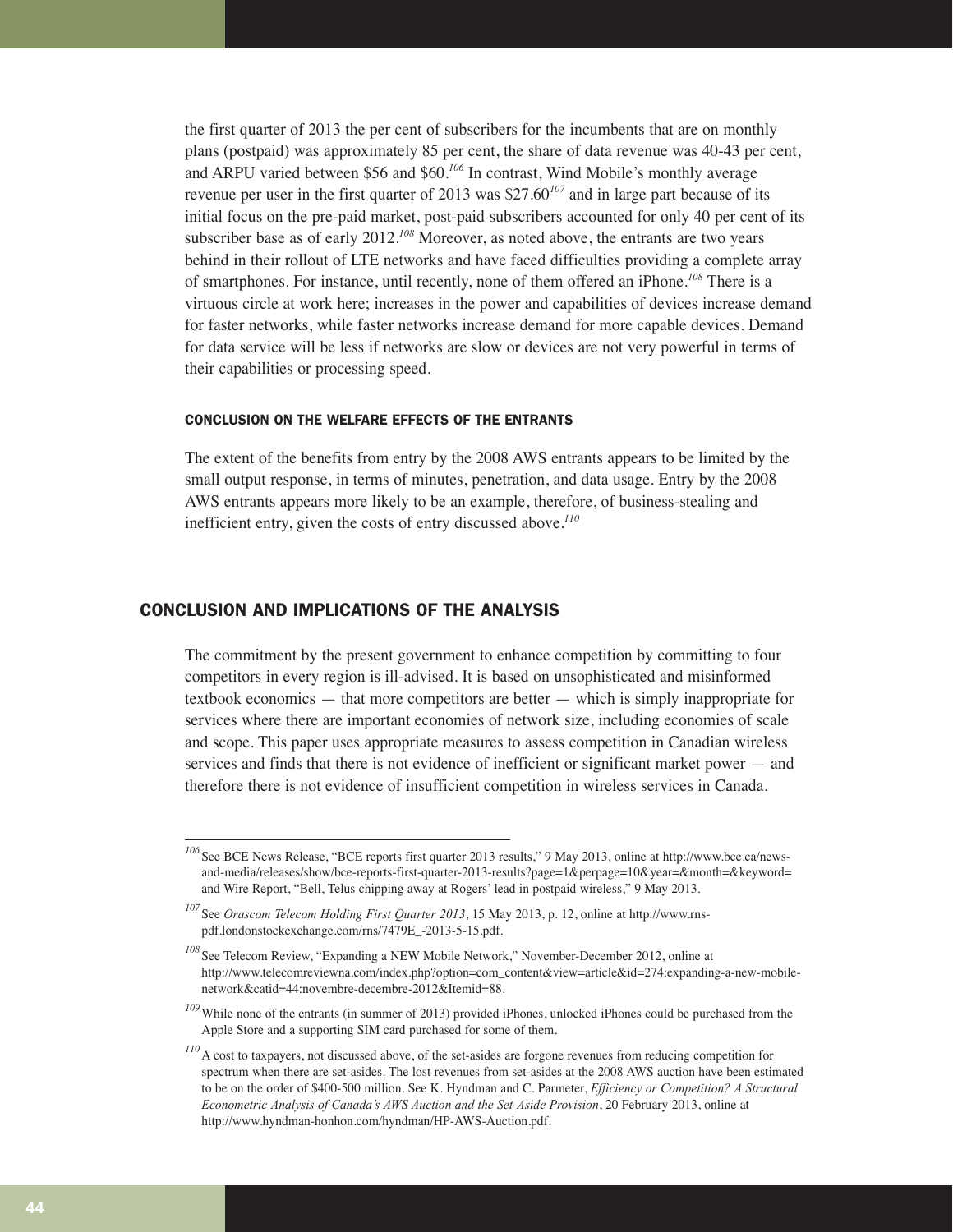the first quarter of 2013 the per cent of subscribers for the incumbents that are on monthly plans (postpaid) was approximately 85 per cent, the share of data revenue was 40-43 per cent, and ARPU varied between \$56 and \$60.[106] In contrast, Wind Mobile's monthly average revenue per user in the first quarter of 2013 was \$27.60[107] and in large part because of its initial focus on the pre-paid market, post-paid subscribers accounted for only 40 per cent of its subscriber base as of early 2012.[108] Moreover, as noted above, the entrants are two years behind in their rollout of LTE networks and have faced difficulties providing a complete array of smartphones. For instance, until recently, none of them offered an iPhone.[108] There is a virtuous circle at work here; increases in the power and capabilities of devices increase demand for faster networks, while faster networks increase demand for more capable devices. Demand for data service will be less if networks are slow or devices are not very powerful in terms of their capabilities or processing speed.

### CONCLUSION ON THE WELFARE EFFECTS OF THE ENTRANTS

The extent of the benefits from entry by the 2008 AWS entrants appears to be limited by the small output response, in terms of minutes, penetration, and data usage. Entry by the 2008 AWS entrants appears more likely to be an example, therefore, of business-stealing and inefficient entry, given the costs of entry discussed above.[110]

## CONCLUSION AND IMPLICATIONS OF THE ANALYSIS

The commitment by the present government to enhance competition by committing to four competitors in every region is ill-advised. It is based on unsophisticated and misinformed textbook economics — that more competitors are better — which is simply inappropriate for services where there are important economies of network size, including economies of scale and scope. This paper uses appropriate measures to assess competition in Canadian wireless services and finds that there is not evidence of inefficient or significant market power — and therefore there is not evidence of insufficient competition in wireless services in Canada.

---

[106] See BCE News Release, "BCE reports first quarter 2013 results," 9 May 2013, online at http://www.bce.ca/news-and-media/releases/show/bce-reports-first-quarter-2013-results?page=1&perpage=10&year=&month=&keyword= and Wire Report, "Bell, Telus chipping away at Rogers' lead in postpaid wireless," 9 May 2013.

[107] See *Orascom Telecom Holding First Quarter 2013*, 15 May 2013, p. 12, online at http://www.rns-pdf.londonstockexchange.com/rns/7479E_-2013-5-15.pdf.

[108] See Telecom Review, "Expanding a NEW Mobile Network," November-December 2012, online at http://www.telecomreviewna.com/index.php?option=com_content&view=article&id=274:expanding-a-new-mobile-network&catid=44:novembre-decembre-2012&Itemid=88.

[109] While none of the entrants (in summer of 2013) provided iPhones, unlocked iPhones could be purchased from the Apple Store and a supporting SIM card purchased for some of them.

[110] A cost to taxpayers, not discussed above, of the set-asides are forgone revenues from reducing competition for spectrum when there are set-asides. The lost revenues from set-asides at the 2008 AWS auction have been estimated to be on the order of \$400-500 million. See K. Hyndman and C. Parmeter, *Efficiency or Competition? A Structural Econometric Analysis of Canada's AWS Auction and the Set-Aside Provision*, 20 February 2013, online at http://www.hyndman-honhon.com/hyndman/HP-AWS-Auction.pdf.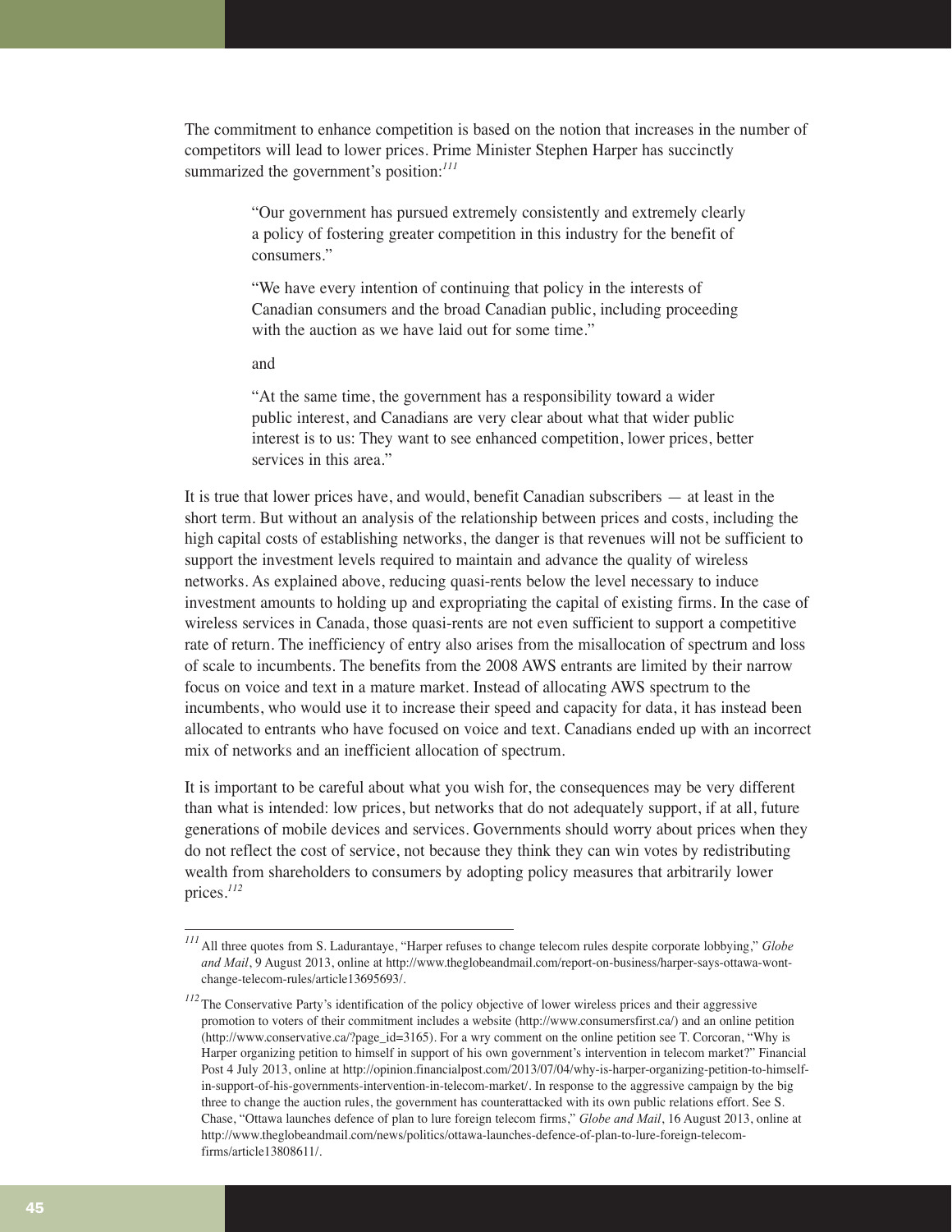The commitment to enhance competition is based on the notion that increases in the number of competitors will lead to lower prices. Prime Minister Stephen Harper has succinctly summarized the government's position:[111]

> "Our government has pursued extremely consistently and extremely clearly a policy of fostering greater competition in this industry for the benefit of consumers."
>
> "We have every intention of continuing that policy in the interests of Canadian consumers and the broad Canadian public, including proceeding with the auction as we have laid out for some time."
>
> and
>
> "At the same time, the government has a responsibility toward a wider public interest, and Canadians are very clear about what that wider public interest is to us: They want to see enhanced competition, lower prices, better services in this area."

It is true that lower prices have, and would, benefit Canadian subscribers — at least in the short term. But without an analysis of the relationship between prices and costs, including the high capital costs of establishing networks, the danger is that revenues will not be sufficient to support the investment levels required to maintain and advance the quality of wireless networks. As explained above, reducing quasi-rents below the level necessary to induce investment amounts to holding up and expropriating the capital of existing firms. In the case of wireless services in Canada, those quasi-rents are not even sufficient to support a competitive rate of return. The inefficiency of entry also arises from the misallocation of spectrum and loss of scale to incumbents. The benefits from the 2008 AWS entrants are limited by their narrow focus on voice and text in a mature market. Instead of allocating AWS spectrum to the incumbents, who would use it to increase their speed and capacity for data, it has instead been allocated to entrants who have focused on voice and text. Canadians ended up with an incorrect mix of networks and an inefficient allocation of spectrum.

It is important to be careful about what you wish for, the consequences may be very different than what is intended: low prices, but networks that do not adequately support, if at all, future generations of mobile devices and services. Governments should worry about prices when they do not reflect the cost of service, not because they think they can win votes by redistributing wealth from shareholders to consumers by adopting policy measures that arbitrarily lower prices.[112]

---

[111] All three quotes from S. Ladurantaye, "Harper refuses to change telecom rules despite corporate lobbying," *Globe and Mail*, 9 August 2013, online at http://www.theglobeandmail.com/report-on-business/harper-says-ottawa-wont-change-telecom-rules/article13695693/.

[112] The Conservative Party's identification of the policy objective of lower wireless prices and their aggressive promotion to voters of their commitment includes a website (http://www.consumersfirst.ca/) and an online petition (http://www.conservative.ca/?page_id=3165). For a wry comment on the online petition see T. Corcoran, "Why is Harper organizing petition to himself in support of his own government's intervention in telecom market?" Financial Post 4 July 2013, online at http://opinion.financialpost.com/2013/07/04/why-is-harper-organizing-petition-to-himself-in-support-of-his-governments-intervention-in-telecom-market/. In response to the aggressive campaign by the big three to change the auction rules, the government has counterattacked with its own public relations effort. See S. Chase, "Ottawa launches defence of plan to lure foreign telecom firms," *Globe and Mail*, 16 August 2013, online at http://www.theglobeandmail.com/news/politics/ottawa-launches-defence-of-plan-to-lure-foreign-telecom-firms/article13808611/.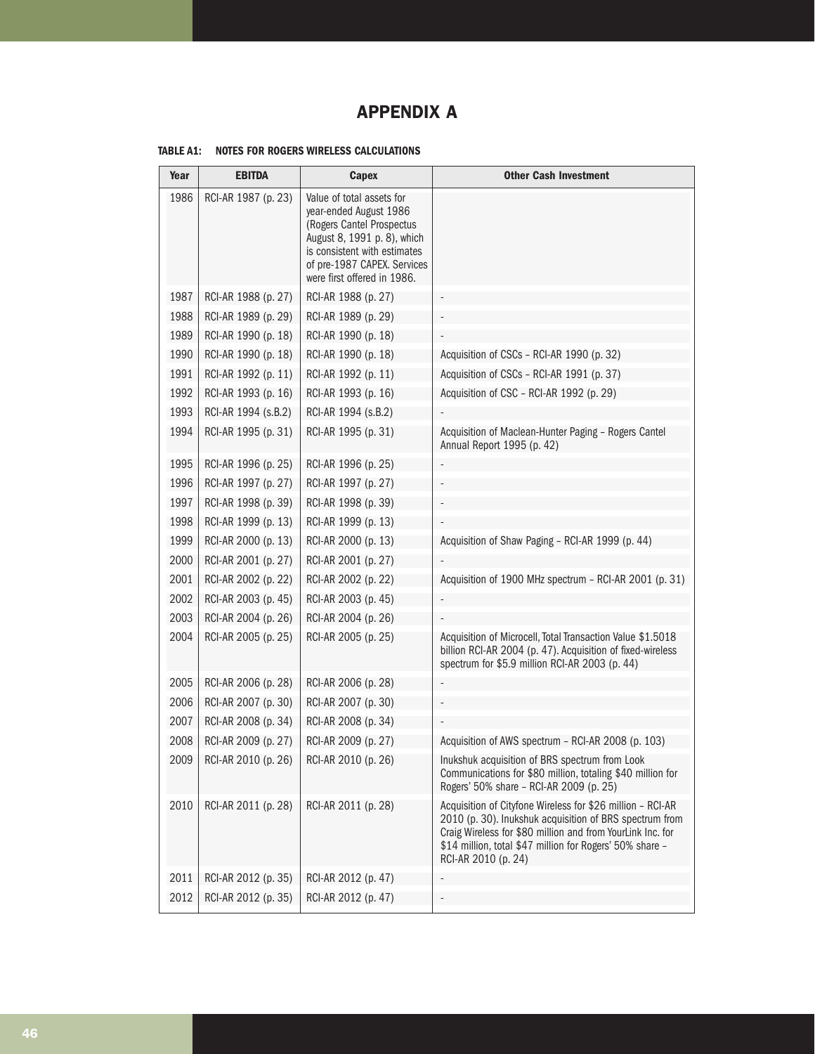# APPENDIX A

**TABLE A1: NOTES FOR ROGERS WIRELESS CALCULATIONS**

| Year | EBITDA | Capex | Other Cash Investment |
|---|---|---|---|
| 1986 | RCI-AR 1987 (p. 23) | Value of total assets for year-ended August 1986 (Rogers Cantel Prospectus August 8, 1991 p. 8), which is consistent with estimates of pre-1987 CAPEX. Services were first offered in 1986. | |
| 1987 | RCI-AR 1988 (p. 27) | RCI-AR 1988 (p. 27) | - |
| 1988 | RCI-AR 1989 (p. 29) | RCI-AR 1989 (p. 29) | - |
| 1989 | RCI-AR 1990 (p. 18) | RCI-AR 1990 (p. 18) | - |
| 1990 | RCI-AR 1990 (p. 18) | RCI-AR 1990 (p. 18) | Acquisition of CSCs – RCI-AR 1990 (p. 32) |
| 1991 | RCI-AR 1992 (p. 11) | RCI-AR 1992 (p. 11) | Acquisition of CSCs – RCI-AR 1991 (p. 37) |
| 1992 | RCI-AR 1993 (p. 16) | RCI-AR 1993 (p. 16) | Acquisition of CSC – RCI-AR 1992 (p. 29) |
| 1993 | RCI-AR 1994 (s.B.2) | RCI-AR 1994 (s.B.2) | - |
| 1994 | RCI-AR 1995 (p. 31) | RCI-AR 1995 (p. 31) | Acquisition of Maclean-Hunter Paging – Rogers Cantel Annual Report 1995 (p. 42) |
| 1995 | RCI-AR 1996 (p. 25) | RCI-AR 1996 (p. 25) | - |
| 1996 | RCI-AR 1997 (p. 27) | RCI-AR 1997 (p. 27) | - |
| 1997 | RCI-AR 1998 (p. 39) | RCI-AR 1998 (p. 39) | - |
| 1998 | RCI-AR 1999 (p. 13) | RCI-AR 1999 (p. 13) | - |
| 1999 | RCI-AR 2000 (p. 13) | RCI-AR 2000 (p. 13) | Acquisition of Shaw Paging – RCI-AR 1999 (p. 44) |
| 2000 | RCI-AR 2001 (p. 27) | RCI-AR 2001 (p. 27) | - |
| 2001 | RCI-AR 2002 (p. 22) | RCI-AR 2002 (p. 22) | Acquisition of 1900 MHz spectrum – RCI-AR 2001 (p. 31) |
| 2002 | RCI-AR 2003 (p. 45) | RCI-AR 2003 (p. 45) | - |
| 2003 | RCI-AR 2004 (p. 26) | RCI-AR 2004 (p. 26) | - |
| 2004 | RCI-AR 2005 (p. 25) | RCI-AR 2005 (p. 25) | Acquisition of Microcell, Total Transaction Value $1.5018 billion RCI-AR 2004 (p. 47). Acquisition of fixed-wireless spectrum for $5.9 million RCI-AR 2003 (p. 44) |
| 2005 | RCI-AR 2006 (p. 28) | RCI-AR 2006 (p. 28) | - |
| 2006 | RCI-AR 2007 (p. 30) | RCI-AR 2007 (p. 30) | - |
| 2007 | RCI-AR 2008 (p. 34) | RCI-AR 2008 (p. 34) | - |
| 2008 | RCI-AR 2009 (p. 27) | RCI-AR 2009 (p. 27) | Acquisition of AWS spectrum – RCI-AR 2008 (p. 103) |
| 2009 | RCI-AR 2010 (p. 26) | RCI-AR 2010 (p. 26) | Inukshuk acquisition of BRS spectrum from Look Communications for $80 million, totaling $40 million for Rogers' 50% share – RCI-AR 2009 (p. 25) |
| 2010 | RCI-AR 2011 (p. 28) | RCI-AR 2011 (p. 28) | Acquisition of Cityfone Wireless for $26 million – RCI-AR 2010 (p. 30). Inukshuk acquisition of BRS spectrum from Craig Wireless for $80 million and from YourLink Inc. for $14 million, total $47 million for Rogers' 50% share – RCI-AR 2010 (p. 24) |
| 2011 | RCI-AR 2012 (p. 35) | RCI-AR 2012 (p. 47) | - |
| 2012 | RCI-AR 2012 (p. 35) | RCI-AR 2012 (p. 47) | - |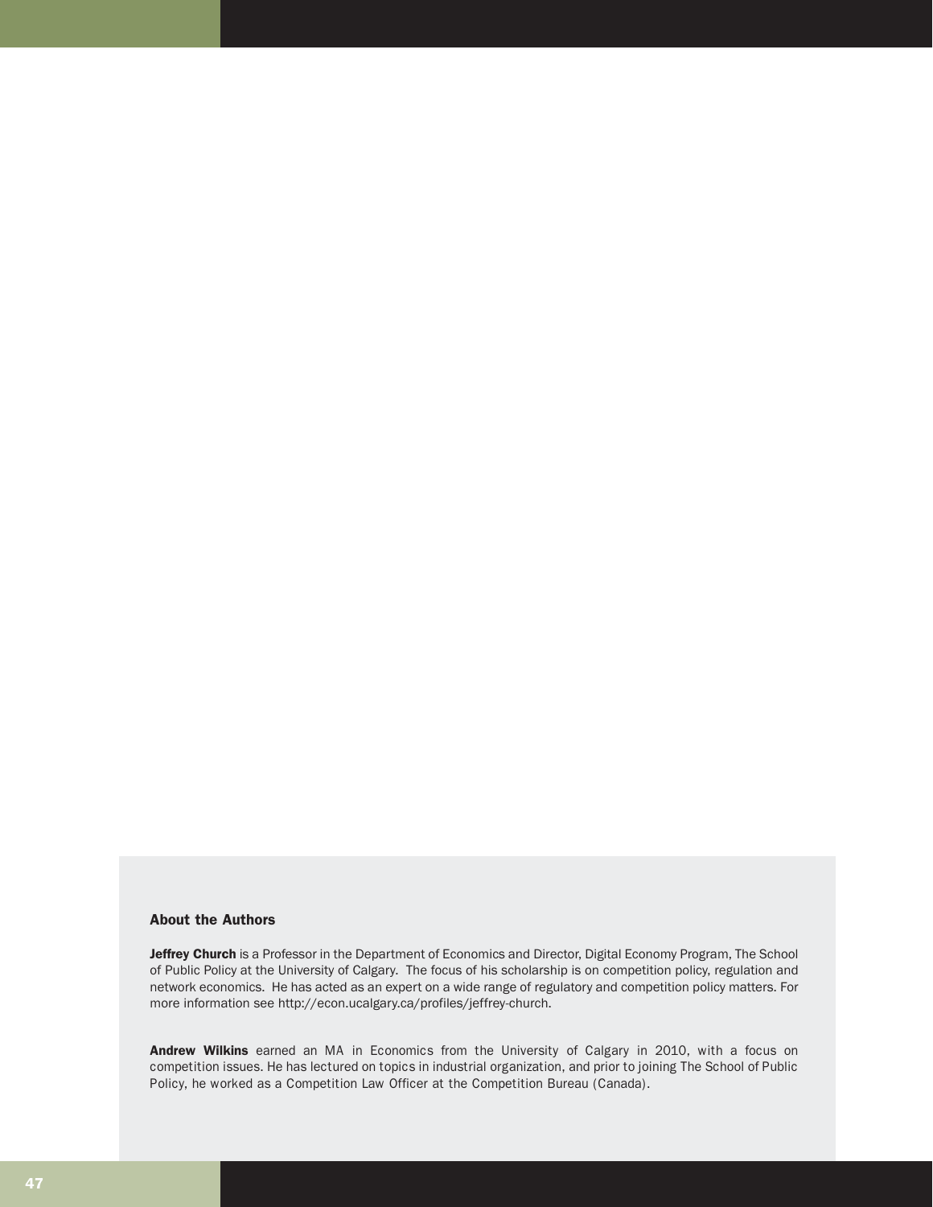## About the Authors

**Jeffrey Church** is a Professor in the Department of Economics and Director, Digital Economy Program, The School of Public Policy at the University of Calgary. The focus of his scholarship is on competition policy, regulation and network economics. He has acted as an expert on a wide range of regulatory and competition policy matters. For more information see http://econ.ucalgary.ca/profiles/jeffrey-church.

**Andrew Wilkins** earned an MA in Economics from the University of Calgary in 2010, with a focus on competition issues. He has lectured on topics in industrial organization, and prior to joining The School of Public Policy, he worked as a Competition Law Officer at the Competition Bureau (Canada).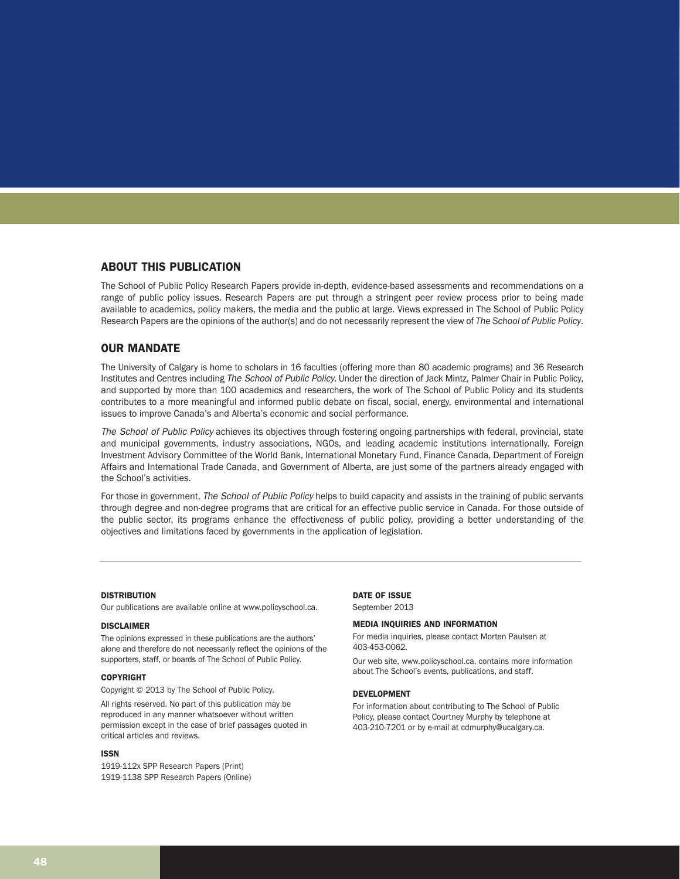## ABOUT THIS PUBLICATION

The School of Public Policy Research Papers provide in-depth, evidence-based assessments and recommendations on a range of public policy issues. Research Papers are put through a stringent peer review process prior to being made available to academics, policy makers, the media and the public at large. Views expressed in The School of Public Policy Research Papers are the opinions of the author(s) and do not necessarily represent the view of *The School of Public Policy*.

## OUR MANDATE

The University of Calgary is home to scholars in 16 faculties (offering more than 80 academic programs) and 36 Research Institutes and Centres including *The School of Public Policy*. Under the direction of Jack Mintz, Palmer Chair in Public Policy, and supported by more than 100 academics and researchers, the work of The School of Public Policy and its students contributes to a more meaningful and informed public debate on fiscal, social, energy, environmental and international issues to improve Canada's and Alberta's economic and social performance.

*The School of Public Policy* achieves its objectives through fostering ongoing partnerships with federal, provincial, state and municipal governments, industry associations, NGOs, and leading academic institutions internationally. Foreign Investment Advisory Committee of the World Bank, International Monetary Fund, Finance Canada, Department of Foreign Affairs and International Trade Canada, and Government of Alberta, are just some of the partners already engaged with the School's activities.

For those in government, *The School of Public Policy* helps to build capacity and assists in the training of public servants through degree and non-degree programs that are critical for an effective public service in Canada. For those outside of the public sector, its programs enhance the effectiveness of public policy, providing a better understanding of the objectives and limitations faced by governments in the application of legislation.

---

#### DISTRIBUTION

Our publications are available online at www.policyschool.ca.

#### DISCLAIMER

The opinions expressed in these publications are the authors' alone and therefore do not necessarily reflect the opinions of the supporters, staff, or boards of The School of Public Policy.

#### COPYRIGHT

Copyright © 2013 by The School of Public Policy.

All rights reserved. No part of this publication may be reproduced in any manner whatsoever without written permission except in the case of brief passages quoted in critical articles and reviews.

#### ISSN

1919-112x SPP Research Papers (Print)
1919-1138 SPP Research Papers (Online)

#### DATE OF ISSUE

September 2013

#### MEDIA INQUIRIES AND INFORMATION

For media inquiries, please contact Morten Paulsen at 403-453-0062.

Our web site, www.policyschool.ca, contains more information about The School's events, publications, and staff.

#### DEVELOPMENT

For information about contributing to The School of Public Policy, please contact Courtney Murphy by telephone at 403-210-7201 or by e-mail at cdmurphy@ucalgary.ca.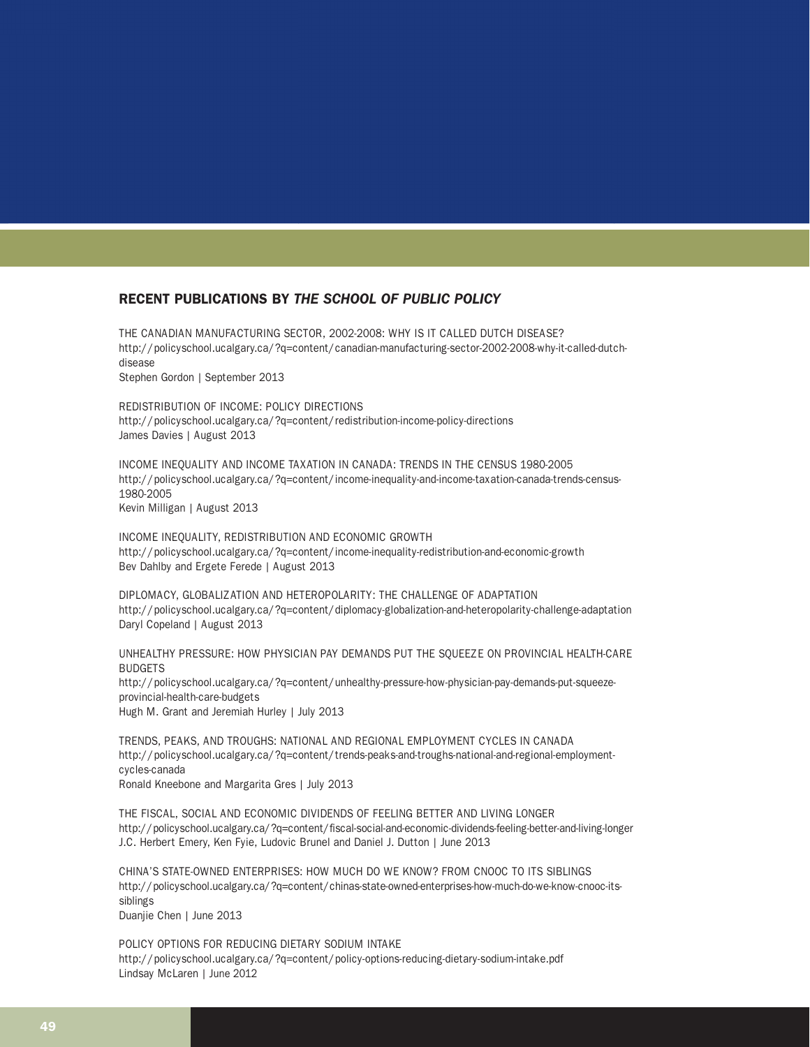## RECENT PUBLICATIONS BY *THE SCHOOL OF PUBLIC POLICY*

THE CANADIAN MANUFACTURING SECTOR, 2002-2008: WHY IS IT CALLED DUTCH DISEASE?
http://policyschool.ucalgary.ca/?q=content/canadian-manufacturing-sector-2002-2008-why-it-called-dutch-disease
Stephen Gordon | September 2013

REDISTRIBUTION OF INCOME: POLICY DIRECTIONS
http://policyschool.ucalgary.ca/?q=content/redistribution-income-policy-directions
James Davies | August 2013

INCOME INEQUALITY AND INCOME TAXATION IN CANADA: TRENDS IN THE CENSUS 1980-2005
http://policyschool.ucalgary.ca/?q=content/income-inequality-and-income-taxation-canada-trends-census-1980-2005
Kevin Milligan | August 2013

INCOME INEQUALITY, REDISTRIBUTION AND ECONOMIC GROWTH
http://policyschool.ucalgary.ca/?q=content/income-inequality-redistribution-and-economic-growth
Bev Dahlby and Ergete Ferede | August 2013

DIPLOMACY, GLOBALIZATION AND HETEROPOLARITY: THE CHALLENGE OF ADAPTATION
http://policyschool.ucalgary.ca/?q=content/diplomacy-globalization-and-heteropolarity-challenge-adaptation
Daryl Copeland | August 2013

UNHEALTHY PRESSURE: HOW PHYSICIAN PAY DEMANDS PUT THE SQUEEZE ON PROVINCIAL HEALTH-CARE BUDGETS
http://policyschool.ucalgary.ca/?q=content/unhealthy-pressure-how-physician-pay-demands-put-squeeze-provincial-health-care-budgets
Hugh M. Grant and Jeremiah Hurley | July 2013

TRENDS, PEAKS, AND TROUGHS: NATIONAL AND REGIONAL EMPLOYMENT CYCLES IN CANADA
http://policyschool.ucalgary.ca/?q=content/trends-peaks-and-troughs-national-and-regional-employment-cycles-canada
Ronald Kneebone and Margarita Gres | July 2013

THE FISCAL, SOCIAL AND ECONOMIC DIVIDENDS OF FEELING BETTER AND LIVING LONGER
http://policyschool.ucalgary.ca/?q=content/fiscal-social-and-economic-dividends-feeling-better-and-living-longer
J.C. Herbert Emery, Ken Fyie, Ludovic Brunel and Daniel J. Dutton | June 2013

CHINA'S STATE-OWNED ENTERPRISES: HOW MUCH DO WE KNOW? FROM CNOOC TO ITS SIBLINGS
http://policyschool.ucalgary.ca/?q=content/chinas-state-owned-enterprises-how-much-do-we-know-cnooc-its-siblings
Duanjie Chen | June 2013

POLICY OPTIONS FOR REDUCING DIETARY SODIUM INTAKE
http://policyschool.ucalgary.ca/?q=content/policy-options-reducing-dietary-sodium-intake.pdf
Lindsay McLaren | June 2012